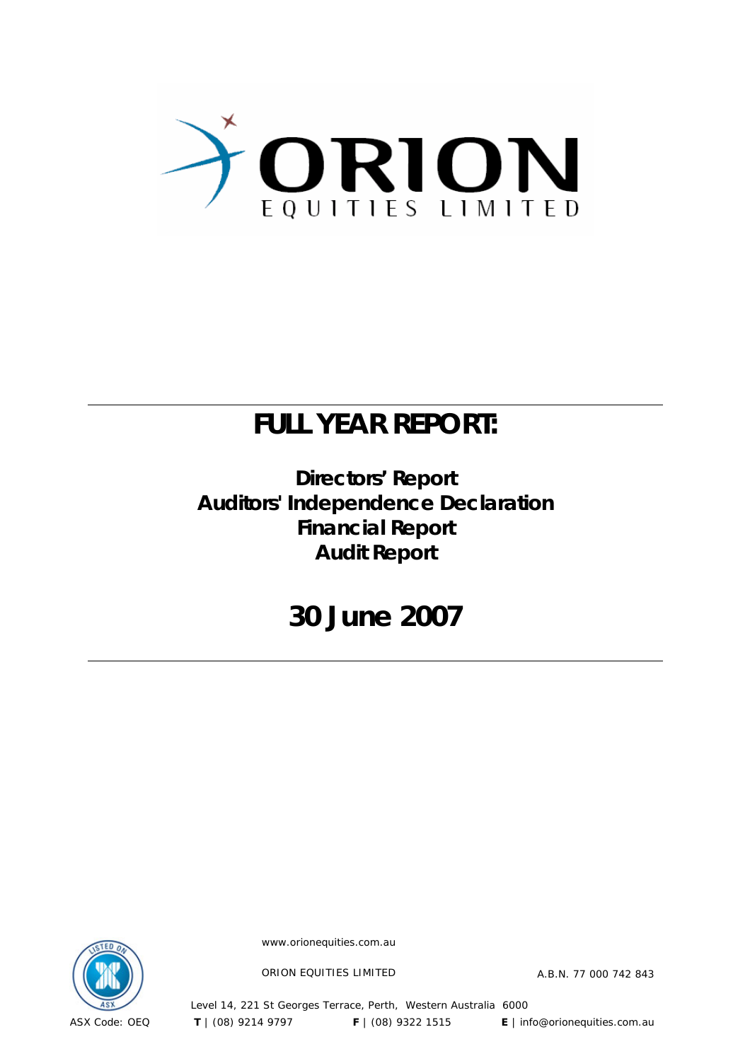# ORION EQUITIES LIMITED

## FULL YEAR REPORT:

**Directors' Report**
**Auditors' Independence Declaration**
**Financial Report**
**Audit Report**

## 30 June 2007

www.orionequities.com.au

ORION EQUITIES LIMITED A.B.N. 77 000 742 843

Level 14, 221 St Georges Terrace, Perth, Western Australia 6000

ASX Code: OEQ **T** | (08) 9214 9797 **F** | (08) 9322 1515 **E** | info@orionequities.com.au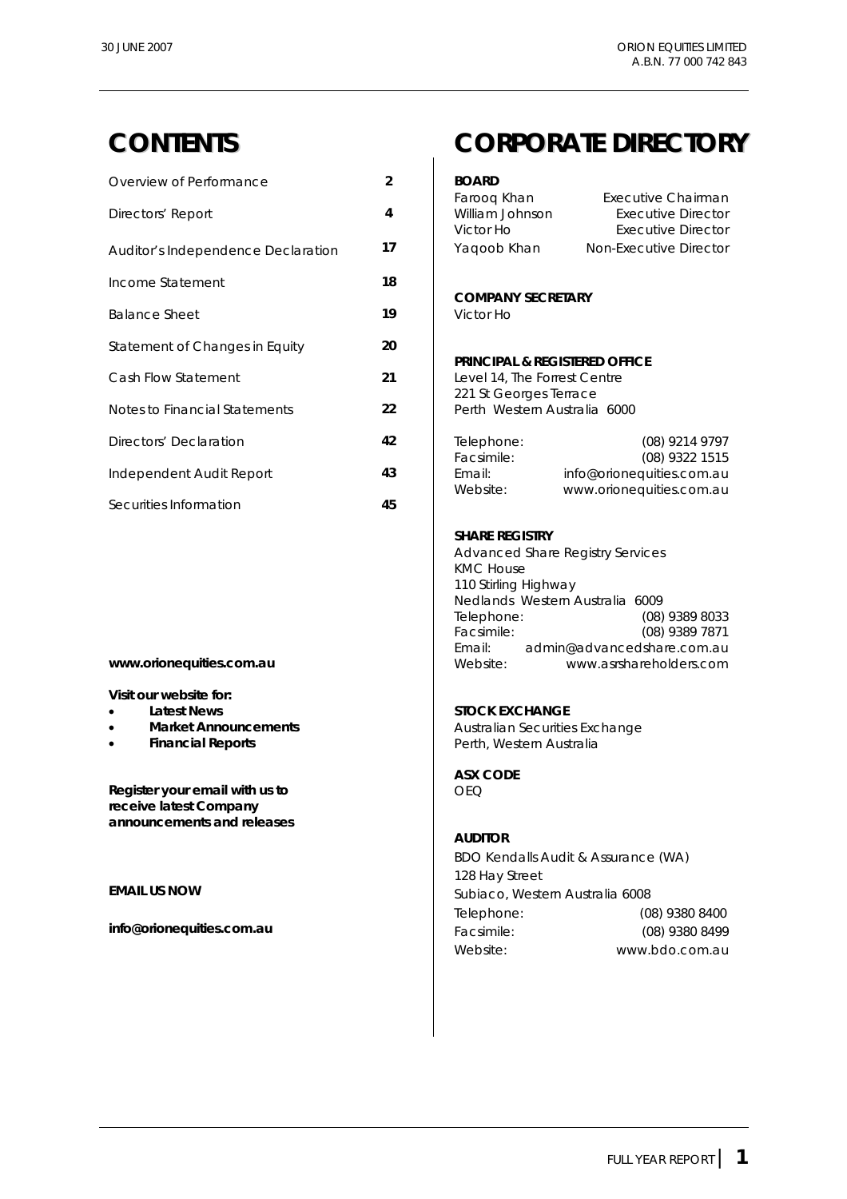# CONTENTS

| | |
|---|---|
| Overview of Performance | 2 |
| Directors' Report | 4 |
| Auditor's Independence Declaration | 17 |
| Income Statement | 18 |
| Balance Sheet | 19 |
| Statement of Changes in Equity | 20 |
| Cash Flow Statement | 21 |
| Notes to Financial Statements | 22 |
| Directors' Declaration | 42 |
| Independent Audit Report | 43 |
| Securities Information | 45 |

**www.orionequities.com.au**

**Visit our website for:**

- **Latest News**
- **Market Announcements**
- **Financial Reports**

**Register your email with us to receive latest Company announcements and releases**

**EMAIL US NOW**

**info@orionequities.com.au**

# CORPORATE DIRECTORY

**BOARD**

| | |
|---|---|
| Farooq Khan | Executive Chairman |
| William Johnson | Executive Director |
| Victor Ho | Executive Director |
| Yaqoob Khan | Non-Executive Director |

**COMPANY SECRETARY**

Victor Ho

**PRINCIPAL & REGISTERED OFFICE**

Level 14, The Forrest Centre
221 St Georges Terrace
Perth Western Australia 6000

| | |
|---|---|
| Telephone: | (08) 9214 9797 |
| Facsimile: | (08) 9322 1515 |
| Email: | info@orionequities.com.au |
| Website: | www.orionequities.com.au |

**SHARE REGISTRY**

Advanced Share Registry Services
KMC House
110 Stirling Highway
Nedlands Western Australia 6009

| | |
|---|---|
| Telephone: | (08) 9389 8033 |
| Facsimile: | (08) 9389 7871 |
| Email: | admin@advancedshare.com.au |
| Website: | www.asrshareholders.com |

**STOCK EXCHANGE**

Australian Securities Exchange
Perth, Western Australia

**ASX CODE**

OEQ

**AUDITOR**

BDO Kendalls Audit & Assurance (WA)
128 Hay Street
Subiaco, Western Australia 6008

| | |
|---|---|
| Telephone: | (08) 9380 8400 |
| Facsimile: | (08) 9380 8499 |
| Website: | www.bdo.com.au |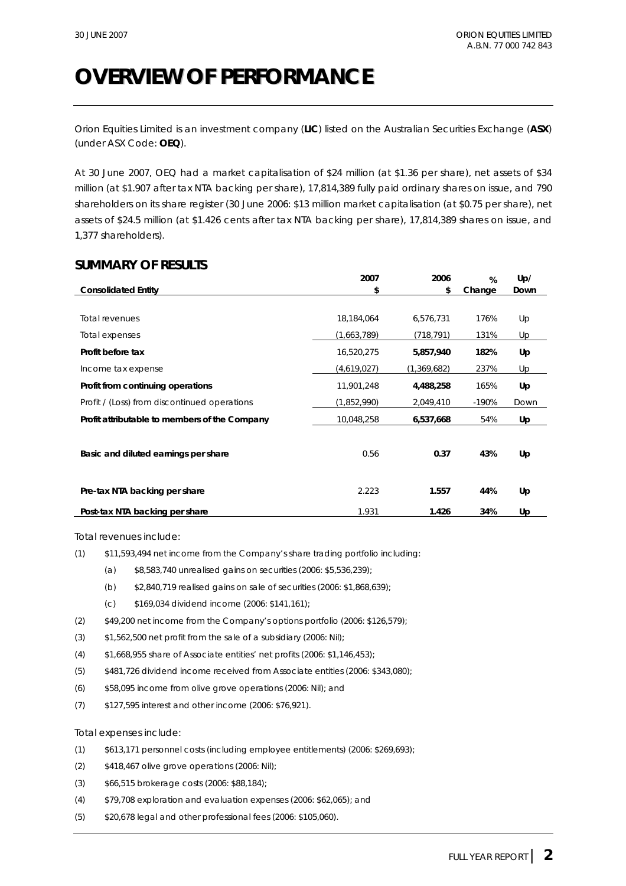# OVERVIEW OF PERFORMANCE

Orion Equities Limited is an investment company (**LIC**) listed on the Australian Securities Exchange (**ASX**) (under ASX Code: **OEQ**).

At 30 June 2007, OEQ had a market capitalisation of $24 million (at $1.36 per share), net assets of $34 million (at $1.907 after tax NTA backing per share), 17,814,389 fully paid ordinary shares on issue, and 790 shareholders on its share register (30 June 2006: $13 million market capitalisation (at $0.75 per share), net assets of $24.5 million (at $1.426 cents after tax NTA backing per share), 17,814,389 shares on issue, and 1,377 shareholders).

## SUMMARY OF RESULTS

| Consolidated Entity | 2007 $ | 2006 $ | % Change | Up/ Down |
|---|---|---|---|---|
| Total revenues | 18,184,064 | 6,576,731 | 176% | Up |
| Total expenses | (1,663,789) | (718,791) | 131% | Up |
| **Profit before tax** | 16,520,275 | **5,857,940** | **182%** | **Up** |
| Income tax expense | (4,619,027) | (1,369,682) | 237% | Up |
| **Profit from continuing operations** | 11,901,248 | **4,488,258** | 165% | **Up** |
| Profit / (Loss) from discontinued operations | (1,852,990) | 2,049,410 | -190% | Down |
| **Profit attributable to members of the Company** | 10,048,258 | **6,537,668** | 54% | **Up** |
| **Basic and diluted earnings per share** | 0.56 | **0.37** | **43%** | **Up** |
| **Pre-tax NTA backing per share** | 2.223 | **1.557** | **44%** | **Up** |
| **Post-tax NTA backing per share** | 1.931 | **1.426** | **34%** | **Up** |

Total revenues include:

(1) $11,593,494 net income from the Company's share trading portfolio including:

  (a) $8,583,740 unrealised gains on securities (2006: $5,536,239);

  (b) $2,840,719 realised gains on sale of securities (2006: $1,868,639);

  (c) $169,034 dividend income (2006: $141,161);

(2) $49,200 net income from the Company's options portfolio (2006: $126,579);

(3) $1,562,500 net profit from the sale of a subsidiary (2006: Nil);

(4) $1,668,955 share of Associate entities' net profits (2006: $1,146,453);

(5) $481,726 dividend income received from Associate entities (2006: $343,080);

(6) $58,095 income from olive grove operations (2006: Nil); and

(7) $127,595 interest and other income (2006: $76,921).

Total expenses include:

(1) $613,171 personnel costs (including employee entitlements) (2006: $269,693);

(2) $418,467 olive grove operations (2006: Nil);

(3) $66,515 brokerage costs (2006: $88,184);

(4) $79,708 exploration and evaluation expenses (2006: $62,065); and

(5) $20,678 legal and other professional fees (2006: $105,060).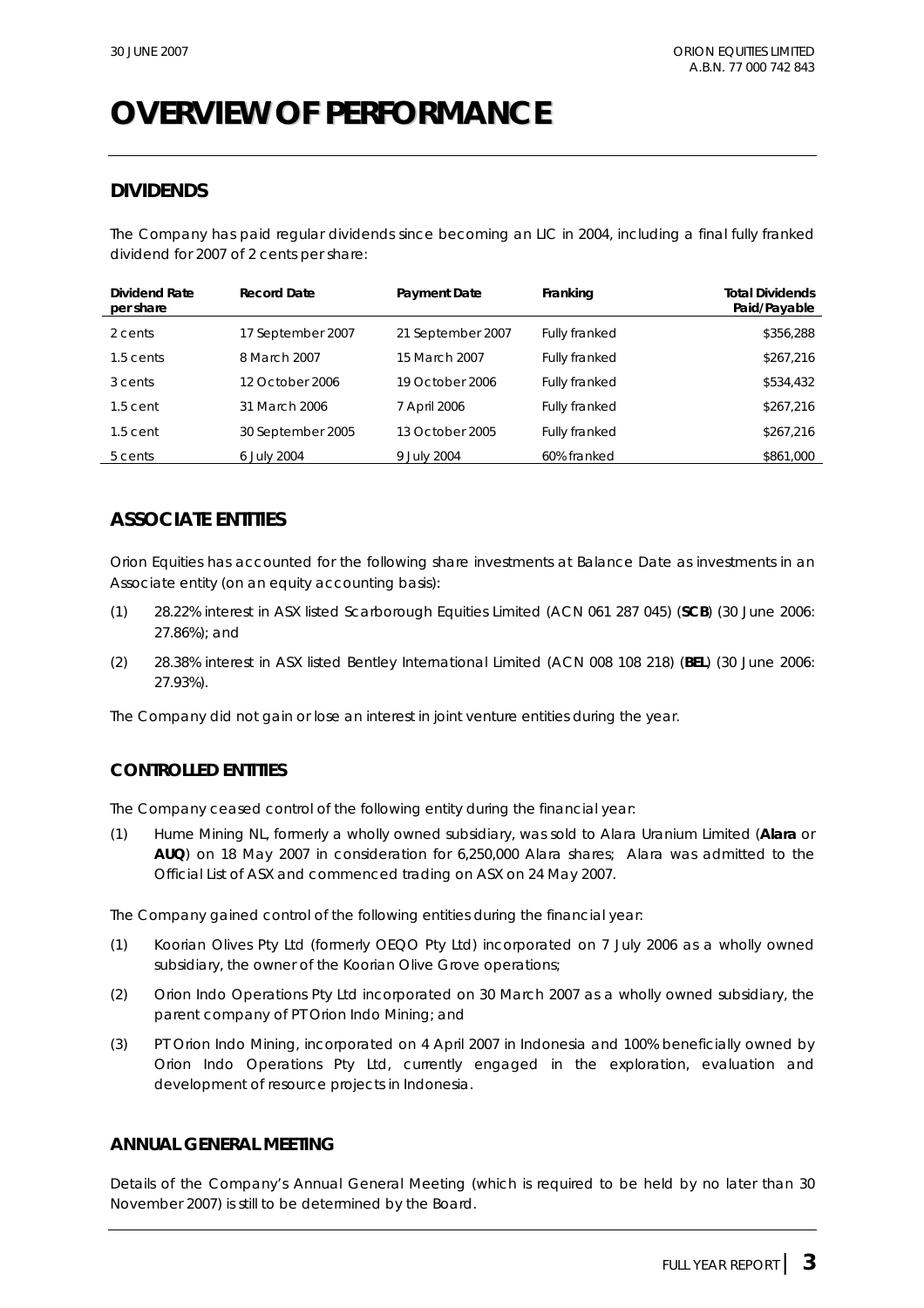# OVERVIEW OF PERFORMANCE

## DIVIDENDS

The Company has paid regular dividends since becoming an LIC in 2004, including a final fully franked dividend for 2007 of 2 cents per share:

| Dividend Rate per share | Record Date | Payment Date | Franking | Total Dividends Paid/Payable |
|---|---|---|---|---|
| 2 cents | 17 September 2007 | 21 September 2007 | Fully franked | \$356,288 |
| 1.5 cents | 8 March 2007 | 15 March 2007 | Fully franked | \$267,216 |
| 3 cents | 12 October 2006 | 19 October 2006 | Fully franked | \$534,432 |
| 1.5 cent | 31 March 2006 | 7 April 2006 | Fully franked | \$267,216 |
| 1.5 cent | 30 September 2005 | 13 October 2005 | Fully franked | \$267,216 |
| 5 cents | 6 July 2004 | 9 July 2004 | 60% franked | \$861,000 |

## ASSOCIATE ENTITIES

Orion Equities has accounted for the following share investments at Balance Date as investments in an Associate entity (on an equity accounting basis):

(1) 28.22% interest in ASX listed Scarborough Equities Limited (ACN 061 287 045) (**SCB**) (30 June 2006: 27.86%); and

(2) 28.38% interest in ASX listed Bentley International Limited (ACN 008 108 218) (**BEL**) (30 June 2006: 27.93%).

The Company did not gain or lose an interest in joint venture entities during the year.

### CONTROLLED ENTITIES

The Company ceased control of the following entity during the financial year:

(1) Hume Mining NL, formerly a wholly owned subsidiary, was sold to Alara Uranium Limited (**Alara** or **AUQ**) on 18 May 2007 in consideration for 6,250,000 Alara shares; Alara was admitted to the Official List of ASX and commenced trading on ASX on 24 May 2007.

The Company gained control of the following entities during the financial year:

(1) Koorian Olives Pty Ltd (formerly OEQO Pty Ltd) incorporated on 7 July 2006 as a wholly owned subsidiary, the owner of the Koorian Olive Grove operations;

(2) Orion Indo Operations Pty Ltd incorporated on 30 March 2007 as a wholly owned subsidiary, the parent company of PT Orion Indo Mining; and

(3) PT Orion Indo Mining, incorporated on 4 April 2007 in Indonesia and 100% beneficially owned by Orion Indo Operations Pty Ltd, currently engaged in the exploration, evaluation and development of resource projects in Indonesia.

### ANNUAL GENERAL MEETING

Details of the Company's Annual General Meeting (which is required to be held by no later than 30 November 2007) is still to be determined by the Board.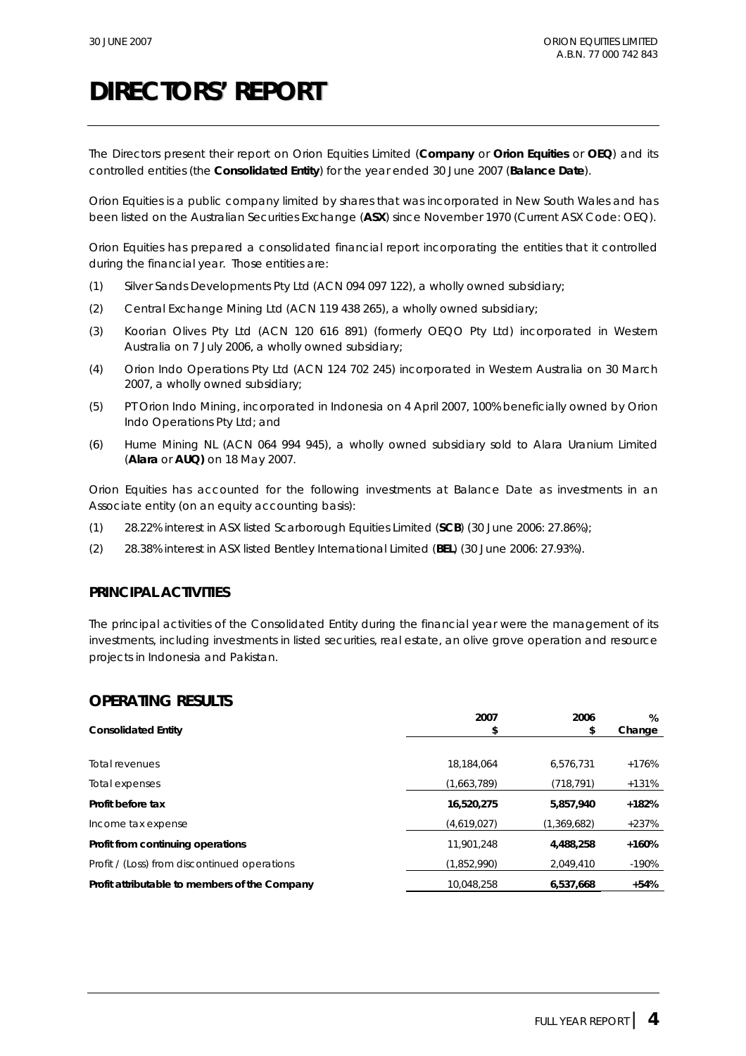# DIRECTORS' REPORT

The Directors present their report on Orion Equities Limited (**Company** or **Orion Equities** or **OEQ**) and its controlled entities (the **Consolidated Entity**) for the year ended 30 June 2007 (**Balance Date**).

Orion Equities is a public company limited by shares that was incorporated in New South Wales and has been listed on the Australian Securities Exchange (**ASX**) since November 1970 (Current ASX Code: OEQ).

Orion Equities has prepared a consolidated financial report incorporating the entities that it controlled during the financial year. Those entities are:

(1) Silver Sands Developments Pty Ltd (ACN 094 097 122), a wholly owned subsidiary;

(2) Central Exchange Mining Ltd (ACN 119 438 265), a wholly owned subsidiary;

(3) Koorian Olives Pty Ltd (ACN 120 616 891) (formerly OEQO Pty Ltd) incorporated in Western Australia on 7 July 2006, a wholly owned subsidiary;

(4) Orion Indo Operations Pty Ltd (ACN 124 702 245) incorporated in Western Australia on 30 March 2007, a wholly owned subsidiary;

(5) PT Orion Indo Mining, incorporated in Indonesia on 4 April 2007, 100% beneficially owned by Orion Indo Operations Pty Ltd; and

(6) Hume Mining NL (ACN 064 994 945), a wholly owned subsidiary sold to Alara Uranium Limited (**Alara** or **AUQ)** on 18 May 2007.

Orion Equities has accounted for the following investments at Balance Date as investments in an Associate entity (on an equity accounting basis):

(1) 28.22% interest in ASX listed Scarborough Equities Limited (**SCB**) (30 June 2006: 27.86%);

(2) 28.38% interest in ASX listed Bentley International Limited (**BEL**) (30 June 2006: 27.93%).

## PRINCIPAL ACTIVITIES

The principal activities of the Consolidated Entity during the financial year were the management of its investments, including investments in listed securities, real estate, an olive grove operation and resource projects in Indonesia and Pakistan.

## OPERATING RESULTS

| Consolidated Entity | 2007 $ | 2006 $ | % Change |
|---|---|---|---|
| Total revenues | 18,184,064 | 6,576,731 | +176% |
| Total expenses | (1,663,789) | (718,791) | +131% |
| **Profit before tax** | **16,520,275** | **5,857,940** | **+182%** |
| Income tax expense | (4,619,027) | (1,369,682) | +237% |
| **Profit from continuing operations** | 11,901,248 | **4,488,258** | **+160%** |
| Profit / (Loss) from discontinued operations | (1,852,990) | 2,049,410 | -190% |
| **Profit attributable to members of the Company** | 10,048,258 | **6,537,668** | **+54%** |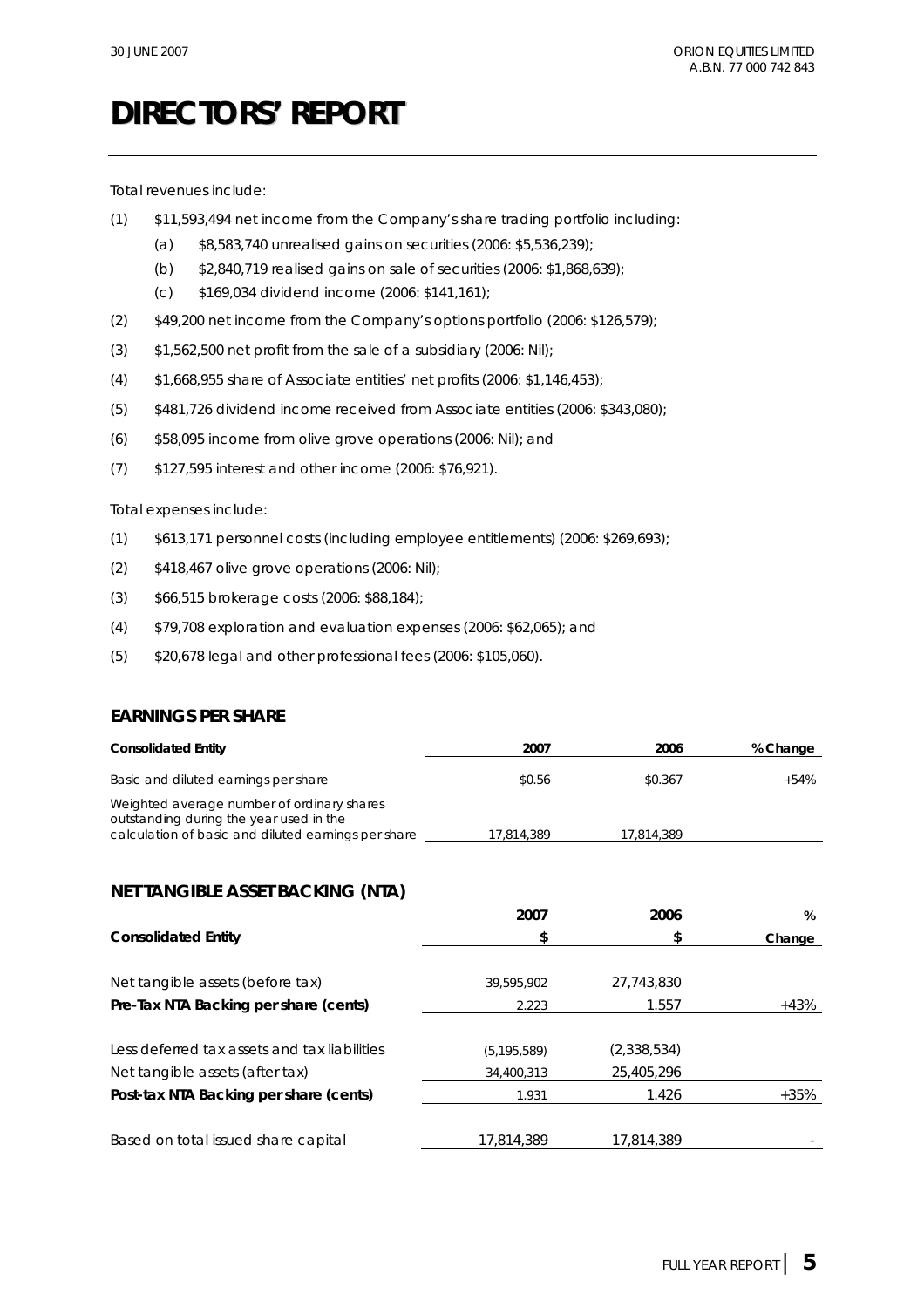# DIRECTORS' REPORT

Total revenues include:

(1) \$11,593,494 net income from the Company's share trading portfolio including:

  (a) \$8,583,740 unrealised gains on securities (2006: \$5,536,239);

  (b) \$2,840,719 realised gains on sale of securities (2006: \$1,868,639);

  (c) \$169,034 dividend income (2006: \$141,161);

(2) \$49,200 net income from the Company's options portfolio (2006: \$126,579);

(3) \$1,562,500 net profit from the sale of a subsidiary (2006: Nil);

(4) \$1,668,955 share of Associate entities' net profits (2006: \$1,146,453);

(5) \$481,726 dividend income received from Associate entities (2006: \$343,080);

(6) \$58,095 income from olive grove operations (2006: Nil); and

(7) \$127,595 interest and other income (2006: \$76,921).

Total expenses include:

(1) \$613,171 personnel costs (including employee entitlements) (2006: \$269,693);

(2) \$418,467 olive grove operations (2006: Nil);

(3) \$66,515 brokerage costs (2006: \$88,184);

(4) \$79,708 exploration and evaluation expenses (2006: \$62,065); and

(5) \$20,678 legal and other professional fees (2006: \$105,060).

## EARNINGS PER SHARE

| Consolidated Entity | 2007 | 2006 | % Change |
|---|---|---|---|
| Basic and diluted earnings per share | \$0.56 | \$0.367 | +54% |
| Weighted average number of ordinary shares outstanding during the year used in the calculation of basic and diluted earnings per share | 17,814,389 | 17,814,389 | |

## NET TANGIBLE ASSET BACKING (NTA)

| Consolidated Entity | 2007 \$ | 2006 \$ | % Change |
|---|---|---|---|
| Net tangible assets (before tax) | 39,595,902 | 27,743,830 | |
| **Pre-Tax NTA Backing per share (cents)** | 2.223 | 1.557 | +43% |
| Less deferred tax assets and tax liabilities | (5,195,589) | (2,338,534) | |
| Net tangible assets (after tax) | 34,400,313 | 25,405,296 | |
| **Post-tax NTA Backing per share (cents)** | 1.931 | 1.426 | +35% |
| Based on total issued share capital | 17,814,389 | 17,814,389 | - |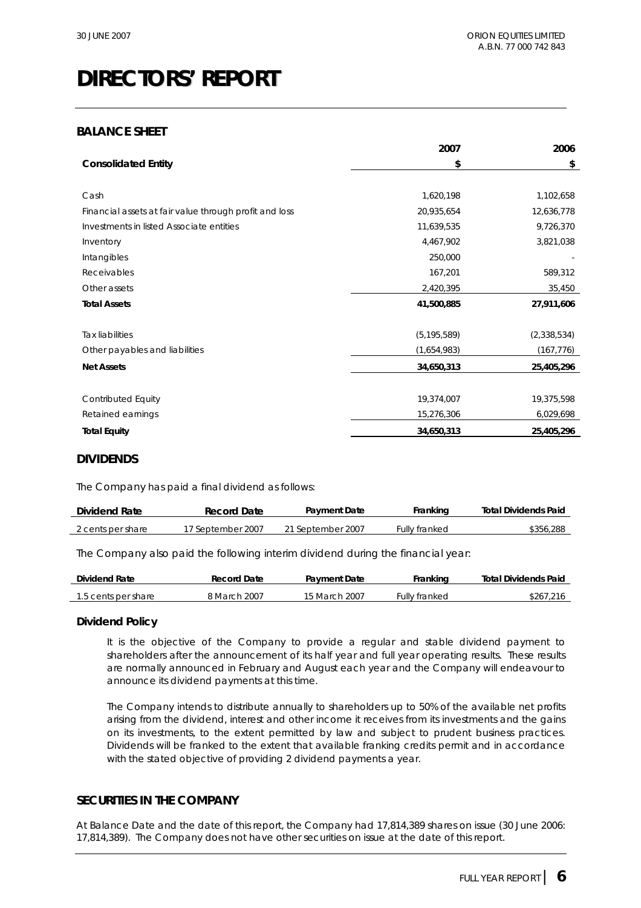# DIRECTORS' REPORT

## BALANCE SHEET

| Consolidated Entity | 2007 $ | 2006 $ |
|---|---|---|
| Cash | 1,620,198 | 1,102,658 |
| Financial assets at fair value through profit and loss | 20,935,654 | 12,636,778 |
| Investments in listed Associate entities | 11,639,535 | 9,726,370 |
| Inventory | 4,467,902 | 3,821,038 |
| Intangibles | 250,000 | - |
| Receivables | 167,201 | 589,312 |
| Other assets | 2,420,395 | 35,450 |
| **Total Assets** | **41,500,885** | **27,911,606** |
| Tax liabilities | (5,195,589) | (2,338,534) |
| Other payables and liabilities | (1,654,983) | (167,776) |
| **Net Assets** | **34,650,313** | **25,405,296** |
| Contributed Equity | 19,374,007 | 19,375,598 |
| Retained earnings | 15,276,306 | 6,029,698 |
| **Total Equity** | **34,650,313** | **25,405,296** |

## DIVIDENDS

The Company has paid a final dividend as follows:

| Dividend Rate | Record Date | Payment Date | Franking | Total Dividends Paid |
|---|---|---|---|---|
| 2 cents per share | 17 September 2007 | 21 September 2007 | Fully franked | $356,288 |

The Company also paid the following interim dividend during the financial year:

| Dividend Rate | Record Date | Payment Date | Franking | Total Dividends Paid |
|---|---|---|---|---|
| 1.5 cents per share | 8 March 2007 | 15 March 2007 | Fully franked | $267,216 |

### Dividend Policy

It is the objective of the Company to provide a regular and stable dividend payment to shareholders after the announcement of its half year and full year operating results. These results are normally announced in February and August each year and the Company will endeavour to announce its dividend payments at this time.

The Company intends to distribute annually to shareholders up to 50% of the available net profits arising from the dividend, interest and other income it receives from its investments and the gains on its investments, to the extent permitted by law and subject to prudent business practices. Dividends will be franked to the extent that available franking credits permit and in accordance with the stated objective of providing 2 dividend payments a year.

## SECURITIES IN THE COMPANY

At Balance Date and the date of this report, the Company had 17,814,389 shares on issue (30 June 2006: 17,814,389). The Company does not have other securities on issue at the date of this report.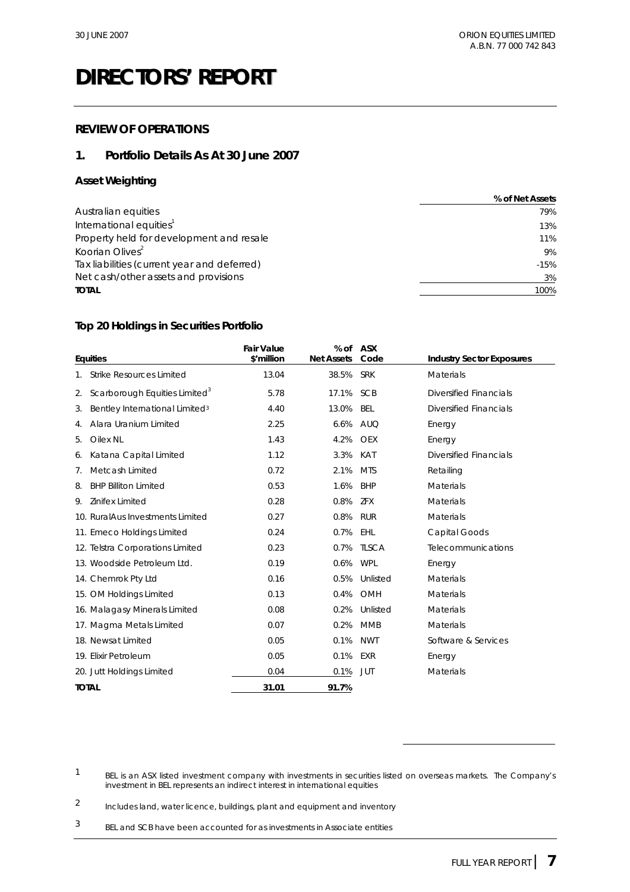# DIRECTORS' REPORT

## REVIEW OF OPERATIONS

### 1. Portfolio Details As At 30 June 2007

#### Asset Weighting

| | % of Net Assets |
|---|---|
| Australian equities | 79% |
| International equities[1] | 13% |
| Property held for development and resale | 11% |
| Koorian Olives[2] | 9% |
| Tax liabilities (current year and deferred) | -15% |
| Net cash/other assets and provisions | 3% |
| **TOTAL** | 100% |

#### Top 20 Holdings in Securities Portfolio

| Equities | Fair Value $'million | % of Net Assets | ASX Code | Industry Sector Exposures |
|---|---|---|---|---|
| 1. Strike Resources Limited | 13.04 | 38.5% | SRK | Materials |
| 2. Scarborough Equities Limited[3] | 5.78 | 17.1% | SCB | Diversified Financials |
| 3. Bentley International Limited[3] | 4.40 | 13.0% | BEL | Diversified Financials |
| 4. Alara Uranium Limited | 2.25 | 6.6% | AUQ | Energy |
| 5. Oilex NL | 1.43 | 4.2% | OEX | Energy |
| 6. Katana Capital Limited | 1.12 | 3.3% | KAT | Diversified Financials |
| 7. Metcash Limited | 0.72 | 2.1% | MTS | Retailing |
| 8. BHP Billiton Limited | 0.53 | 1.6% | BHP | Materials |
| 9. Zinifex Limited | 0.28 | 0.8% | ZFX | Materials |
| 10. RuralAus Investments Limited | 0.27 | 0.8% | RUR | Materials |
| 11. Emeco Holdings Limited | 0.24 | 0.7% | EHL | Capital Goods |
| 12. Telstra Corporations Limited | 0.23 | 0.7% | TLSCA | Telecommunications |
| 13. Woodside Petroleum Ltd. | 0.19 | 0.6% | WPL | Energy |
| 14. Chemrok Pty Ltd | 0.16 | 0.5% | Unlisted | Materials |
| 15. OM Holdings Limited | 0.13 | 0.4% | OMH | Materials |
| 16. Malagasy Minerals Limited | 0.08 | 0.2% | Unlisted | Materials |
| 17. Magma Metals Limited | 0.07 | 0.2% | MMB | Materials |
| 18. Newsat Limited | 0.05 | 0.1% | NWT | Software & Services |
| 19. Elixir Petroleum | 0.05 | 0.1% | EXR | Energy |
| 20. Jutt Holdings Limited | 0.04 | 0.1% | JUT | Materials |
| **TOTAL** | **31.01** | **91.7%** | | |

1 BEL is an ASX listed investment company with investments in securities listed on overseas markets. The Company's investment in BEL represents an indirect interest in international equities

2 Includes land, water licence, buildings, plant and equipment and inventory

3 BEL and SCB have been accounted for as investments in Associate entities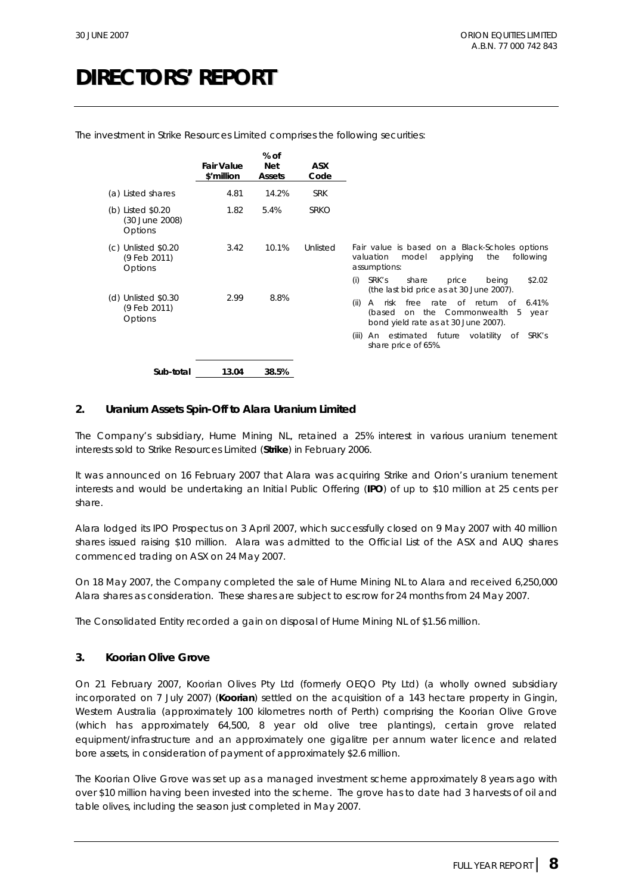# DIRECTORS' REPORT

The investment in Strike Resources Limited comprises the following securities:

| | Fair Value $'million | % of Net Assets | ASX Code | |
|---|---|---|---|---|
| (a) Listed shares | 4.81 | 14.2% | SRK | |
| (b) Listed $0.20 (30 June 2008) Options | 1.82 | 5.4% | SRKO | |
| (c) Unlisted $0.20 (9 Feb 2011) Options | 3.42 | 10.1% | Unlisted | Fair value is based on a Black-Scholes options valuation model applying the following assumptions: (i) SRK's share price being $2.02 (the last bid price as at 30 June 2007). (ii) A risk free rate of return of 6.41% (based on the Commonwealth 5 year bond yield rate as at 30 June 2007). (iii) An estimated future volatility of SRK's share price of 65%. |
| (d) Unlisted $0.30 (9 Feb 2011) Options | 2.99 | 8.8% | | |
| **Sub-total** | **13.04** | **38.5%** | | |

### 2. Uranium Assets Spin-Off to Alara Uranium Limited

The Company's subsidiary, Hume Mining NL, retained a 25% interest in various uranium tenement interests sold to Strike Resources Limited (**Strike**) in February 2006.

It was announced on 16 February 2007 that Alara was acquiring Strike and Orion's uranium tenement interests and would be undertaking an Initial Public Offering (**IPO**) of up to $10 million at 25 cents per share.

Alara lodged its IPO Prospectus on 3 April 2007, which successfully closed on 9 May 2007 with 40 million shares issued raising $10 million. Alara was admitted to the Official List of the ASX and AUQ shares commenced trading on ASX on 24 May 2007.

On 18 May 2007, the Company completed the sale of Hume Mining NL to Alara and received 6,250,000 Alara shares as consideration. These shares are subject to escrow for 24 months from 24 May 2007.

The Consolidated Entity recorded a gain on disposal of Hume Mining NL of $1.56 million.

### 3. Koorian Olive Grove

On 21 February 2007, Koorian Olives Pty Ltd (formerly OEQO Pty Ltd) (a wholly owned subsidiary incorporated on 7 July 2007) (**Koorian**) settled on the acquisition of a 143 hectare property in Gingin, Western Australia (approximately 100 kilometres north of Perth) comprising the Koorian Olive Grove (which has approximately 64,500, 8 year old olive tree plantings), certain grove related equipment/infrastructure and an approximately one gigalitre per annum water licence and related bore assets, in consideration of payment of approximately $2.6 million.

The Koorian Olive Grove was set up as a managed investment scheme approximately 8 years ago with over $10 million having been invested into the scheme. The grove has to date had 3 harvests of oil and table olives, including the season just completed in May 2007.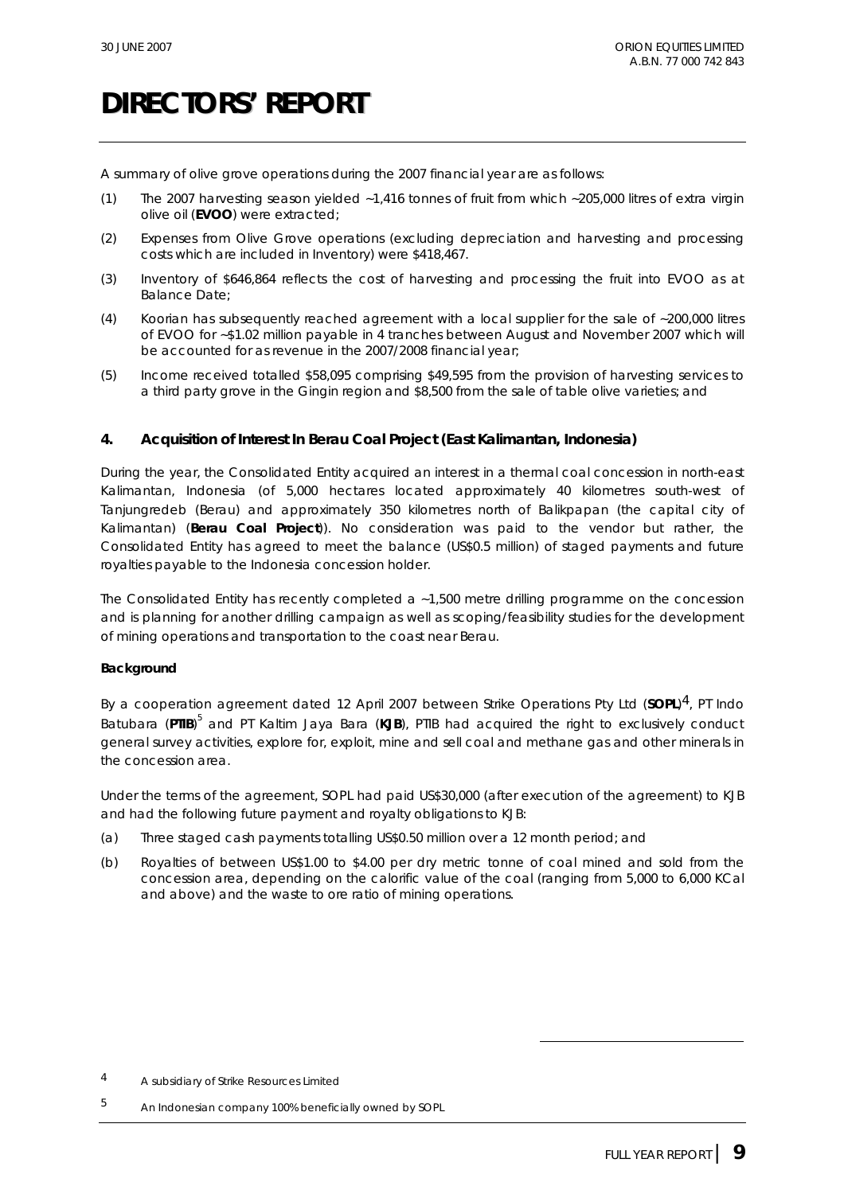# DIRECTORS' REPORT

A summary of olive grove operations during the 2007 financial year are as follows:

(1) The 2007 harvesting season yielded ~1,416 tonnes of fruit from which ~205,000 litres of extra virgin olive oil (**EVOO**) were extracted;

(2) Expenses from Olive Grove operations (excluding depreciation and harvesting and processing costs which are included in Inventory) were $418,467.

(3) Inventory of $646,864 reflects the cost of harvesting and processing the fruit into EVOO as at Balance Date;

(4) Koorian has subsequently reached agreement with a local supplier for the sale of ~200,000 litres of EVOO for ~$1.02 million payable in 4 tranches between August and November 2007 which will be accounted for as revenue in the 2007/2008 financial year;

(5) Income received totalled $58,095 comprising $49,595 from the provision of harvesting services to a third party grove in the Gingin region and $8,500 from the sale of table olive varieties; and

## 4. Acquisition of Interest In Berau Coal Project (East Kalimantan, Indonesia)

During the year, the Consolidated Entity acquired an interest in a thermal coal concession in north-east Kalimantan, Indonesia (of 5,000 hectares located approximately 40 kilometres south-west of Tanjungredeb (Berau) and approximately 350 kilometres north of Balikpapan (the capital city of Kalimantan) (**Berau Coal Project**)). No consideration was paid to the vendor but rather, the Consolidated Entity has agreed to meet the balance (US$0.5 million) of staged payments and future royalties payable to the Indonesia concession holder.

The Consolidated Entity has recently completed a ~1,500 metre drilling programme on the concession and is planning for another drilling campaign as well as scoping/feasibility studies for the development of mining operations and transportation to the coast near Berau.

**Background**

By a cooperation agreement dated 12 April 2007 between Strike Operations Pty Ltd (**SOPL**)[4], PT Indo Batubara (**PTIB**)[5] and PT Kaltim Jaya Bara (**KJB**), PTIB had acquired the right to exclusively conduct general survey activities, explore for, exploit, mine and sell coal and methane gas and other minerals in the concession area.

Under the terms of the agreement, SOPL had paid US$30,000 (after execution of the agreement) to KJB and had the following future payment and royalty obligations to KJB:

(a) Three staged cash payments totalling US$0.50 million over a 12 month period; and

(b) Royalties of between US$1.00 to $4.00 per dry metric tonne of coal mined and sold from the concession area, depending on the calorific value of the coal (ranging from 5,000 to 6,000 KCal and above) and the waste to ore ratio of mining operations.

---

[4] A subsidiary of Strike Resources Limited

[5] An Indonesian company 100% beneficially owned by SOPL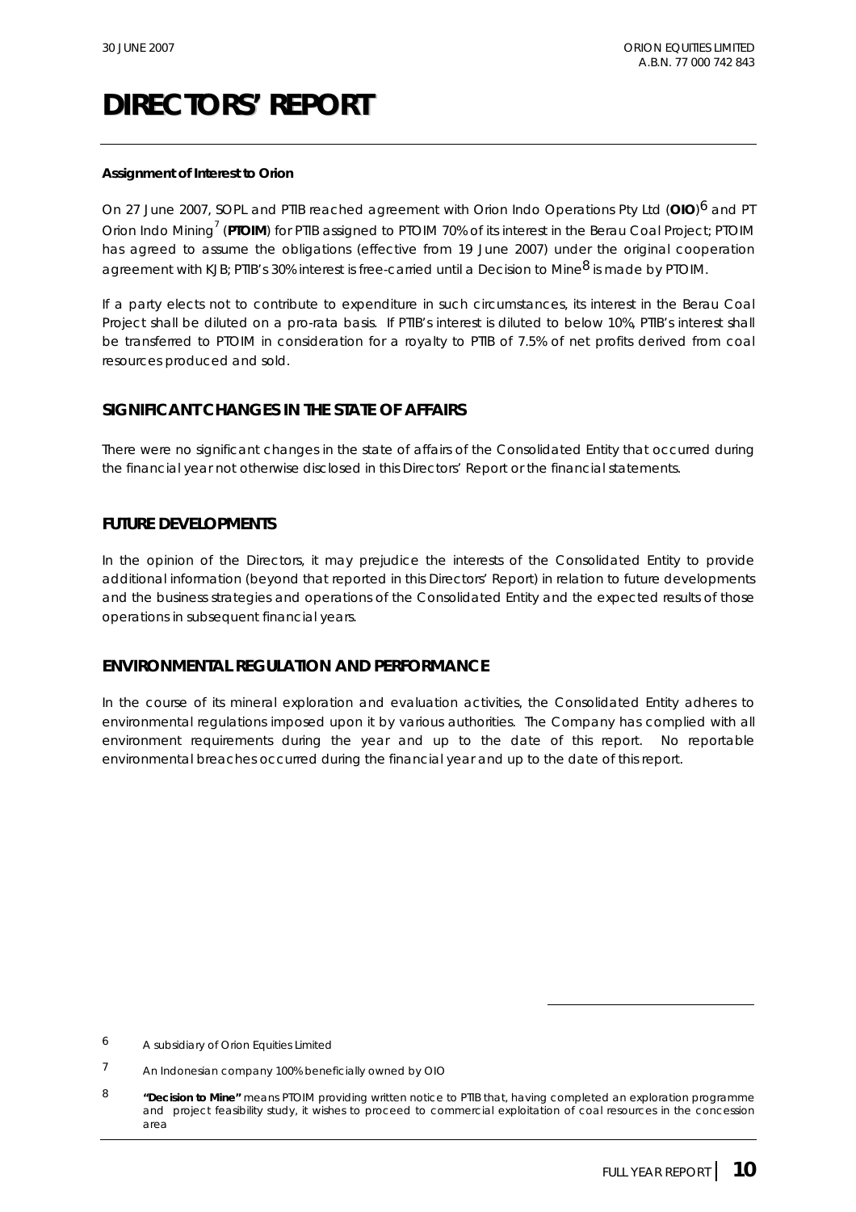# DIRECTORS' REPORT

**Assignment of Interest to Orion**

On 27 June 2007, SOPL and PTIB reached agreement with Orion Indo Operations Pty Ltd (**OIO**)[6] and PT Orion Indo Mining[7] (**PTOIM**) for PTIB assigned to PTOIM 70% of its interest in the Berau Coal Project; PTOIM has agreed to assume the obligations (effective from 19 June 2007) under the original cooperation agreement with KJB; PTIB's 30% interest is free-carried until a Decision to Mine[8] is made by PTOIM.

If a party elects not to contribute to expenditure in such circumstances, its interest in the Berau Coal Project shall be diluted on a pro-rata basis. If PTIB's interest is diluted to below 10%, PTIB's interest shall be transferred to PTOIM in consideration for a royalty to PTIB of 7.5% of net profits derived from coal resources produced and sold.

## SIGNIFICANT CHANGES IN THE STATE OF AFFAIRS

There were no significant changes in the state of affairs of the Consolidated Entity that occurred during the financial year not otherwise disclosed in this Directors' Report or the financial statements.

## FUTURE DEVELOPMENTS

In the opinion of the Directors, it may prejudice the interests of the Consolidated Entity to provide additional information (beyond that reported in this Directors' Report) in relation to future developments and the business strategies and operations of the Consolidated Entity and the expected results of those operations in subsequent financial years.

## ENVIRONMENTAL REGULATION AND PERFORMANCE

In the course of its mineral exploration and evaluation activities, the Consolidated Entity adheres to environmental regulations imposed upon it by various authorities. The Company has complied with all environment requirements during the year and up to the date of this report. No reportable environmental breaches occurred during the financial year and up to the date of this report.

---

[6] A subsidiary of Orion Equities Limited

[7] An Indonesian company 100% beneficially owned by OIO

[8] **"Decision to Mine"** means PTOIM providing written notice to PTIB that, having completed an exploration programme and project feasibility study, it wishes to proceed to commercial exploitation of coal resources in the concession area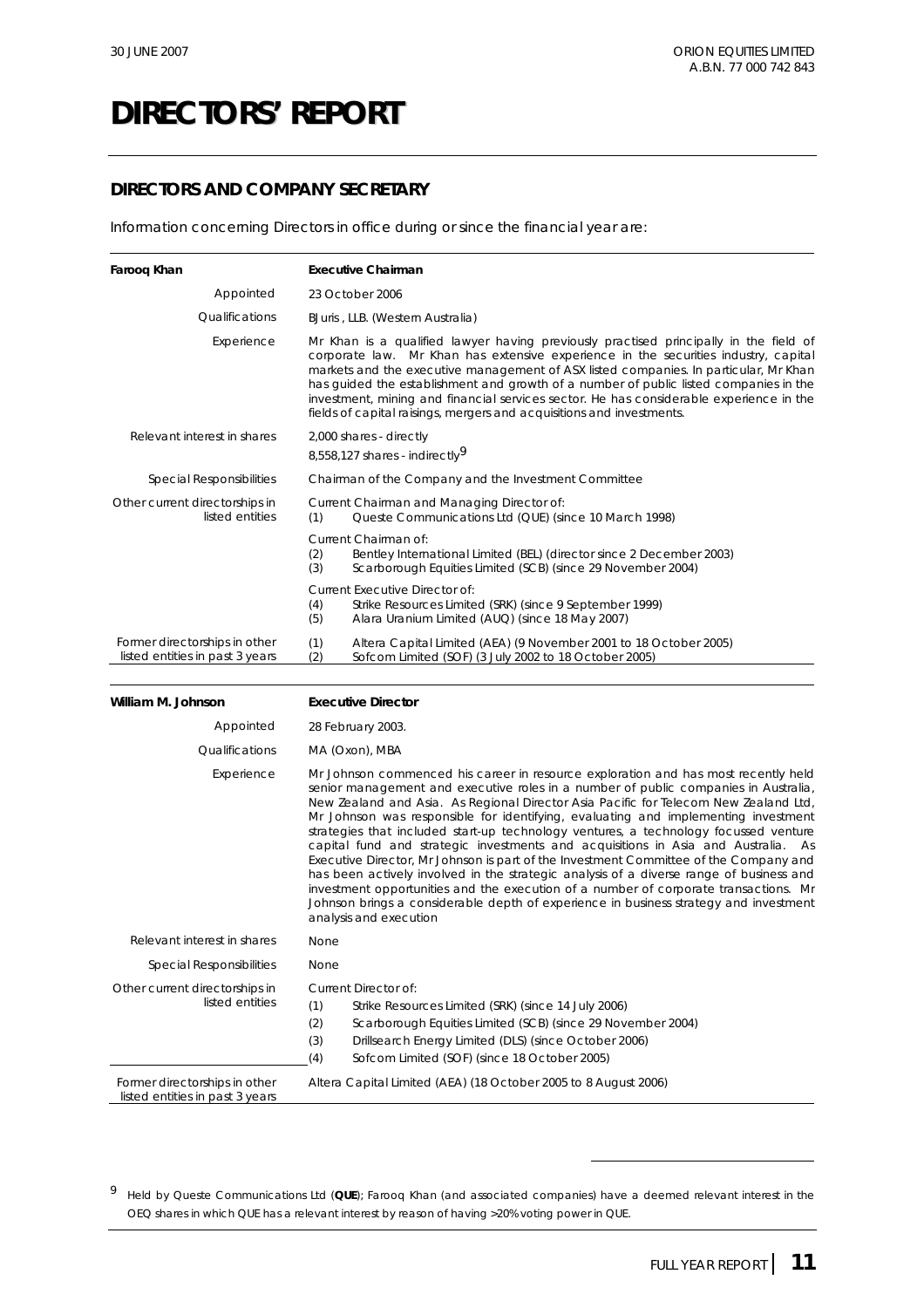# DIRECTORS' REPORT

## DIRECTORS AND COMPANY SECRETARY

Information concerning Directors in office during or since the financial year are:

| **Farooq Khan** | **Executive Chairman** |
|---|---|
| Appointed | 23 October 2006 |
| Qualifications | BJuris , LLB. (Western Australia) |
| Experience | Mr Khan is a qualified lawyer having previously practised principally in the field of corporate law. Mr Khan has extensive experience in the securities industry, capital markets and the executive management of ASX listed companies. In particular, Mr Khan has guided the establishment and growth of a number of public listed companies in the investment, mining and financial services sector. He has considerable experience in the fields of capital raisings, mergers and acquisitions and investments. |
| Relevant interest in shares | 2,000 shares - directly<br>8,558,127 shares - indirectly[9] |
| Special Responsibilities | Chairman of the Company and the Investment Committee |
| Other current directorships in listed entities | Current Chairman and Managing Director of:<br>(1) Queste Communications Ltd (QUE) (since 10 March 1998)<br>Current Chairman of:<br>(2) Bentley International Limited (BEL) (director since 2 December 2003)<br>(3) Scarborough Equities Limited (SCB) (since 29 November 2004)<br>Current Executive Director of:<br>(4) Strike Resources Limited (SRK) (since 9 September 1999)<br>(5) Alara Uranium Limited (AUQ) (since 18 May 2007) |
| Former directorships in other listed entities in past 3 years | (1) Altera Capital Limited (AEA) (9 November 2001 to 18 October 2005)<br>(2) Sofcom Limited (SOF) (3 July 2002 to 18 October 2005) |

| **William M. Johnson** | **Executive Director** |
|---|---|
| Appointed | 28 February 2003. |
| Qualifications | MA (Oxon), MBA |
| Experience | Mr Johnson commenced his career in resource exploration and has most recently held senior management and executive roles in a number of public companies in Australia, New Zealand and Asia. As Regional Director Asia Pacific for Telecom New Zealand Ltd, Mr Johnson was responsible for identifying, evaluating and implementing investment strategies that included start-up technology ventures, a technology focussed venture capital fund and strategic investments and acquisitions in Asia and Australia. As Executive Director, Mr Johnson is part of the Investment Committee of the Company and has been actively involved in the strategic analysis of a diverse range of business and investment opportunities and the execution of a number of corporate transactions. Mr Johnson brings a considerable depth of experience in business strategy and investment analysis and execution |
| Relevant interest in shares | None |
| Special Responsibilities | None |
| Other current directorships in listed entities | Current Director of:<br>(1) Strike Resources Limited (SRK) (since 14 July 2006)<br>(2) Scarborough Equities Limited (SCB) (since 29 November 2004)<br>(3) Drillsearch Energy Limited (DLS) (since October 2006)<br>(4) Sofcom Limited (SOF) (since 18 October 2005) |
| Former directorships in other listed entities in past 3 years | Altera Capital Limited (AEA) (18 October 2005 to 8 August 2006) |

[9] Held by Queste Communications Ltd (**QUE**); Farooq Khan (and associated companies) have a deemed relevant interest in the OEQ shares in which QUE has a relevant interest by reason of having >20% voting power in QUE.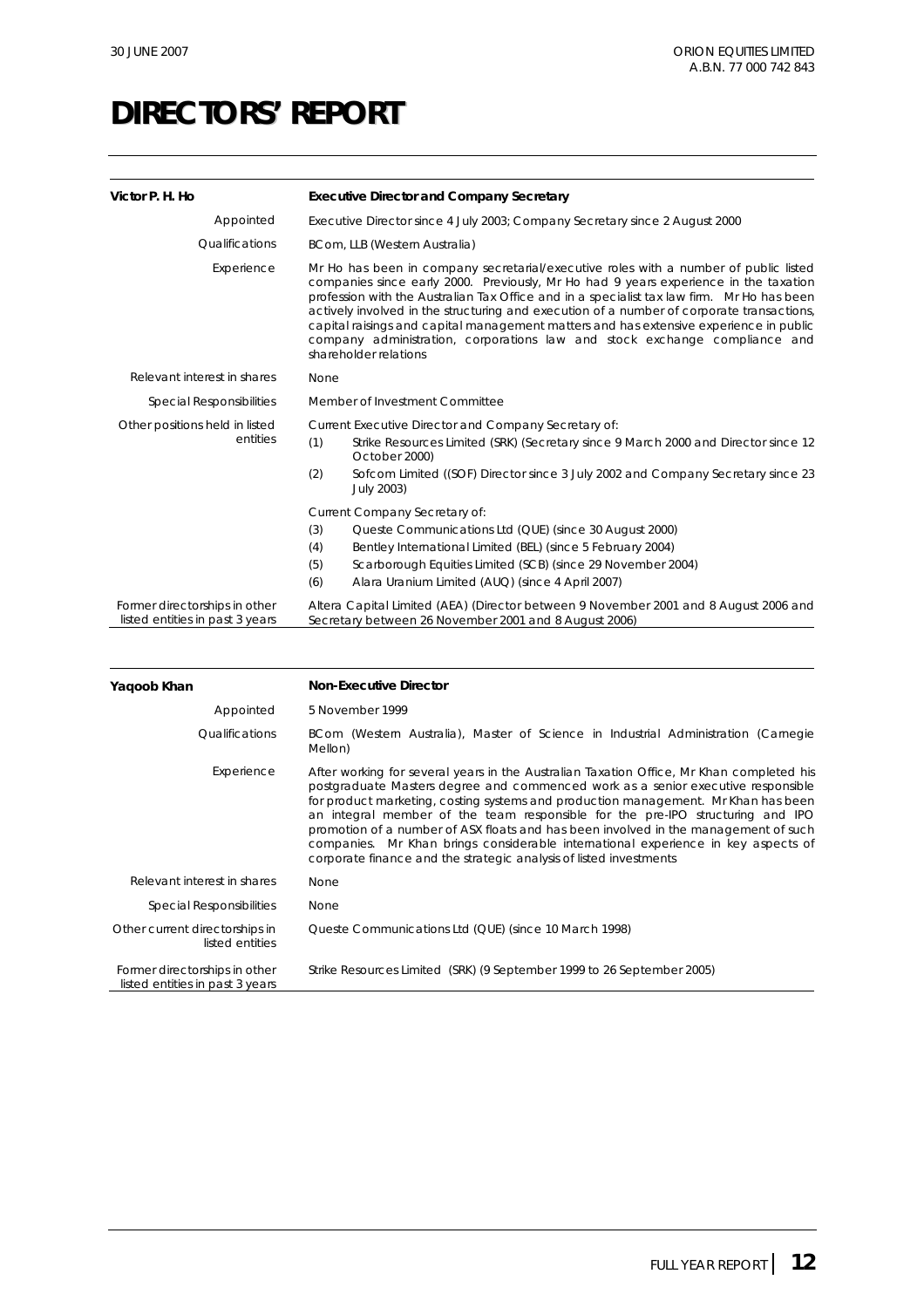# DIRECTORS' REPORT

| Victor P. H. Ho | Executive Director and Company Secretary |
| --- | --- |
| Appointed | Executive Director since 4 July 2003; Company Secretary since 2 August 2000 |
| Qualifications | BCom, LLB (Western Australia) |
| Experience | Mr Ho has been in company secretarial/executive roles with a number of public listed companies since early 2000. Previously, Mr Ho had 9 years experience in the taxation profession with the Australian Tax Office and in a specialist tax law firm. Mr Ho has been actively involved in the structuring and execution of a number of corporate transactions, capital raisings and capital management matters and has extensive experience in public company administration, corporations law and stock exchange compliance and shareholder relations |
| Relevant interest in shares | None |
| Special Responsibilities | Member of Investment Committee |
| Other positions held in listed entities | Current Executive Director and Company Secretary of:<br>(1) Strike Resources Limited (SRK) (Secretary since 9 March 2000 and Director since 12 October 2000)<br>(2) Sofcom Limited ((SOF) Director since 3 July 2002 and Company Secretary since 23 July 2003)<br><br>Current Company Secretary of:<br>(3) Queste Communications Ltd (QUE) (since 30 August 2000)<br>(4) Bentley International Limited (BEL) (since 5 February 2004)<br>(5) Scarborough Equities Limited (SCB) (since 29 November 2004)<br>(6) Alara Uranium Limited (AUQ) (since 4 April 2007) |
| Former directorships in other listed entities in past 3 years | Altera Capital Limited (AEA) (Director between 9 November 2001 and 8 August 2006 and Secretary between 26 November 2001 and 8 August 2006) |

| Yaqoob Khan | Non-Executive Director |
| --- | --- |
| Appointed | 5 November 1999 |
| Qualifications | BCom (Western Australia), Master of Science in Industrial Administration (Carnegie Mellon) |
| Experience | After working for several years in the Australian Taxation Office, Mr Khan completed his postgraduate Masters degree and commenced work as a senior executive responsible for product marketing, costing systems and production management. Mr Khan has been an integral member of the team responsible for the pre-IPO structuring and IPO promotion of a number of ASX floats and has been involved in the management of such companies. Mr Khan brings considerable international experience in key aspects of corporate finance and the strategic analysis of listed investments |
| Relevant interest in shares | None |
| Special Responsibilities | None |
| Other current directorships in listed entities | Queste Communications Ltd (QUE) (since 10 March 1998) |
| Former directorships in other listed entities in past 3 years | Strike Resources Limited (SRK) (9 September 1999 to 26 September 2005) |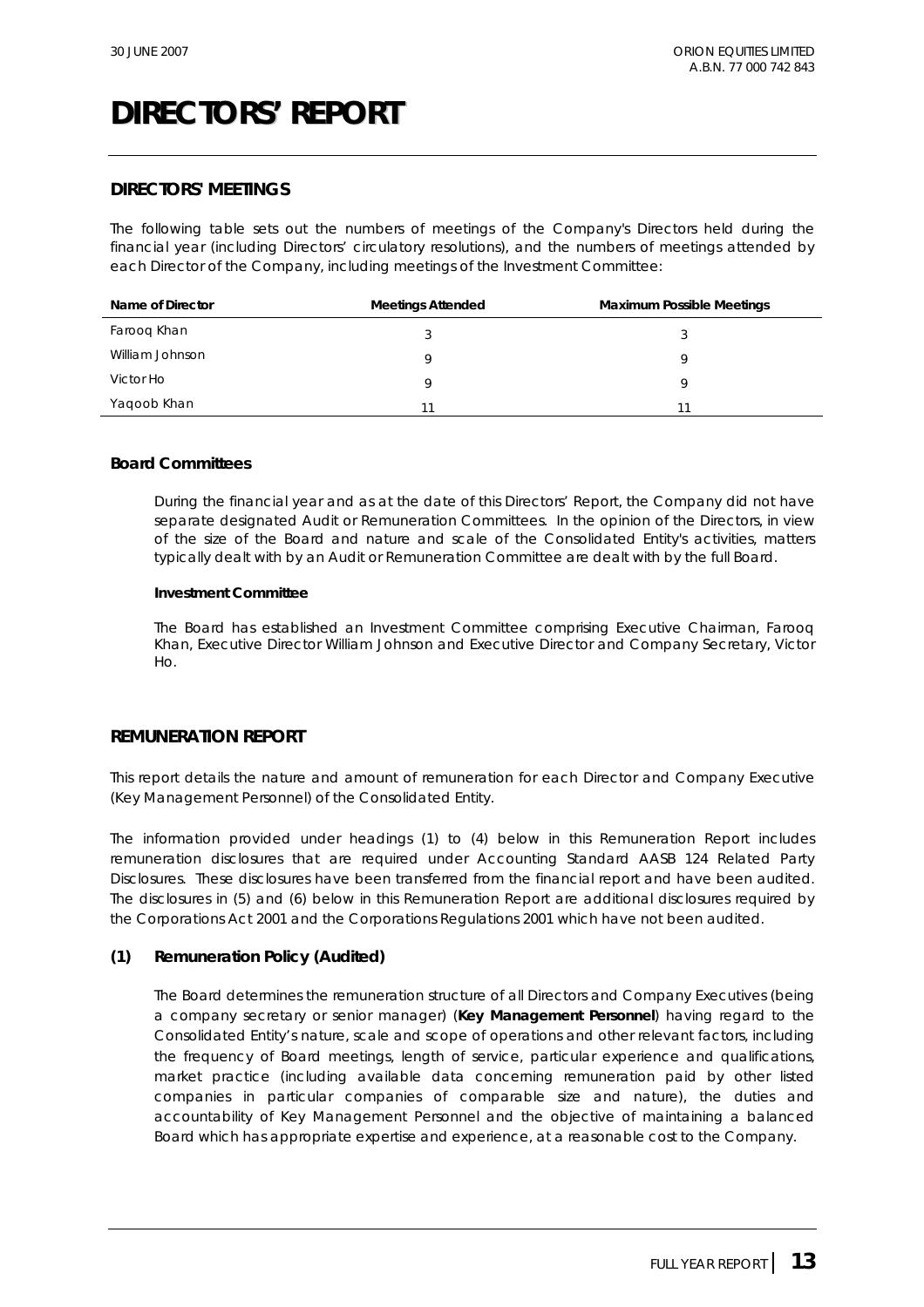# DIRECTORS' REPORT

## DIRECTORS' MEETINGS

The following table sets out the numbers of meetings of the Company's Directors held during the financial year (including Directors' circulatory resolutions), and the numbers of meetings attended by each Director of the Company, including meetings of the Investment Committee:

| Name of Director | Meetings Attended | Maximum Possible Meetings |
|---|---|---|
| Farooq Khan | 3 | 3 |
| William Johnson | 9 | 9 |
| Victor Ho | 9 | 9 |
| Yaqoob Khan | 11 | 11 |

### Board Committees

During the financial year and as at the date of this Directors' Report, the Company did not have separate designated Audit or Remuneration Committees. In the opinion of the Directors, in view of the size of the Board and nature and scale of the Consolidated Entity's activities, matters typically dealt with by an Audit or Remuneration Committee are dealt with by the full Board.

#### Investment Committee

The Board has established an Investment Committee comprising Executive Chairman, Farooq Khan, Executive Director William Johnson and Executive Director and Company Secretary, Victor Ho.

## REMUNERATION REPORT

This report details the nature and amount of remuneration for each Director and Company Executive (Key Management Personnel) of the Consolidated Entity.

The information provided under headings (1) to (4) below in this Remuneration Report includes remuneration disclosures that are required under Accounting Standard AASB 124 Related Party Disclosures. These disclosures have been transferred from the financial report and have been audited. The disclosures in (5) and (6) below in this Remuneration Report are additional disclosures required by the Corporations Act 2001 and the Corporations Regulations 2001 which have not been audited.

### (1) Remuneration Policy (Audited)

The Board determines the remuneration structure of all Directors and Company Executives (being a company secretary or senior manager) (**Key Management Personnel**) having regard to the Consolidated Entity's nature, scale and scope of operations and other relevant factors, including the frequency of Board meetings, length of service, particular experience and qualifications, market practice (including available data concerning remuneration paid by other listed companies in particular companies of comparable size and nature), the duties and accountability of Key Management Personnel and the objective of maintaining a balanced Board which has appropriate expertise and experience, at a reasonable cost to the Company.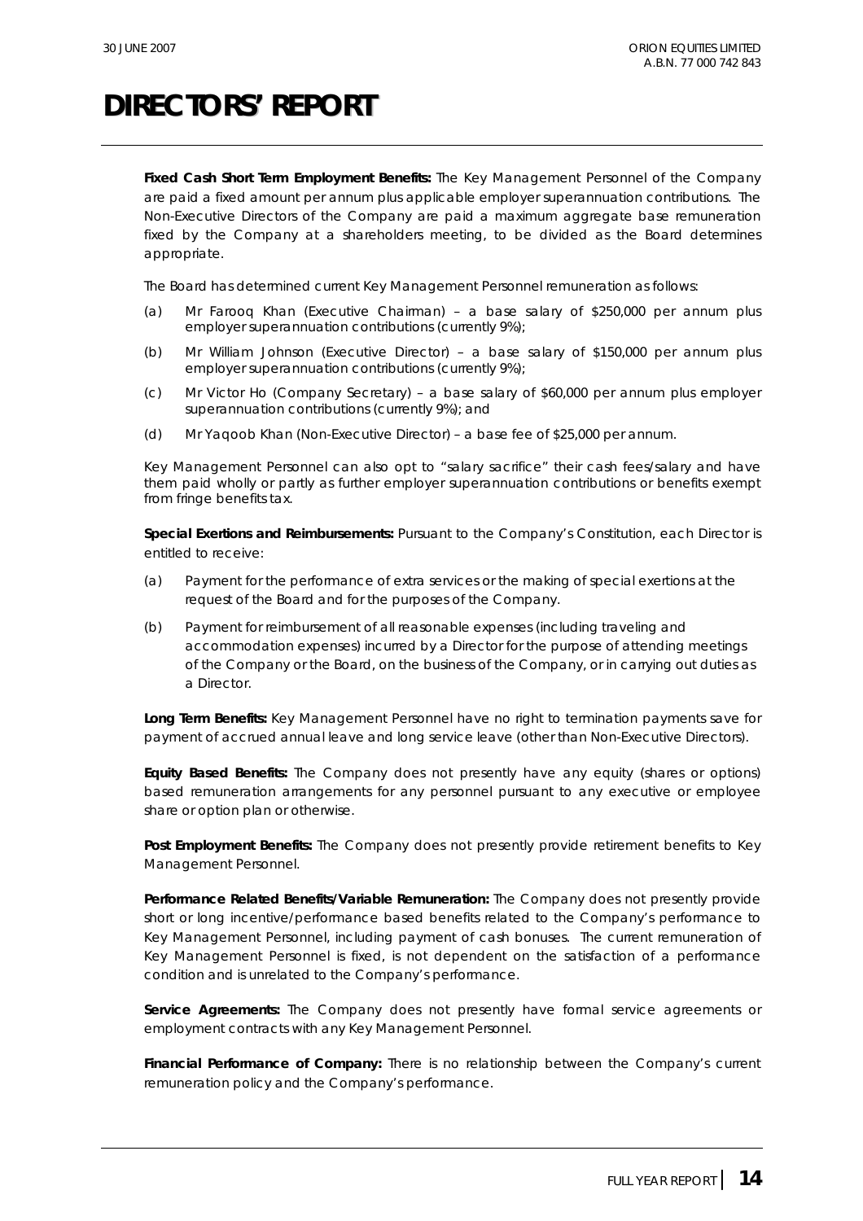# DIRECTORS' REPORT

**Fixed Cash Short Term Employment Benefits:** The Key Management Personnel of the Company are paid a fixed amount per annum plus applicable employer superannuation contributions. The Non-Executive Directors of the Company are paid a maximum aggregate base remuneration fixed by the Company at a shareholders meeting, to be divided as the Board determines appropriate.

The Board has determined current Key Management Personnel remuneration as follows:

(a) Mr Farooq Khan (Executive Chairman) – a base salary of $250,000 per annum plus employer superannuation contributions (currently 9%);

(b) Mr William Johnson (Executive Director) – a base salary of $150,000 per annum plus employer superannuation contributions (currently 9%);

(c) Mr Victor Ho (Company Secretary) – a base salary of $60,000 per annum plus employer superannuation contributions (currently 9%); and

(d) Mr Yaqoob Khan (Non-Executive Director) – a base fee of $25,000 per annum.

Key Management Personnel can also opt to "salary sacrifice" their cash fees/salary and have them paid wholly or partly as further employer superannuation contributions or benefits exempt from fringe benefits tax.

**Special Exertions and Reimbursements:** Pursuant to the Company's Constitution, each Director is entitled to receive:

(a) Payment for the performance of extra services or the making of special exertions at the request of the Board and for the purposes of the Company.

(b) Payment for reimbursement of all reasonable expenses (including traveling and accommodation expenses) incurred by a Director for the purpose of attending meetings of the Company or the Board, on the business of the Company, or in carrying out duties as a Director.

**Long Term Benefits:** Key Management Personnel have no right to termination payments save for payment of accrued annual leave and long service leave (other than Non-Executive Directors).

**Equity Based Benefits:** The Company does not presently have any equity (shares or options) based remuneration arrangements for any personnel pursuant to any executive or employee share or option plan or otherwise.

**Post Employment Benefits:** The Company does not presently provide retirement benefits to Key Management Personnel.

**Performance Related Benefits/Variable Remuneration:** The Company does not presently provide short or long incentive/performance based benefits related to the Company's performance to Key Management Personnel, including payment of cash bonuses. The current remuneration of Key Management Personnel is fixed, is not dependent on the satisfaction of a performance condition and is unrelated to the Company's performance.

**Service Agreements:** The Company does not presently have formal service agreements or employment contracts with any Key Management Personnel.

**Financial Performance of Company:** There is no relationship between the Company's current remuneration policy and the Company's performance.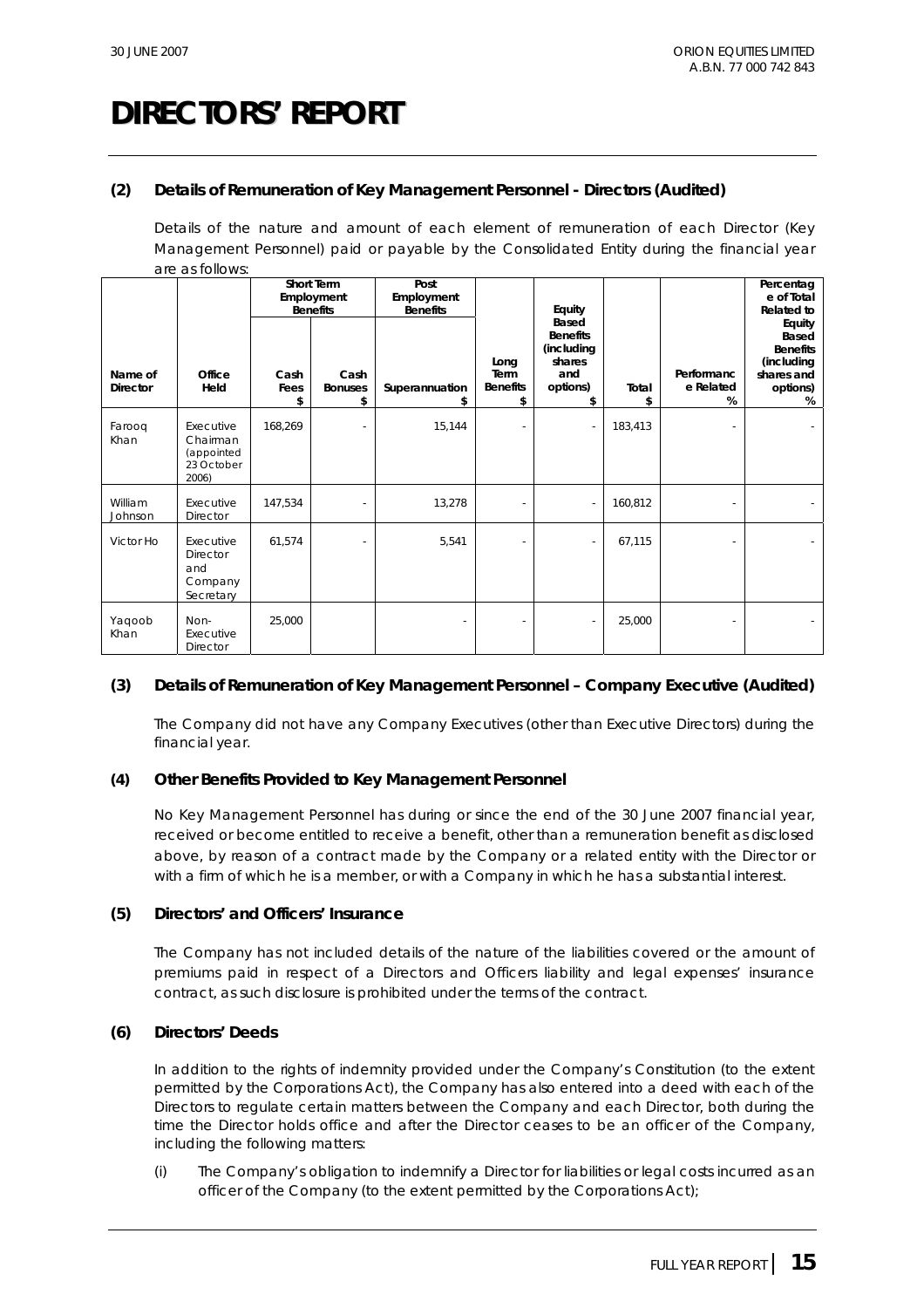# DIRECTORS' REPORT

## (2) Details of Remuneration of Key Management Personnel - Directors (Audited)

Details of the nature and amount of each element of remuneration of each Director (Key Management Personnel) paid or payable by the Consolidated Entity during the financial year are as follows:

| | | Short Term Employment Benefits | | Post Employment Benefits | | | | | |
|---|---|---|---|---|---|---|---|---|---|
| **Name of Director** | **Office Held** | **Cash Fees \$** | **Cash Bonuses \$** | **Superannuation \$** | **Long Term Benefits \$** | **Equity Based Benefits (including shares and options) \$** | **Total \$** | **Performance Related %** | **Percentage of Total Related to Equity Based Benefits (including shares and options) %** |
| Farooq Khan | Executive Chairman (appointed 23 October 2006) | 168,269 | - | 15,144 | - | - | 183,413 | - | - |
| William Johnson | Executive Director | 147,534 | - | 13,278 | - | - | 160,812 | - | - |
| Victor Ho | Executive Director and Company Secretary | 61,574 | - | 5,541 | - | - | 67,115 | - | - |
| Yaqoob Khan | Non-Executive Director | 25,000 | | - | - | - | 25,000 | - | - |

## (3) Details of Remuneration of Key Management Personnel – Company Executive (Audited)

The Company did not have any Company Executives (other than Executive Directors) during the financial year.

## (4) Other Benefits Provided to Key Management Personnel

No Key Management Personnel has during or since the end of the 30 June 2007 financial year, received or become entitled to receive a benefit, other than a remuneration benefit as disclosed above, by reason of a contract made by the Company or a related entity with the Director or with a firm of which he is a member, or with a Company in which he has a substantial interest.

## (5) Directors' and Officers' Insurance

The Company has not included details of the nature of the liabilities covered or the amount of premiums paid in respect of a Directors and Officers liability and legal expenses' insurance contract, as such disclosure is prohibited under the terms of the contract.

## (6) Directors' Deeds

In addition to the rights of indemnity provided under the Company's Constitution (to the extent permitted by the Corporations Act), the Company has also entered into a deed with each of the Directors to regulate certain matters between the Company and each Director, both during the time the Director holds office and after the Director ceases to be an officer of the Company, including the following matters:

(i) The Company's obligation to indemnify a Director for liabilities or legal costs incurred as an officer of the Company (to the extent permitted by the Corporations Act);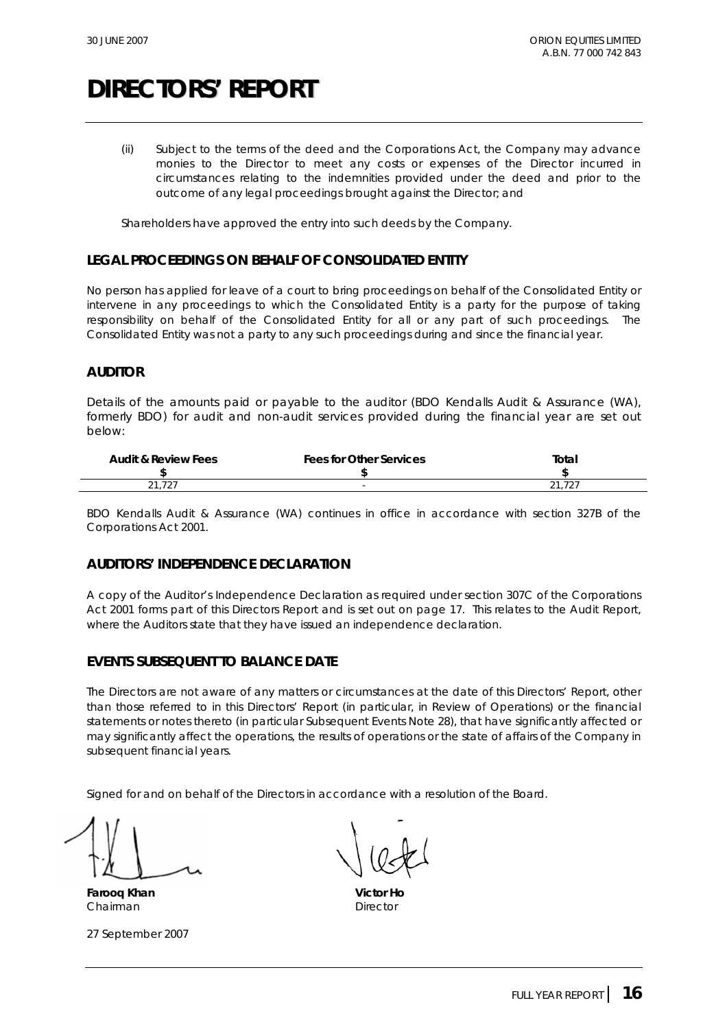# DIRECTORS' REPORT

(ii) Subject to the terms of the deed and the Corporations Act, the Company may advance monies to the Director to meet any costs or expenses of the Director incurred in circumstances relating to the indemnities provided under the deed and prior to the outcome of any legal proceedings brought against the Director; and

Shareholders have approved the entry into such deeds by the Company.

## LEGAL PROCEEDINGS ON BEHALF OF CONSOLIDATED ENTITY

No person has applied for leave of a court to bring proceedings on behalf of the Consolidated Entity or intervene in any proceedings to which the Consolidated Entity is a party for the purpose of taking responsibility on behalf of the Consolidated Entity for all or any part of such proceedings. The Consolidated Entity was not a party to any such proceedings during and since the financial year.

## AUDITOR

Details of the amounts paid or payable to the auditor (BDO Kendalls Audit & Assurance (WA), formerly BDO) for audit and non-audit services provided during the financial year are set out below:

| Audit & Review Fees | Fees for Other Services | Total |
|---|---|---|
| $ | $ | $ |
| 21,727 | - | 21,727 |

BDO Kendalls Audit & Assurance (WA) continues in office in accordance with section 327B of the Corporations Act 2001.

## AUDITORS' INDEPENDENCE DECLARATION

A copy of the Auditor's Independence Declaration as required under section 307C of the Corporations Act 2001 forms part of this Directors Report and is set out on page 17. This relates to the Audit Report, where the Auditors state that they have issued an independence declaration.

## EVENTS SUBSEQUENT TO BALANCE DATE

The Directors are not aware of any matters or circumstances at the date of this Directors' Report, other than those referred to in this Directors' Report (in particular, in Review of Operations) or the financial statements or notes thereto (in particular Subsequent Events Note 28), that have significantly affected or may significantly affect the operations, the results of operations or the state of affairs of the Company in subsequent financial years.

Signed for and on behalf of the Directors in accordance with a resolution of the Board.

**Farooq Khan**
Chairman

**Victor Ho**
Director

27 September 2007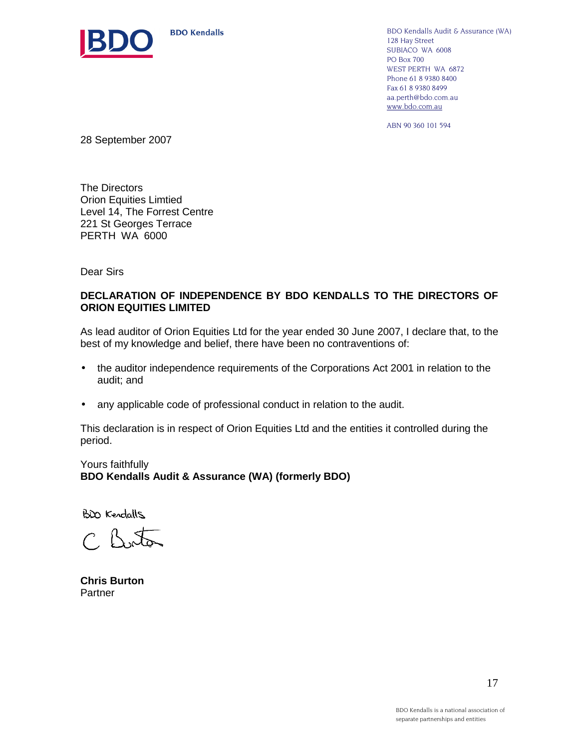BDO Kendalls

BDO Kendalls Audit & Assurance (WA)
128 Hay Street
SUBIACO WA 6008
PO Box 700
WEST PERTH WA 6872
Phone 61 8 9380 8400
Fax 61 8 9380 8499
aa.perth@bdo.com.au
www.bdo.com.au

ABN 90 360 101 594

28 September 2007

The Directors
Orion Equities Limtied
Level 14, The Forrest Centre
221 St Georges Terrace
PERTH WA 6000

Dear Sirs

**DECLARATION OF INDEPENDENCE BY BDO KENDALLS TO THE DIRECTORS OF ORION EQUITIES LIMITED**

As lead auditor of Orion Equities Ltd for the year ended 30 June 2007, I declare that, to the best of my knowledge and belief, there have been no contraventions of:

- the auditor independence requirements of the Corporations Act 2001 in relation to the audit; and
- any applicable code of professional conduct in relation to the audit.

This declaration is in respect of Orion Equities Ltd and the entities it controlled during the period.

Yours faithfully
**BDO Kendalls Audit & Assurance (WA) (formerly BDO)**

BDO Kendalls

C Burton

**Chris Burton**
Partner

BDO Kendalls is a national association of separate partnerships and entities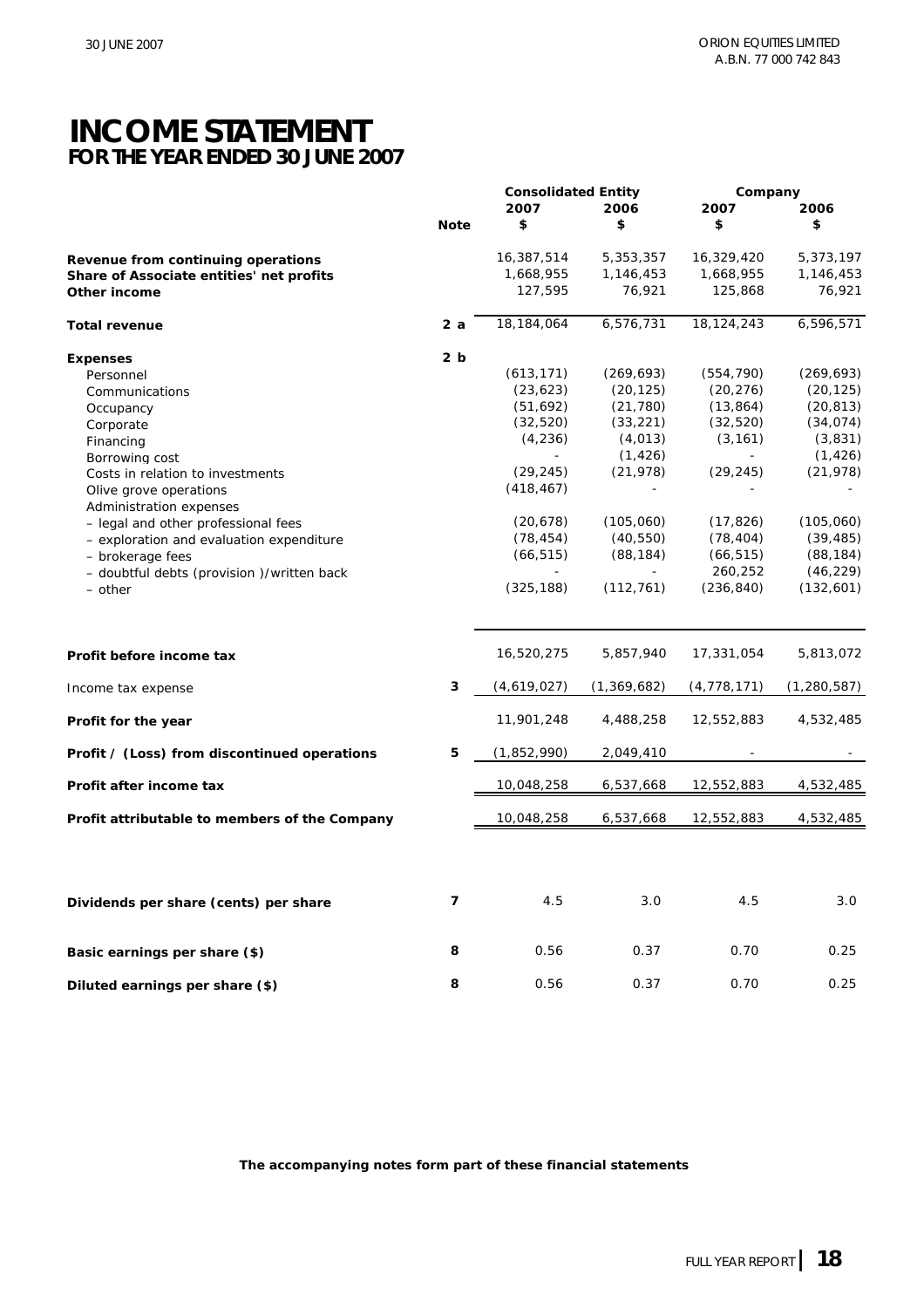# INCOME STATEMENT
## FOR THE YEAR ENDED 30 JUNE 2007

| | Note | Consolidated Entity 2007 $ | Consolidated Entity 2006 $ | Company 2007 $ | Company 2006 $ |
|---|---|---|---|---|---|
| **Revenue from continuing operations** | | 16,387,514 | 5,353,357 | 16,329,420 | 5,373,197 |
| **Share of Associate entities' net profits** | | 1,668,955 | 1,146,453 | 1,668,955 | 1,146,453 |
| **Other income** | | 127,595 | 76,921 | 125,868 | 76,921 |
| **Total revenue** | 2 a | 18,184,064 | 6,576,731 | 18,124,243 | 6,596,571 |
| **Expenses** | 2 b | | | | |
| Personnel | | (613,171) | (269,693) | (554,790) | (269,693) |
| Communications | | (23,623) | (20,125) | (20,276) | (20,125) |
| Occupancy | | (51,692) | (21,780) | (13,864) | (20,813) |
| Corporate | | (32,520) | (33,221) | (32,520) | (34,074) |
| Financing | | (4,236) | (4,013) | (3,161) | (3,831) |
| Borrowing cost | | - | (1,426) | - | (1,426) |
| Costs in relation to investments | | (29,245) | (21,978) | (29,245) | (21,978) |
| Olive grove operations | | (418,467) | - | - | - |
| Administration expenses | | | | | |
| – legal and other professional fees | | (20,678) | (105,060) | (17,826) | (105,060) |
| – exploration and evaluation expenditure | | (78,454) | (40,550) | (78,404) | (39,485) |
| – brokerage fees | | (66,515) | (88,184) | (66,515) | (88,184) |
| – doubtful debts (provision )/written back | | - | - | 260,252 | (46,229) |
| – other | | (325,188) | (112,761) | (236,840) | (132,601) |
| **Profit before income tax** | | 16,520,275 | 5,857,940 | 17,331,054 | 5,813,072 |
| Income tax expense | 3 | (4,619,027) | (1,369,682) | (4,778,171) | (1,280,587) |
| **Profit for the year** | | 11,901,248 | 4,488,258 | 12,552,883 | 4,532,485 |
| **Profit / (Loss) from discontinued operations** | 5 | (1,852,990) | 2,049,410 | - | - |
| **Profit after income tax** | | 10,048,258 | 6,537,668 | 12,552,883 | 4,532,485 |
| **Profit attributable to members of the Company** | | 10,048,258 | 6,537,668 | 12,552,883 | 4,532,485 |
| **Dividends per share (cents) per share** | 7 | 4.5 | 3.0 | 4.5 | 3.0 |
| **Basic earnings per share ($)** | 8 | 0.56 | 0.37 | 0.70 | 0.25 |
| **Diluted earnings per share ($)** | 8 | 0.56 | 0.37 | 0.70 | 0.25 |

**The accompanying notes form part of these financial statements**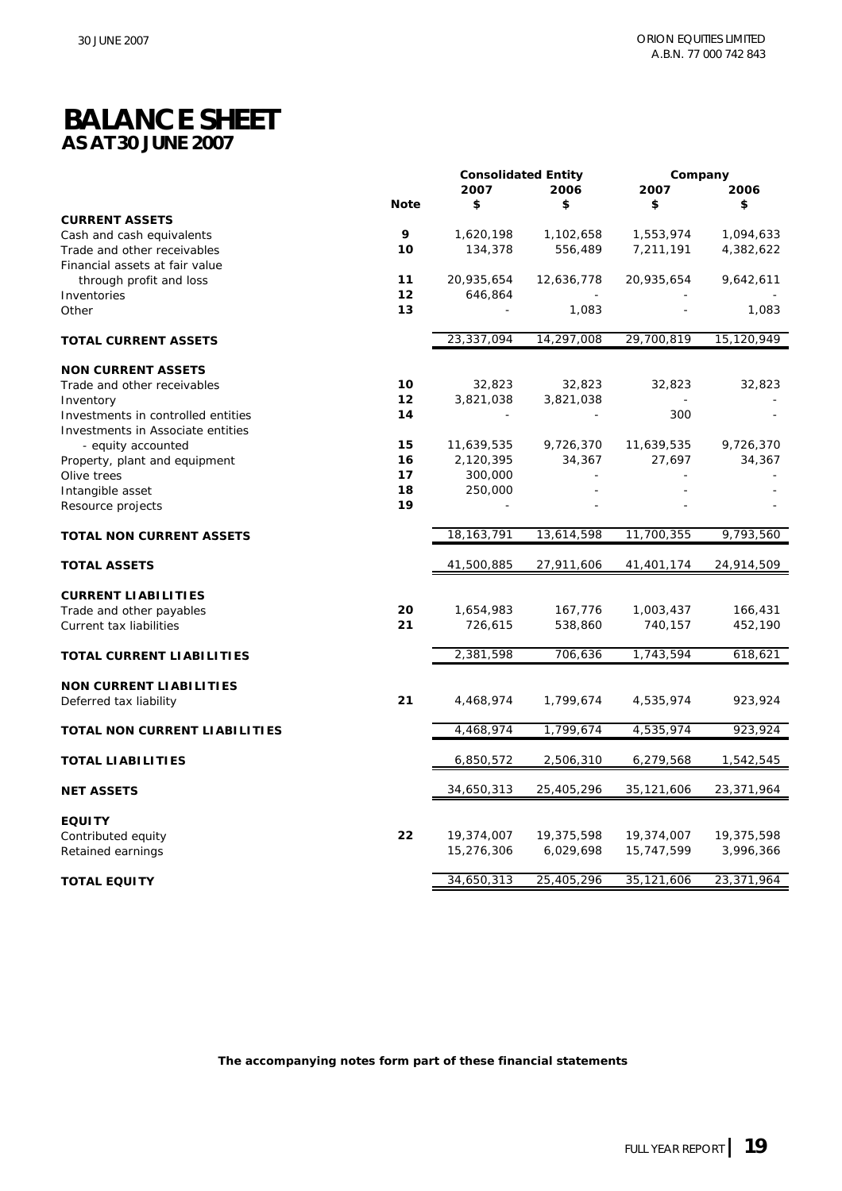# BALANCE SHEET
## AS AT 30 JUNE 2007

| | Note | Consolidated Entity 2007 $ | Consolidated Entity 2006 $ | Company 2007 $ | Company 2006 $ |
|---|---|---|---|---|---|
| **CURRENT ASSETS** | | | | | |
| Cash and cash equivalents | 9 | 1,620,198 | 1,102,658 | 1,553,974 | 1,094,633 |
| Trade and other receivables | 10 | 134,378 | 556,489 | 7,211,191 | 4,382,622 |
| Financial assets at fair value through profit and loss | 11 | 20,935,654 | 12,636,778 | 20,935,654 | 9,642,611 |
| Inventories | 12 | 646,864 | - | - | - |
| Other | 13 | - | 1,083 | - | 1,083 |
| **TOTAL CURRENT ASSETS** | | 23,337,094 | 14,297,008 | 29,700,819 | 15,120,949 |
| **NON CURRENT ASSETS** | | | | | |
| Trade and other receivables | 10 | 32,823 | 32,823 | 32,823 | 32,823 |
| Inventory | 12 | 3,821,038 | 3,821,038 | - | - |
| Investments in controlled entities | 14 | - | - | 300 | - |
| Investments in Associate entities - equity accounted | 15 | 11,639,535 | 9,726,370 | 11,639,535 | 9,726,370 |
| Property, plant and equipment | 16 | 2,120,395 | 34,367 | 27,697 | 34,367 |
| Olive trees | 17 | 300,000 | - | - | - |
| Intangible asset | 18 | 250,000 | - | - | - |
| Resource projects | 19 | - | - | - | - |
| **TOTAL NON CURRENT ASSETS** | | 18,163,791 | 13,614,598 | 11,700,355 | 9,793,560 |
| **TOTAL ASSETS** | | 41,500,885 | 27,911,606 | 41,401,174 | 24,914,509 |
| **CURRENT LIABILITIES** | | | | | |
| Trade and other payables | 20 | 1,654,983 | 167,776 | 1,003,437 | 166,431 |
| Current tax liabilities | 21 | 726,615 | 538,860 | 740,157 | 452,190 |
| **TOTAL CURRENT LIABILITIES** | | 2,381,598 | 706,636 | 1,743,594 | 618,621 |
| **NON CURRENT LIABILITIES** | | | | | |
| Deferred tax liability | 21 | 4,468,974 | 1,799,674 | 4,535,974 | 923,924 |
| **TOTAL NON CURRENT LIABILITIES** | | 4,468,974 | 1,799,674 | 4,535,974 | 923,924 |
| **TOTAL LIABILITIES** | | 6,850,572 | 2,506,310 | 6,279,568 | 1,542,545 |
| **NET ASSETS** | | 34,650,313 | 25,405,296 | 35,121,606 | 23,371,964 |
| **EQUITY** | | | | | |
| Contributed equity | 22 | 19,374,007 | 19,375,598 | 19,374,007 | 19,375,598 |
| Retained earnings | | 15,276,306 | 6,029,698 | 15,747,599 | 3,996,366 |
| **TOTAL EQUITY** | | 34,650,313 | 25,405,296 | 35,121,606 | 23,371,964 |

**The accompanying notes form part of these financial statements**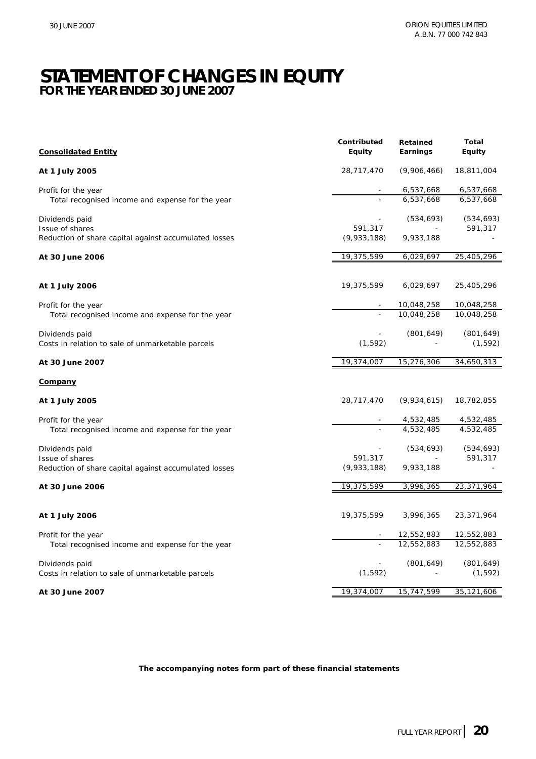# STATEMENT OF CHANGES IN EQUITY
## FOR THE YEAR ENDED 30 JUNE 2007

| **Consolidated Entity** | **Contributed Equity** | **Retained Earnings** | **Total Equity** |
|---|---|---|---|
| **At 1 July 2005** | 28,717,470 | (9,906,466) | 18,811,004 |
| Profit for the year | - | 6,537,668 | 6,537,668 |
| Total recognised income and expense for the year | - | 6,537,668 | 6,537,668 |
| Dividends paid | - | (534,693) | (534,693) |
| Issue of shares | 591,317 | - | 591,317 |
| Reduction of share capital against accumulated losses | (9,933,188) | 9,933,188 | - |
| **At 30 June 2006** | 19,375,599 | 6,029,697 | 25,405,296 |
| **At 1 July 2006** | 19,375,599 | 6,029,697 | 25,405,296 |
| Profit for the year | - | 10,048,258 | 10,048,258 |
| Total recognised income and expense for the year | - | 10,048,258 | 10,048,258 |
| Dividends paid | - | (801,649) | (801,649) |
| Costs in relation to sale of unmarketable parcels | (1,592) | - | (1,592) |
| **At 30 June 2007** | 19,374,007 | 15,276,306 | 34,650,313 |
| **Company** | | | |
| **At 1 July 2005** | 28,717,470 | (9,934,615) | 18,782,855 |
| Profit for the year | - | 4,532,485 | 4,532,485 |
| Total recognised income and expense for the year | - | 4,532,485 | 4,532,485 |
| Dividends paid | - | (534,693) | (534,693) |
| Issue of shares | 591,317 | - | 591,317 |
| Reduction of share capital against accumulated losses | (9,933,188) | 9,933,188 | - |
| **At 30 June 2006** | 19,375,599 | 3,996,365 | 23,371,964 |
| **At 1 July 2006** | 19,375,599 | 3,996,365 | 23,371,964 |
| Profit for the year | - | 12,552,883 | 12,552,883 |
| Total recognised income and expense for the year | - | 12,552,883 | 12,552,883 |
| Dividends paid | - | (801,649) | (801,649) |
| Costs in relation to sale of unmarketable parcels | (1,592) | - | (1,592) |
| **At 30 June 2007** | 19,374,007 | 15,747,599 | 35,121,606 |

**The accompanying notes form part of these financial statements**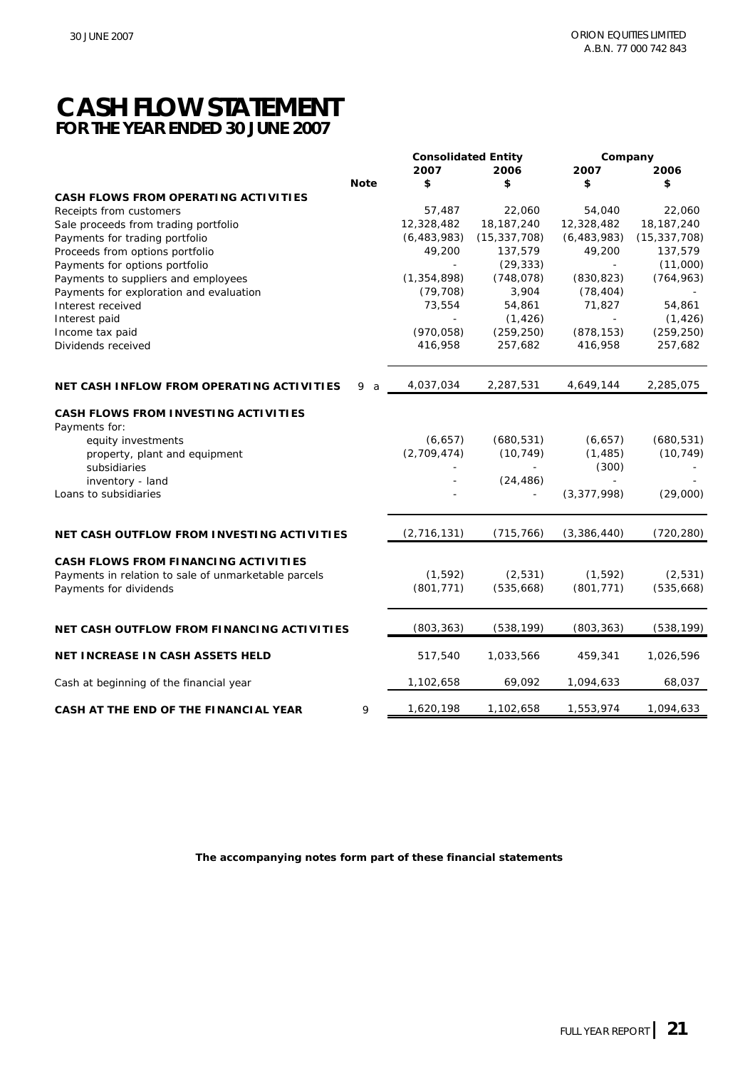# CASH FLOW STATEMENT
## FOR THE YEAR ENDED 30 JUNE 2007

| | | Consolidated Entity | | Company | |
|---|---|---|---|---|---|
| | | 2007 | 2006 | 2007 | 2006 |
| | Note | $ | $ | $ | $ |
| **CASH FLOWS FROM OPERATING ACTIVITIES** | | | | | |
| Receipts from customers | | 57,487 | 22,060 | 54,040 | 22,060 |
| Sale proceeds from trading portfolio | | 12,328,482 | 18,187,240 | 12,328,482 | 18,187,240 |
| Payments for trading portfolio | | (6,483,983) | (15,337,708) | (6,483,983) | (15,337,708) |
| Proceeds from options portfolio | | 49,200 | 137,579 | 49,200 | 137,579 |
| Payments for options portfolio | | - | (29,333) | - | (11,000) |
| Payments to suppliers and employees | | (1,354,898) | (748,078) | (830,823) | (764,963) |
| Payments for exploration and evaluation | | (79,708) | 3,904 | (78,404) | - |
| Interest received | | 73,554 | 54,861 | 71,827 | 54,861 |
| Interest paid | | - | (1,426) | - | (1,426) |
| Income tax paid | | (970,058) | (259,250) | (878,153) | (259,250) |
| Dividends received | | 416,958 | 257,682 | 416,958 | 257,682 |
| **NET CASH INFLOW FROM OPERATING ACTIVITIES** | 9 a | 4,037,034 | 2,287,531 | 4,649,144 | 2,285,075 |
| **CASH FLOWS FROM INVESTING ACTIVITIES** | | | | | |
| Payments for: | | | | | |
| equity investments | | (6,657) | (680,531) | (6,657) | (680,531) |
| property, plant and equipment | | (2,709,474) | (10,749) | (1,485) | (10,749) |
| subsidiaries | | - | - | (300) | - |
| inventory - land | | - | (24,486) | - | - |
| Loans to subsidiaries | | - | - | (3,377,998) | (29,000) |
| **NET CASH OUTFLOW FROM INVESTING ACTIVITIES** | | (2,716,131) | (715,766) | (3,386,440) | (720,280) |
| **CASH FLOWS FROM FINANCING ACTIVITIES** | | | | | |
| Payments in relation to sale of unmarketable parcels | | (1,592) | (2,531) | (1,592) | (2,531) |
| Payments for dividends | | (801,771) | (535,668) | (801,771) | (535,668) |
| **NET CASH OUTFLOW FROM FINANCING ACTIVITIES** | | (803,363) | (538,199) | (803,363) | (538,199) |
| **NET INCREASE IN CASH ASSETS HELD** | | 517,540 | 1,033,566 | 459,341 | 1,026,596 |
| Cash at beginning of the financial year | | 1,102,658 | 69,092 | 1,094,633 | 68,037 |
| **CASH AT THE END OF THE FINANCIAL YEAR** | 9 | 1,620,198 | 1,102,658 | 1,553,974 | 1,094,633 |

**The accompanying notes form part of these financial statements**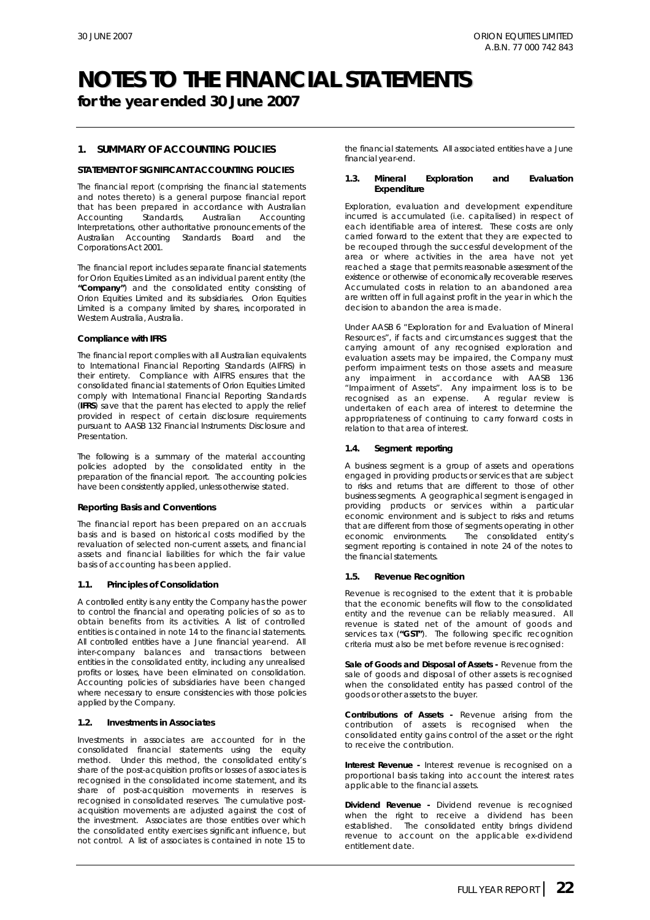# NOTES TO THE FINANCIAL STATEMENTS

**for the year ended 30 June 2007**

## 1. SUMMARY OF ACCOUNTING POLICIES

### STATEMENT OF SIGNIFICANT ACCOUNTING POLICIES

The financial report (comprising the financial statements and notes thereto) is a general purpose financial report that has been prepared in accordance with Australian Accounting Standards, Australian Accounting Interpretations, other authoritative pronouncements of the Australian Accounting Standards Board and the Corporations Act 2001.

The financial report includes separate financial statements for Orion Equities Limited as an individual parent entity (the **"Company"**) and the consolidated entity consisting of Orion Equities Limited and its subsidiaries. Orion Equities Limited is a company limited by shares, incorporated in Western Australia, Australia.

#### Compliance with IFRS

The financial report complies with all Australian equivalents to International Financial Reporting Standards (AIFRS) in their entirety. Compliance with AIFRS ensures that the consolidated financial statements of Orion Equities Limited comply with International Financial Reporting Standards (**IFRS**) save that the parent has elected to apply the relief provided in respect of certain disclosure requirements pursuant to AASB 132 Financial Instruments: Disclosure and Presentation.

The following is a summary of the material accounting policies adopted by the consolidated entity in the preparation of the financial report. The accounting policies have been consistently applied, unless otherwise stated.

#### Reporting Basis and Conventions

The financial report has been prepared on an accruals basis and is based on historical costs modified by the revaluation of selected non-current assets, and financial assets and financial liabilities for which the fair value basis of accounting has been applied.

### 1.1. Principles of Consolidation

A controlled entity is any entity the Company has the power to control the financial and operating policies of so as to obtain benefits from its activities. A list of controlled entities is contained in note 14 to the financial statements. All controlled entities have a June financial year-end. All inter-company balances and transactions between entities in the consolidated entity, including any unrealised profits or losses, have been eliminated on consolidation. Accounting policies of subsidiaries have been changed where necessary to ensure consistencies with those policies applied by the Company.

### 1.2. Investments in Associates

Investments in associates are accounted for in the consolidated financial statements using the equity method. Under this method, the consolidated entity's share of the post-acquisition profits or losses of associates is recognised in the consolidated income statement, and its share of post-acquisition movements in reserves is recognised in consolidated reserves. The cumulative post-acquisition movements are adjusted against the cost of the investment. Associates are those entities over which the consolidated entity exercises significant influence, but not control. A list of associates is contained in note 15 to the financial statements. All associated entities have a June financial year-end.

### 1.3. Mineral Exploration and Evaluation Expenditure

Exploration, evaluation and development expenditure incurred is accumulated (i.e. capitalised) in respect of each identifiable area of interest. These costs are only carried forward to the extent that they are expected to be recouped through the successful development of the area or where activities in the area have not yet reached a stage that permits reasonable assessment of the existence or otherwise of economically recoverable reserves. Accumulated costs in relation to an abandoned area are written off in full against profit in the year in which the decision to abandon the area is made.

Under AASB 6 "Exploration for and Evaluation of Mineral Resources", if facts and circumstances suggest that the carrying amount of any recognised exploration and evaluation assets may be impaired, the Company must perform impairment tests on those assets and measure any impairment in accordance with AASB 136 "Impairment of Assets". Any impairment loss is to be recognised as an expense. A regular review is undertaken of each area of interest to determine the appropriateness of continuing to carry forward costs in relation to that area of interest.

### 1.4. Segment reporting

A business segment is a group of assets and operations engaged in providing products or services that are subject to risks and returns that are different to those of other business segments. A geographical segment is engaged in providing products or services within a particular economic environment and is subject to risks and returns that are different from those of segments operating in other economic environments. The consolidated entity's segment reporting is contained in note 24 of the notes to the financial statements.

### 1.5. Revenue Recognition

Revenue is recognised to the extent that it is probable that the economic benefits will flow to the consolidated entity and the revenue can be reliably measured. All revenue is stated net of the amount of goods and services tax (**"GST"**). The following specific recognition criteria must also be met before revenue is recognised:

**Sale of Goods and Disposal of Assets -** Revenue from the sale of goods and disposal of other assets is recognised when the consolidated entity has passed control of the goods or other assets to the buyer.

**Contributions of Assets -** Revenue arising from the contribution of assets is recognised when the consolidated entity gains control of the asset or the right to receive the contribution.

**Interest Revenue -** Interest revenue is recognised on a proportional basis taking into account the interest rates applicable to the financial assets.

**Dividend Revenue -** Dividend revenue is recognised when the right to receive a dividend has been established. The consolidated entity brings dividend revenue to account on the applicable ex-dividend entitlement date.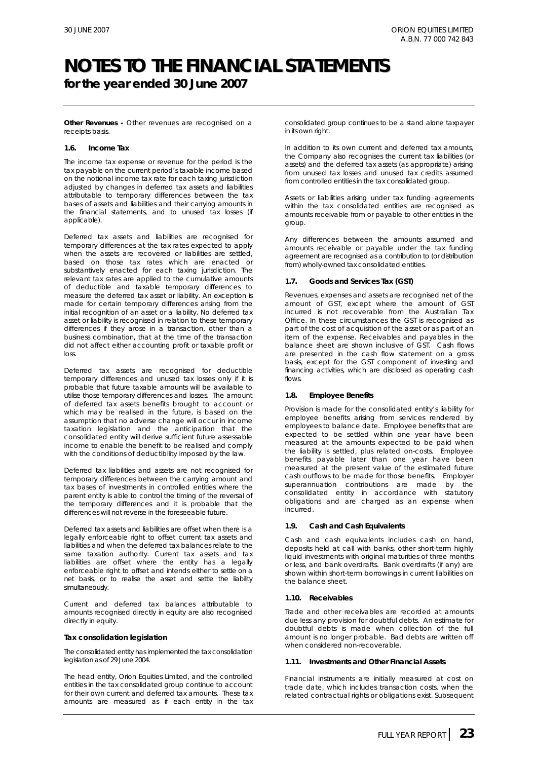# NOTES TO THE FINANCIAL STATEMENTS

## for the year ended 30 June 2007

**Other Revenues -** Other revenues are recognised on a receipts basis.

### 1.6. Income Tax

The income tax expense or revenue for the period is the tax payable on the current period's taxable income based on the notional income tax rate for each taxing jurisdiction adjusted by changes in deferred tax assets and liabilities attributable to temporary differences between the tax bases of assets and liabilities and their carrying amounts in the financial statements, and to unused tax losses (if applicable).

Deferred tax assets and liabilities are recognised for temporary differences at the tax rates expected to apply when the assets are recovered or liabilities are settled, based on those tax rates which are enacted or substantively enacted for each taxing jurisdiction. The relevant tax rates are applied to the cumulative amounts of deductible and taxable temporary differences to measure the deferred tax asset or liability. An exception is made for certain temporary differences arising from the initial recognition of an asset or a liability. No deferred tax asset or liability is recognised in relation to these temporary differences if they arose in a transaction, other than a business combination, that at the time of the transaction did not affect either accounting profit or taxable profit or loss.

Deferred tax assets are recognised for deductible temporary differences and unused tax losses only if it is probable that future taxable amounts will be available to utilise those temporary differences and losses. The amount of deferred tax assets benefits brought to account or which may be realised in the future, is based on the assumption that no adverse change will occur in income taxation legislation and the anticipation that the consolidated entity will derive sufficient future assessable income to enable the benefit to be realised and comply with the conditions of deductibility imposed by the law.

Deferred tax liabilities and assets are not recognised for temporary differences between the carrying amount and tax bases of investments in controlled entities where the parent entity is able to control the timing of the reversal of the temporary differences and it is probable that the differences will not reverse in the foreseeable future.

Deferred tax assets and liabilities are offset when there is a legally enforceable right to offset current tax assets and liabilities and when the deferred tax balances relate to the same taxation authority. Current tax assets and tax liabilities are offset where the entity has a legally enforceable right to offset and intends either to settle on a net basis, or to realise the asset and settle the liability simultaneously.

Current and deferred tax balances attributable to amounts recognised directly in equity are also recognised directly in equity.

**Tax consolidation legislation**

The consolidated entity has implemented the tax consolidation legislation as of 29 June 2004.

The head entity, Orion Equities Limited, and the controlled entities in the tax consolidated group continue to account for their own current and deferred tax amounts. These tax amounts are measured as if each entity in the tax consolidated group continues to be a stand alone taxpayer in its own right.

In addition to its own current and deferred tax amounts, the Company also recognises the current tax liabilities (or assets) and the deferred tax assets (as appropriate) arising from unused tax losses and unused tax credits assumed from controlled entities in the tax consolidated group.

Assets or liabilities arising under tax funding agreements within the tax consolidated entities are recognised as amounts receivable from or payable to other entities in the group.

Any differences between the amounts assumed and amounts receivable or payable under the tax funding agreement are recognised as a contribution to (or distribution from) wholly-owned tax consolidated entities.

### 1.7. Goods and Services Tax (GST)

Revenues, expenses and assets are recognised net of the amount of GST, except where the amount of GST incurred is not recoverable from the Australian Tax Office. In these circumstances the GST is recognised as part of the cost of acquisition of the asset or as part of an item of the expense. Receivables and payables in the balance sheet are shown inclusive of GST. Cash flows are presented in the cash flow statement on a gross basis, except for the GST component of investing and financing activities, which are disclosed as operating cash flows.

### 1.8. Employee Benefits

Provision is made for the consolidated entity's liability for employee benefits arising from services rendered by employees to balance date. Employee benefits that are expected to be settled within one year have been measured at the amounts expected to be paid when the liability is settled, plus related on-costs. Employee benefits payable later than one year have been measured at the present value of the estimated future cash outflows to be made for those benefits. Employer superannuation contributions are made by the consolidated entity in accordance with statutory obligations and are charged as an expense when incurred.

### 1.9. Cash and Cash Equivalents

Cash and cash equivalents includes cash on hand, deposits held at call with banks, other short-term highly liquid investments with original maturities of three months or less, and bank overdrafts. Bank overdrafts (if any) are shown within short-term borrowings in current liabilities on the balance sheet.

### 1.10. Receivables

Trade and other receivables are recorded at amounts due less any provision for doubtful debts. An estimate for doubtful debts is made when collection of the full amount is no longer probable. Bad debts are written off when considered non-recoverable.

### 1.11. Investments and Other Financial Assets

Financial instruments are initially measured at cost on trade date, which includes transaction costs, when the related contractual rights or obligations exist. Subsequent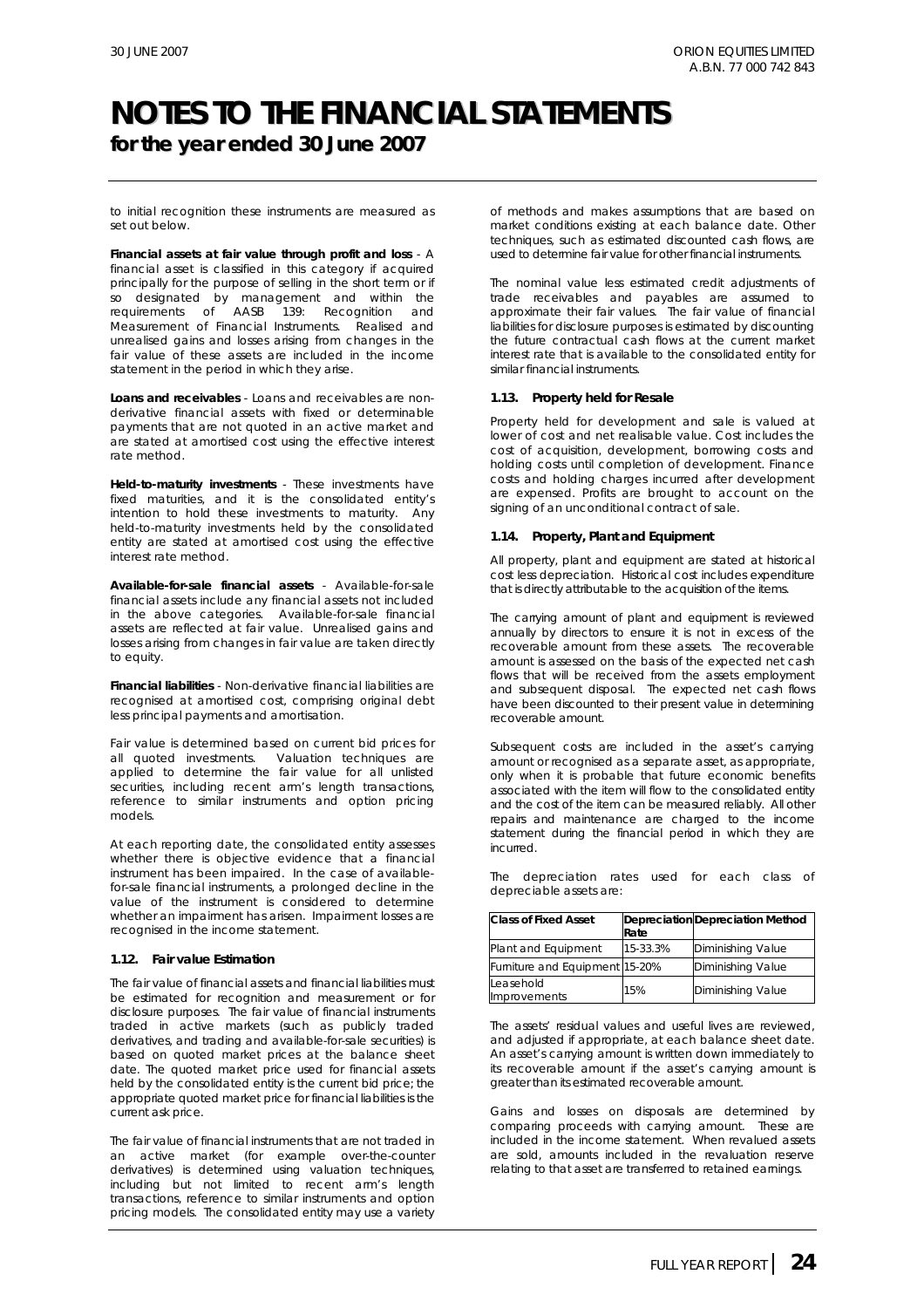to initial recognition these instruments are measured as set out below.

**Financial assets at fair value through profit and loss** - A financial asset is classified in this category if acquired principally for the purpose of selling in the short term or if so designated by management and within the requirements of AASB 139: Recognition and Measurement of Financial Instruments. Realised and unrealised gains and losses arising from changes in the fair value of these assets are included in the income statement in the period in which they arise.

**Loans and receivables** - Loans and receivables are non-derivative financial assets with fixed or determinable payments that are not quoted in an active market and are stated at amortised cost using the effective interest rate method.

**Held-to-maturity investments** - These investments have fixed maturities, and it is the consolidated entity's intention to hold these investments to maturity. Any held-to-maturity investments held by the consolidated entity are stated at amortised cost using the effective interest rate method.

**Available-for-sale financial assets** - Available-for-sale financial assets include any financial assets not included in the above categories. Available-for-sale financial assets are reflected at fair value. Unrealised gains and losses arising from changes in fair value are taken directly to equity.

**Financial liabilities** - Non-derivative financial liabilities are recognised at amortised cost, comprising original debt less principal payments and amortisation.

Fair value is determined based on current bid prices for all quoted investments. Valuation techniques are applied to determine the fair value for all unlisted securities, including recent arm's length transactions, reference to similar instruments and option pricing models.

At each reporting date, the consolidated entity assesses whether there is objective evidence that a financial instrument has been impaired. In the case of available-for-sale financial instruments, a prolonged decline in the value of the instrument is considered to determine whether an impairment has arisen. Impairment losses are recognised in the income statement.

### 1.12. Fair value Estimation

The fair value of financial assets and financial liabilities must be estimated for recognition and measurement or for disclosure purposes. The fair value of financial instruments traded in active markets (such as publicly traded derivatives, and trading and available-for-sale securities) is based on quoted market prices at the balance sheet date. The quoted market price used for financial assets held by the consolidated entity is the current bid price; the appropriate quoted market price for financial liabilities is the current ask price.

The fair value of financial instruments that are not traded in an active market (for example over-the-counter derivatives) is determined using valuation techniques, including but not limited to recent arm's length transactions, reference to similar instruments and option pricing models. The consolidated entity may use a variety of methods and makes assumptions that are based on market conditions existing at each balance date. Other techniques, such as estimated discounted cash flows, are used to determine fair value for other financial instruments.

The nominal value less estimated credit adjustments of trade receivables and payables are assumed to approximate their fair values. The fair value of financial liabilities for disclosure purposes is estimated by discounting the future contractual cash flows at the current market interest rate that is available to the consolidated entity for similar financial instruments.

### 1.13. Property held for Resale

Property held for development and sale is valued at lower of cost and net realisable value. Cost includes the cost of acquisition, development, borrowing costs and holding costs until completion of development. Finance costs and holding charges incurred after development are expensed. Profits are brought to account on the signing of an unconditional contract of sale.

### 1.14. Property, Plant and Equipment

All property, plant and equipment are stated at historical cost less depreciation. Historical cost includes expenditure that is directly attributable to the acquisition of the items.

The carrying amount of plant and equipment is reviewed annually by directors to ensure it is not in excess of the recoverable amount from these assets. The recoverable amount is assessed on the basis of the expected net cash flows that will be received from the assets employment and subsequent disposal. The expected net cash flows have been discounted to their present value in determining recoverable amount.

Subsequent costs are included in the asset's carrying amount or recognised as a separate asset, as appropriate, only when it is probable that future economic benefits associated with the item will flow to the consolidated entity and the cost of the item can be measured reliably. All other repairs and maintenance are charged to the income statement during the financial period in which they are incurred.

The depreciation rates used for each class of depreciable assets are:

| Class of Fixed Asset | Depreciation Rate | Depreciation Method |
|---|---|---|
| Plant and Equipment | 15-33.3% | Diminishing Value |
| Furniture and Equipment | 15-20% | Diminishing Value |
| Leasehold Improvements | 15% | Diminishing Value |

The assets' residual values and useful lives are reviewed, and adjusted if appropriate, at each balance sheet date. An asset's carrying amount is written down immediately to its recoverable amount if the asset's carrying amount is greater than its estimated recoverable amount.

Gains and losses on disposals are determined by comparing proceeds with carrying amount. These are included in the income statement. When revalued assets are sold, amounts included in the revaluation reserve relating to that asset are transferred to retained earnings.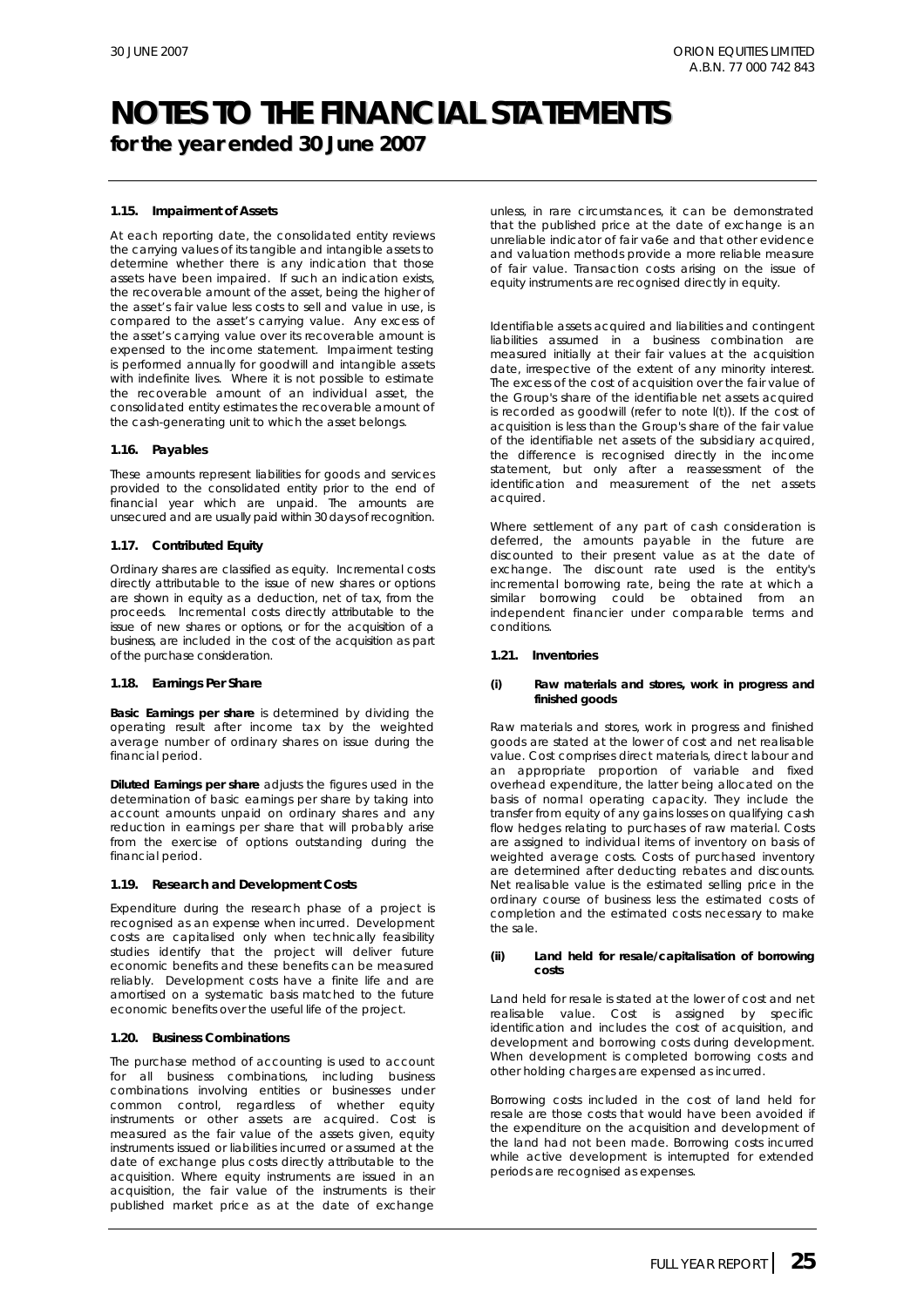# NOTES TO THE FINANCIAL STATEMENTS

**for the year ended 30 June 2007**

### 1.15. Impairment of Assets

At each reporting date, the consolidated entity reviews the carrying values of its tangible and intangible assets to determine whether there is any indication that those assets have been impaired. If such an indication exists, the recoverable amount of the asset, being the higher of the asset's fair value less costs to sell and value in use, is compared to the asset's carrying value. Any excess of the asset's carrying value over its recoverable amount is expensed to the income statement. Impairment testing is performed annually for goodwill and intangible assets with indefinite lives. Where it is not possible to estimate the recoverable amount of an individual asset, the consolidated entity estimates the recoverable amount of the cash-generating unit to which the asset belongs.

### 1.16. Payables

These amounts represent liabilities for goods and services provided to the consolidated entity prior to the end of financial year which are unpaid. The amounts are unsecured and are usually paid within 30 days of recognition.

### 1.17. Contributed Equity

Ordinary shares are classified as equity. Incremental costs directly attributable to the issue of new shares or options are shown in equity as a deduction, net of tax, from the proceeds. Incremental costs directly attributable to the issue of new shares or options, or for the acquisition of a business, are included in the cost of the acquisition as part of the purchase consideration.

### 1.18. Earnings Per Share

**Basic Earnings per share** is determined by dividing the operating result after income tax by the weighted average number of ordinary shares on issue during the financial period.

**Diluted Earnings per share** adjusts the figures used in the determination of basic earnings per share by taking into account amounts unpaid on ordinary shares and any reduction in earnings per share that will probably arise from the exercise of options outstanding during the financial period.

### 1.19. Research and Development Costs

Expenditure during the research phase of a project is recognised as an expense when incurred. Development costs are capitalised only when technically feasibility studies identify that the project will deliver future economic benefits and these benefits can be measured reliably. Development costs have a finite life and are amortised on a systematic basis matched to the future economic benefits over the useful life of the project.

### 1.20. Business Combinations

The purchase method of accounting is used to account for all business combinations, including business combinations involving entities or businesses under common control, regardless of whether equity instruments or other assets are acquired. Cost is measured as the fair value of the assets given, equity instruments issued or liabilities incurred or assumed at the date of exchange plus costs directly attributable to the acquisition. Where equity instruments are issued in an acquisition, the fair value of the instruments is their published market price as at the date of exchange unless, in rare circumstances, it can be demonstrated that the published price at the date of exchange is an unreliable indicator of fair va6e and that other evidence and valuation methods provide a more reliable measure of fair value. Transaction costs arising on the issue of equity instruments are recognised directly in equity.

Identifiable assets acquired and liabilities and contingent liabilities assumed in a business combination are measured initially at their fair values at the acquisition date, irrespective of the extent of any minority interest. The excess of the cost of acquisition over the fair value of the Group's share of the identifiable net assets acquired is recorded as goodwill (refer to note l(t)). If the cost of acquisition is less than the Group's share of the fair value of the identifiable net assets of the subsidiary acquired, the difference is recognised directly in the income statement, but only after a reassessment of the identification and measurement of the net assets acquired.

Where settlement of any part of cash consideration is deferred, the amounts payable in the future are discounted to their present value as at the date of exchange. The discount rate used is the entity's incremental borrowing rate, being the rate at which a similar borrowing could be obtained from an independent financier under comparable terms and conditions.

### 1.21. Inventories

#### (i) Raw materials and stores, work in progress and finished goods

Raw materials and stores, work in progress and finished goods are stated at the lower of cost and net realisable value. Cost comprises direct materials, direct labour and an appropriate proportion of variable and fixed overhead expenditure, the latter being allocated on the basis of normal operating capacity. They include the transfer from equity of any gains losses on qualifying cash flow hedges relating to purchases of raw material. Costs are assigned to individual items of inventory on basis of weighted average costs. Costs of purchased inventory are determined after deducting rebates and discounts. Net realisable value is the estimated selling price in the ordinary course of business less the estimated costs of completion and the estimated costs necessary to make the sale.

#### (ii) Land held for resale/capitalisation of borrowing costs

Land held for resale is stated at the lower of cost and net realisable value. Cost is assigned by specific identification and includes the cost of acquisition, and development and borrowing costs during development. When development is completed borrowing costs and other holding charges are expensed as incurred.

Borrowing costs included in the cost of land held for resale are those costs that would have been avoided if the expenditure on the acquisition and development of the land had not been made. Borrowing costs incurred while active development is interrupted for extended periods are recognised as expenses.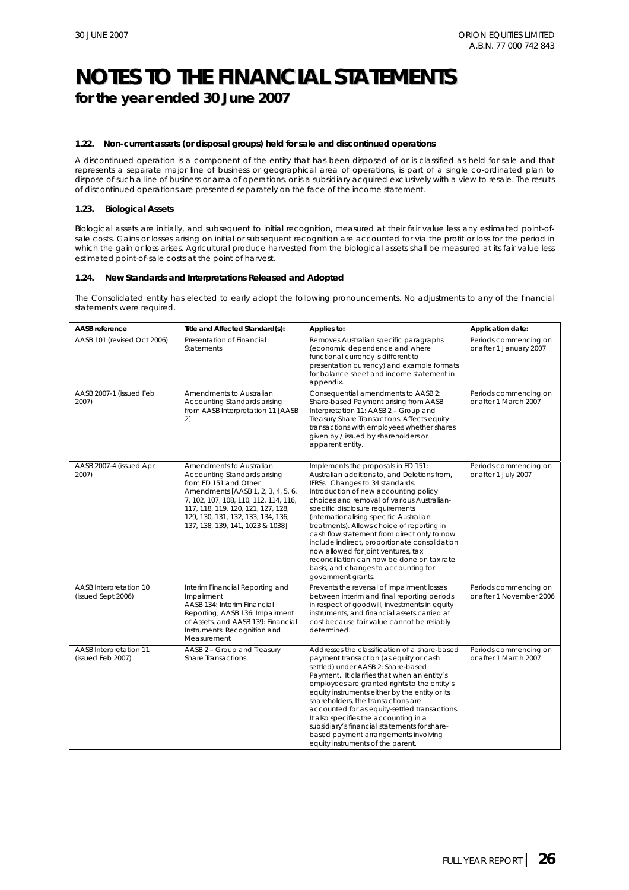# NOTES TO THE FINANCIAL STATEMENTS

**for the year ended 30 June 2007**

### 1.22. Non-current assets (or disposal groups) held for sale and discontinued operations

A discontinued operation is a component of the entity that has been disposed of or is classified as held for sale and that represents a separate major line of business or geographical area of operations, is part of a single co-ordinated plan to dispose of such a line of business or area of operations, or is a subsidiary acquired exclusively with a view to resale. The results of discontinued operations are presented separately on the face of the income statement.

### 1.23. Biological Assets

Biological assets are initially, and subsequent to initial recognition, measured at their fair value less any estimated point-of-sale costs. Gains or losses arising on initial or subsequent recognition are accounted for via the profit or loss for the period in which the gain or loss arises. Agricultural produce harvested from the biological assets shall be measured at its fair value less estimated point-of-sale costs at the point of harvest.

### 1.24. New Standards and Interpretations Released and Adopted

The Consolidated entity has elected to early adopt the following pronouncements. No adjustments to any of the financial statements were required.

| AASB reference | Title and Affected Standard(s): | Applies to: | Application date: |
|---|---|---|---|
| AASB 101 (revised Oct 2006) | Presentation of Financial Statements | Removes Australian specific paragraphs (economic dependence and where functional currency is different to presentation currency) and example formats for balance sheet and income statement in appendix. | Periods commencing on or after 1 January 2007 |
| AASB 2007-1 (issued Feb 2007) | Amendments to Australian Accounting Standards arising from AASB Interpretation 11 [AASB 2] | Consequential amendments to AASB 2: Share-based Payment arising from AASB Interpretation 11: AASB 2 – Group and Treasury Share Transactions. Affects equity transactions with employees whether shares given by / issued by shareholders or apparent entity. | Periods commencing on or after 1 March 2007 |
| AASB 2007-4 (issued Apr 2007) | Amendments to Australian Accounting Standards arising from ED 151 and Other Amendments [AASB 1, 2, 3, 4, 5, 6, 7, 102, 107, 108, 110, 112, 114, 116, 117, 118, 119, 120, 121, 127, 128, 129, 130, 131, 132, 133, 134, 136, 137, 138, 139, 141, 1023 & 1038] | Implements the proposals in ED 151: Australian additions to, and Deletions from, IFRSs. Changes to 34 standards. Introduction of new accounting policy choices and removal of various Australian-specific disclosure requirements (internationalising specific Australian treatments). Allows choice of reporting in cash flow statement from direct only to now include indirect, proportionate consolidation now allowed for joint ventures, tax reconciliation can now be done on tax rate basis, and changes to accounting for government grants. | Periods commencing on or after 1 July 2007 |
| AASB Interpretation 10 (issued Sept 2006) | Interim Financial Reporting and Impairment AASB 134: Interim Financial Reporting, AASB 136: Impairment of Assets, and AASB 139: Financial Instruments: Recognition and Measurement | Prevents the reversal of impairment losses between interim and final reporting periods in respect of goodwill, investments in equity instruments, and financial assets carried at cost because fair value cannot be reliably determined. | Periods commencing on or after 1 November 2006 |
| AASB Interpretation 11 (issued Feb 2007) | AASB 2 – Group and Treasury Share Transactions | Addresses the classification of a share-based payment transaction (as equity or cash settled) under AASB 2: Share-based Payment. It clarifies that when an entity's employees are granted rights to the entity's equity instruments either by the entity or its shareholders, the transactions are accounted for as equity-settled transactions. It also specifies the accounting in a subsidiary's financial statements for share-based payment arrangements involving equity instruments of the parent. | Periods commencing on or after 1 March 2007 |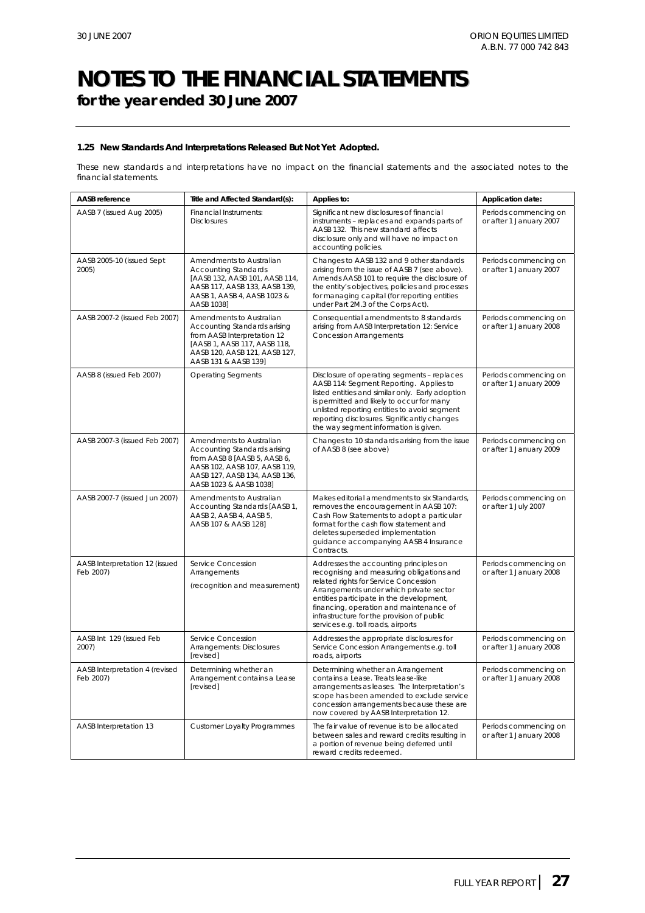# NOTES TO THE FINANCIAL STATEMENTS

## for the year ended 30 June 2007

### 1.25 New Standards And Interpretations Released But Not Yet Adopted.

These new standards and interpretations have no impact on the financial statements and the associated notes to the financial statements.

| AASB reference | Title and Affected Standard(s): | Applies to: | Application date: |
|---|---|---|---|
| AASB 7 (issued Aug 2005) | Financial Instruments: Disclosures | Significant new disclosures of financial instruments – replaces and expands parts of AASB 132. This new standard affects disclosure only and will have no impact on accounting policies. | Periods commencing on or after 1 January 2007 |
| AASB 2005-10 (issued Sept 2005) | Amendments to Australian Accounting Standards [AASB 132, AASB 101, AASB 114, AASB 117, AASB 133, AASB 139, AASB 1, AASB 4, AASB 1023 & AASB 1038] | Changes to AASB 132 and 9 other standards arising from the issue of AASB 7 (see above). Amends AASB 101 to require the disclosure of the entity's objectives, policies and processes for managing capital (for reporting entities under Part 2M.3 of the Corps Act). | Periods commencing on or after 1 January 2007 |
| AASB 2007-2 (issued Feb 2007) | Amendments to Australian Accounting Standards arising from AASB Interpretation 12 [AASB 1, AASB 117, AASB 118, AASB 120, AASB 121, AASB 127, AASB 131 & AASB 139] | Consequential amendments to 8 standards arising from AASB Interpretation 12: Service Concession Arrangements | Periods commencing on or after 1 January 2008 |
| AASB 8 (issued Feb 2007) | Operating Segments | Disclosure of operating segments – replaces AASB 114: Segment Reporting. Applies to listed entities and similar only. Early adoption is permitted and likely to occur for many unlisted reporting entities to avoid segment reporting disclosures. Significantly changes the way segment information is given. | Periods commencing on or after 1 January 2009 |
| AASB 2007-3 (issued Feb 2007) | Amendments to Australian Accounting Standards arising from AASB 8 [AASB 5, AASB 6, AASB 102, AASB 107, AASB 119, AASB 127, AASB 134, AASB 136, AASB 1023 & AASB 1038] | Changes to 10 standards arising from the issue of AASB 8 (see above) | Periods commencing on or after 1 January 2009 |
| AASB 2007-7 (issued Jun 2007) | Amendments to Australian Accounting Standards [AASB 1, AASB 2, AASB 4, AASB 5, AASB 107 & AASB 128] | Makes editorial amendments to six Standards, removes the encouragement in AASB 107: Cash Flow Statements to adopt a particular format for the cash flow statement and deletes superseded implementation guidance accompanying AASB 4 Insurance Contracts. | Periods commencing on or after 1 July 2007 |
| AASB Interpretation 12 (issued Feb 2007) | Service Concession Arrangements (recognition and measurement) | Addresses the accounting principles on recognising and measuring obligations and related rights for Service Concession Arrangements under which private sector entities participate in the development, financing, operation and maintenance of infrastructure for the provision of public services e.g. toll roads, airports | Periods commencing on or after 1 January 2008 |
| AASB Int 129 (issued Feb 2007) | Service Concession Arrangements: Disclosures [revised] | Addresses the appropriate disclosures for Service Concession Arrangements e.g. toll roads, airports | Periods commencing on or after 1 January 2008 |
| AASB Interpretation 4 (revised Feb 2007) | Determining whether an Arrangement contains a Lease [revised] | Determining whether an Arrangement contains a Lease. Treats lease-like arrangements as leases. The Interpretation's scope has been amended to exclude service concession arrangements because these are now covered by AASB Interpretation 12. | Periods commencing on or after 1 January 2008 |
| AASB Interpretation 13 | Customer Loyalty Programmes | The fair value of revenue is to be allocated between sales and reward credits resulting in a portion of revenue being deferred until reward credits redeemed. | Periods commencing on or after 1 January 2008 |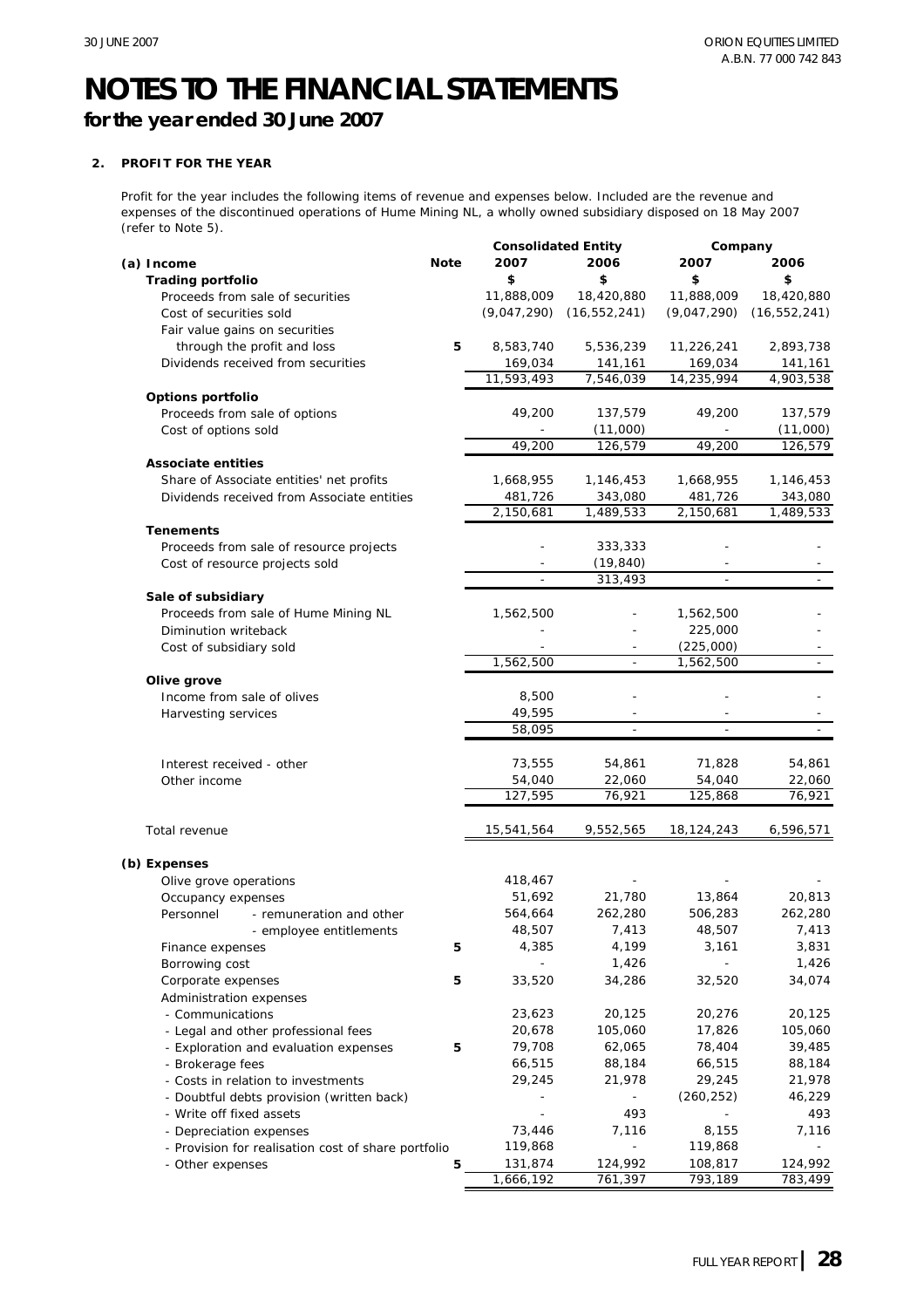# NOTES TO THE FINANCIAL STATEMENTS

## for the year ended 30 June 2007

### 2. PROFIT FOR THE YEAR

Profit for the year includes the following items of revenue and expenses below. Included are the revenue and expenses of the discontinued operations of Hume Mining NL, a wholly owned subsidiary disposed on 18 May 2007 (refer to Note 5).

| | Note | Consolidated Entity 2007 | Consolidated Entity 2006 | Company 2007 | Company 2006 |
|---|---|---|---|---|---|
| **(a) Income** | | $ | $ | $ | $ |
| **Trading portfolio** | | | | | |
| Proceeds from sale of securities | | 11,888,009 | 18,420,880 | 11,888,009 | 18,420,880 |
| Cost of securities sold | | (9,047,290) | (16,552,241) | (9,047,290) | (16,552,241) |
| Fair value gains on securities through the profit and loss | 5 | 8,583,740 | 5,536,239 | 11,226,241 | 2,893,738 |
| Dividends received from securities | | 169,034 | 141,161 | 169,034 | 141,161 |
| | | 11,593,493 | 7,546,039 | 14,235,994 | 4,903,538 |
| **Options portfolio** | | | | | |
| Proceeds from sale of options | | 49,200 | 137,579 | 49,200 | 137,579 |
| Cost of options sold | | - | (11,000) | - | (11,000) |
| | | 49,200 | 126,579 | 49,200 | 126,579 |
| **Associate entities** | | | | | |
| Share of Associate entities' net profits | | 1,668,955 | 1,146,453 | 1,668,955 | 1,146,453 |
| Dividends received from Associate entities | | 481,726 | 343,080 | 481,726 | 343,080 |
| | | 2,150,681 | 1,489,533 | 2,150,681 | 1,489,533 |
| **Tenements** | | | | | |
| Proceeds from sale of resource projects | | - | 333,333 | - | - |
| Cost of resource projects sold | | - | (19,840) | - | - |
| | | - | 313,493 | - | - |
| **Sale of subsidiary** | | | | | |
| Proceeds from sale of Hume Mining NL | | 1,562,500 | - | 1,562,500 | - |
| Diminution writeback | | - | - | 225,000 | - |
| Cost of subsidiary sold | | - | - | (225,000) | - |
| | | 1,562,500 | - | 1,562,500 | - |
| **Olive grove** | | | | | |
| Income from sale of olives | | 8,500 | - | - | - |
| Harvesting services | | 49,595 | - | - | - |
| | | 58,095 | - | - | - |
| Interest received - other | | 73,555 | 54,861 | 71,828 | 54,861 |
| Other income | | 54,040 | 22,060 | 54,040 | 22,060 |
| | | 127,595 | 76,921 | 125,868 | 76,921 |
| Total revenue | | 15,541,564 | 9,552,565 | 18,124,243 | 6,596,571 |
| **(b) Expenses** | | | | | |
| Olive grove operations | | 418,467 | - | - | - |
| Occupancy expenses | | 51,692 | 21,780 | 13,864 | 20,813 |
| Personnel - remuneration and other | | 564,664 | 262,280 | 506,283 | 262,280 |
| - employee entitlements | | 48,507 | 7,413 | 48,507 | 7,413 |
| Finance expenses | 5 | 4,385 | 4,199 | 3,161 | 3,831 |
| Borrowing cost | | - | 1,426 | - | 1,426 |
| Corporate expenses | 5 | 33,520 | 34,286 | 32,520 | 34,074 |
| Administration expenses | | | | | |
| - Communications | | 23,623 | 20,125 | 20,276 | 20,125 |
| - Legal and other professional fees | | 20,678 | 105,060 | 17,826 | 105,060 |
| - Exploration and evaluation expenses | 5 | 79,708 | 62,065 | 78,404 | 39,485 |
| - Brokerage fees | | 66,515 | 88,184 | 66,515 | 88,184 |
| - Costs in relation to investments | | 29,245 | 21,978 | 29,245 | 21,978 |
| - Doubtful debts provision (written back) | | - | - | (260,252) | 46,229 |
| - Write off fixed assets | | - | 493 | - | 493 |
| - Depreciation expenses | | 73,446 | 7,116 | 8,155 | 7,116 |
| - Provision for realisation cost of share portfolio | | 119,868 | - | 119,868 | - |
| - Other expenses | 5 | 131,874 | 124,992 | 108,817 | 124,992 |
| | | 1,666,192 | 761,397 | 793,189 | 783,499 |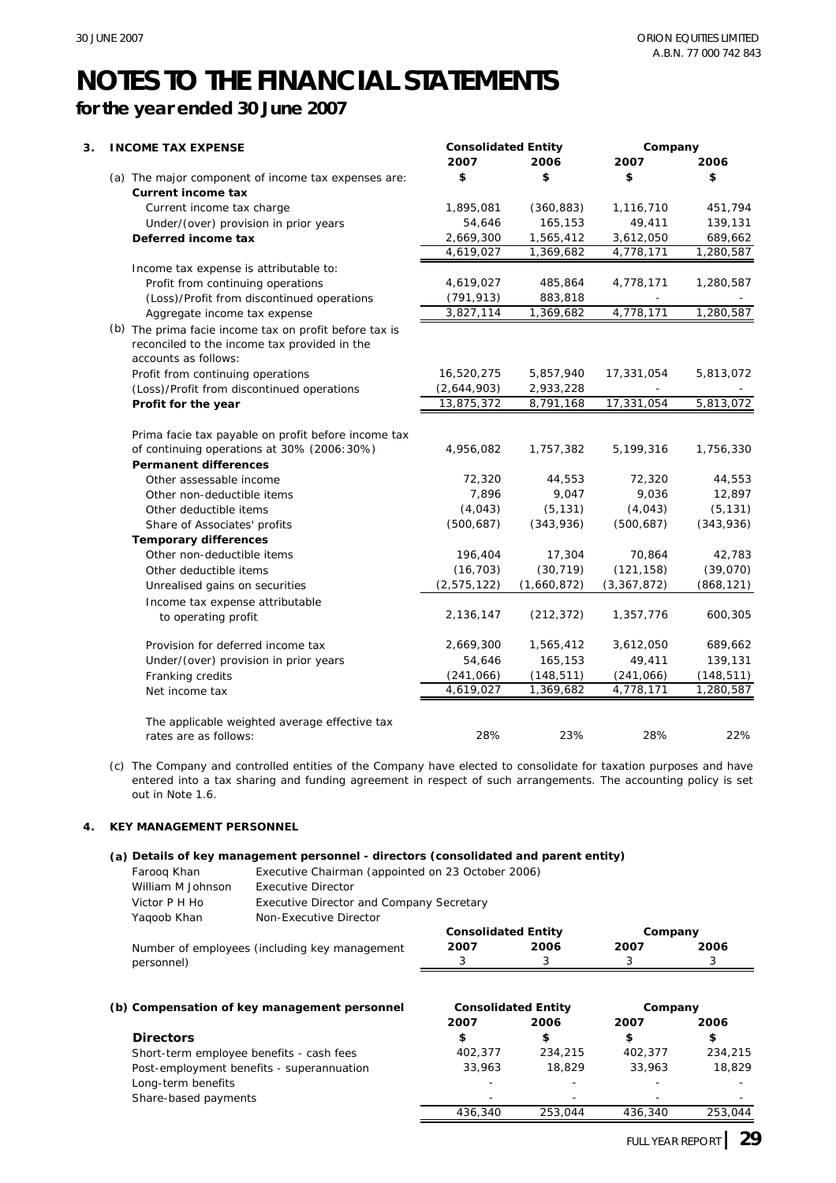# NOTES TO THE FINANCIAL STATEMENTS

## for the year ended 30 June 2007

### 3. INCOME TAX EXPENSE

| | Consolidated Entity | | Company | |
|---|---|---|---|---|
| | 2007 | 2006 | 2007 | 2006 |
| (a) The major component of income tax expenses are: | $ | $ | $ | $ |
| **Current income tax** | | | | |
| Current income tax charge | 1,895,081 | (360,883) | 1,116,710 | 451,794 |
| Under/(over) provision in prior years | 54,646 | 165,153 | 49,411 | 139,131 |
| **Deferred income tax** | 2,669,300 | 1,565,412 | 3,612,050 | 689,662 |
| | 4,619,027 | 1,369,682 | 4,778,171 | 1,280,587 |
| Income tax expense is attributable to: | | | | |
| Profit from continuing operations | 4,619,027 | 485,864 | 4,778,171 | 1,280,587 |
| (Loss)/Profit from discontinued operations | (791,913) | 883,818 | - | - |
| Aggregate income tax expense | 3,827,114 | 1,369,682 | 4,778,171 | 1,280,587 |
| (b) The prima facie income tax on profit before tax is reconciled to the income tax provided in the accounts as follows: | | | | |
| Profit from continuing operations | 16,520,275 | 5,857,940 | 17,331,054 | 5,813,072 |
| (Loss)/Profit from discontinued operations | (2,644,903) | 2,933,228 | - | - |
| **Profit for the year** | 13,875,372 | 8,791,168 | 17,331,054 | 5,813,072 |
| Prima facie tax payable on profit before income tax of continuing operations at 30% (2006:30%) | 4,956,082 | 1,757,382 | 5,199,316 | 1,756,330 |
| **Permanent differences** | | | | |
| Other assessable income | 72,320 | 44,553 | 72,320 | 44,553 |
| Other non-deductible items | 7,896 | 9,047 | 9,036 | 12,897 |
| Other deductible items | (4,043) | (5,131) | (4,043) | (5,131) |
| Share of Associates' profits | (500,687) | (343,936) | (500,687) | (343,936) |
| **Temporary differences** | | | | |
| Other non-deductible items | 196,404 | 17,304 | 70,864 | 42,783 |
| Other deductible items | (16,703) | (30,719) | (121,158) | (39,070) |
| Unrealised gains on securities | (2,575,122) | (1,660,872) | (3,367,872) | (868,121) |
| Income tax expense attributable to operating profit | 2,136,147 | (212,372) | 1,357,776 | 600,305 |
| Provision for deferred income tax | 2,669,300 | 1,565,412 | 3,612,050 | 689,662 |
| Under/(over) provision in prior years | 54,646 | 165,153 | 49,411 | 139,131 |
| Franking credits | (241,066) | (148,511) | (241,066) | (148,511) |
| Net income tax | 4,619,027 | 1,369,682 | 4,778,171 | 1,280,587 |
| The applicable weighted average effective tax rates are as follows: | 28% | 23% | 28% | 22% |

(c) The Company and controlled entities of the Company have elected to consolidate for taxation purposes and have entered into a tax sharing and funding agreement in respect of such arrangements. The accounting policy is set out in Note 1.6.

### 4. KEY MANAGEMENT PERSONNEL

**(a) Details of key management personnel - directors (consolidated and parent entity)**

| | |
|---|---|
| Farooq Khan | Executive Chairman (appointed on 23 October 2006) |
| William M Johnson | Executive Director |
| Victor P H Ho | Executive Director and Company Secretary |
| Yaqoob Khan | Non-Executive Director |

| | Consolidated Entity | | Company | |
|---|---|---|---|---|
| | 2007 | 2006 | 2007 | 2006 |
| Number of employees (including key management personnel) | 3 | 3 | 3 | 3 |

| (b) Compensation of key management personnel | Consolidated Entity | | Company | |
|---|---|---|---|---|
| | 2007 | 2006 | 2007 | 2006 |
| **Directors** | $ | $ | $ | $ |
| Short-term employee benefits - cash fees | 402,377 | 234,215 | 402,377 | 234,215 |
| Post-employment benefits - superannuation | 33,963 | 18,829 | 33,963 | 18,829 |
| Long-term benefits | - | - | - | - |
| Share-based payments | - | - | - | - |
| | 436,340 | 253,044 | 436,340 | 253,044 |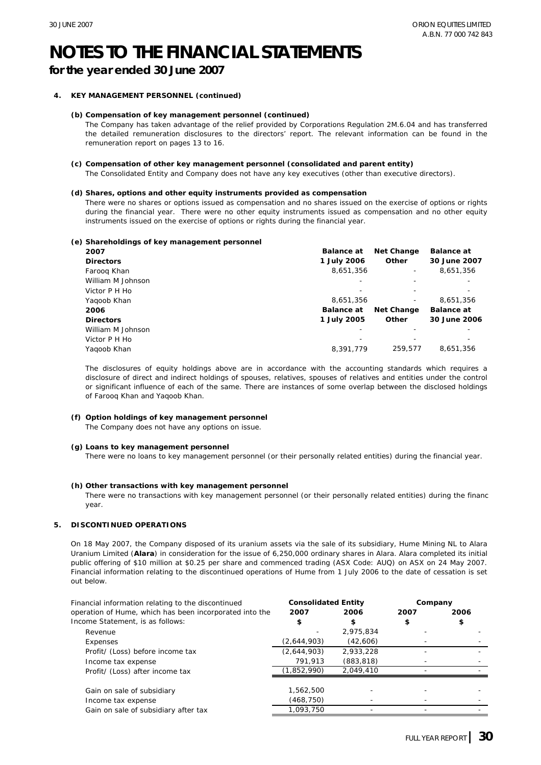# NOTES TO THE FINANCIAL STATEMENTS

*for the year ended 30 June 2007*

## 4. KEY MANAGEMENT PERSONNEL (continued)

### (b) Compensation of key management personnel (continued)

The Company has taken advantage of the relief provided by Corporations Regulation 2M.6.04 and has transferred the detailed remuneration disclosures to the directors' report. The relevant information can be found in the remuneration report on pages 13 to 16.

### (c) Compensation of other key management personnel (consolidated and parent entity)

The Consolidated Entity and Company does not have any key executives (other than executive directors).

### (d) Shares, options and other equity instruments provided as compensation

There were no shares or options issued as compensation and no shares issued on the exercise of options or rights during the financial year. There were no other equity instruments issued as compensation and no other equity instruments issued on the exercise of options or rights during the financial year.

### (e) Shareholdings of key management personnel

| **2007** | **Balance at** | **Net Change** | **Balance at** |
|---|---|---|---|
| **Directors** | **1 July 2006** | **Other** | **30 June 2007** |
| Farooq Khan | 8,651,356 | - | 8,651,356 |
| William M Johnson | - | - | - |
| Victor P H Ho | - | - | - |
| Yaqoob Khan | 8,651,356 | - | 8,651,356 |
| **2006** | **Balance at** | **Net Change** | **Balance at** |
| **Directors** | **1 July 2005** | **Other** | **30 June 2006** |
| William M Johnson | - | - | - |
| Victor P H Ho | - | - | - |
| Yaqoob Khan | 8,391,779 | 259,577 | 8,651,356 |

The disclosures of equity holdings above are in accordance with the accounting standards which requires a disclosure of direct and indirect holdings of spouses, relatives, spouses of relatives and entities under the control or significant influence of each of the same. There are instances of some overlap between the disclosed holdings of Farooq Khan and Yaqoob Khan.

### (f) Option holdings of key management personnel

The Company does not have any options on issue.

### (g) Loans to key management personnel

There were no loans to key management personnel (or their personally related entities) during the financial year.

### (h) Other transactions with key management personnel

There were no transactions with key management personnel (or their personally related entities) during the financ year.

## 5. DISCONTINUED OPERATIONS

On 18 May 2007, the Company disposed of its uranium assets via the sale of its subsidiary, Hume Mining NL to Alara Uranium Limited (**Alara**) in consideration for the issue of 6,250,000 ordinary shares in Alara. Alara completed its initial public offering of $10 million at $0.25 per share and commenced trading (ASX Code: AUQ) on ASX on 24 May 2007. Financial information relating to the discontinued operations of Hume from 1 July 2006 to the date of cessation is set out below.

| Financial information relating to the discontinued operation of Hume, which has been incorporated into the Income Statement, is as follows: | **Consolidated Entity** | | **Company** | |
|---|---|---|---|---|
| | **2007** | **2006** | **2007** | **2006** |
| | **$** | **$** | **$** | **$** |
| Revenue | - | 2,975,834 | - | - |
| Expenses | (2,644,903) | (42,606) | - | - |
| Profit/ (Loss) before income tax | (2,644,903) | 2,933,228 | - | - |
| Income tax expense | 791,913 | (883,818) | - | - |
| Profit/ (Loss) after income tax | (1,852,990) | 2,049,410 | - | - |
| | | | | |
| Gain on sale of subsidiary | 1,562,500 | - | - | - |
| Income tax expense | (468,750) | - | - | - |
| Gain on sale of subsidiary after tax | 1,093,750 | - | - | - |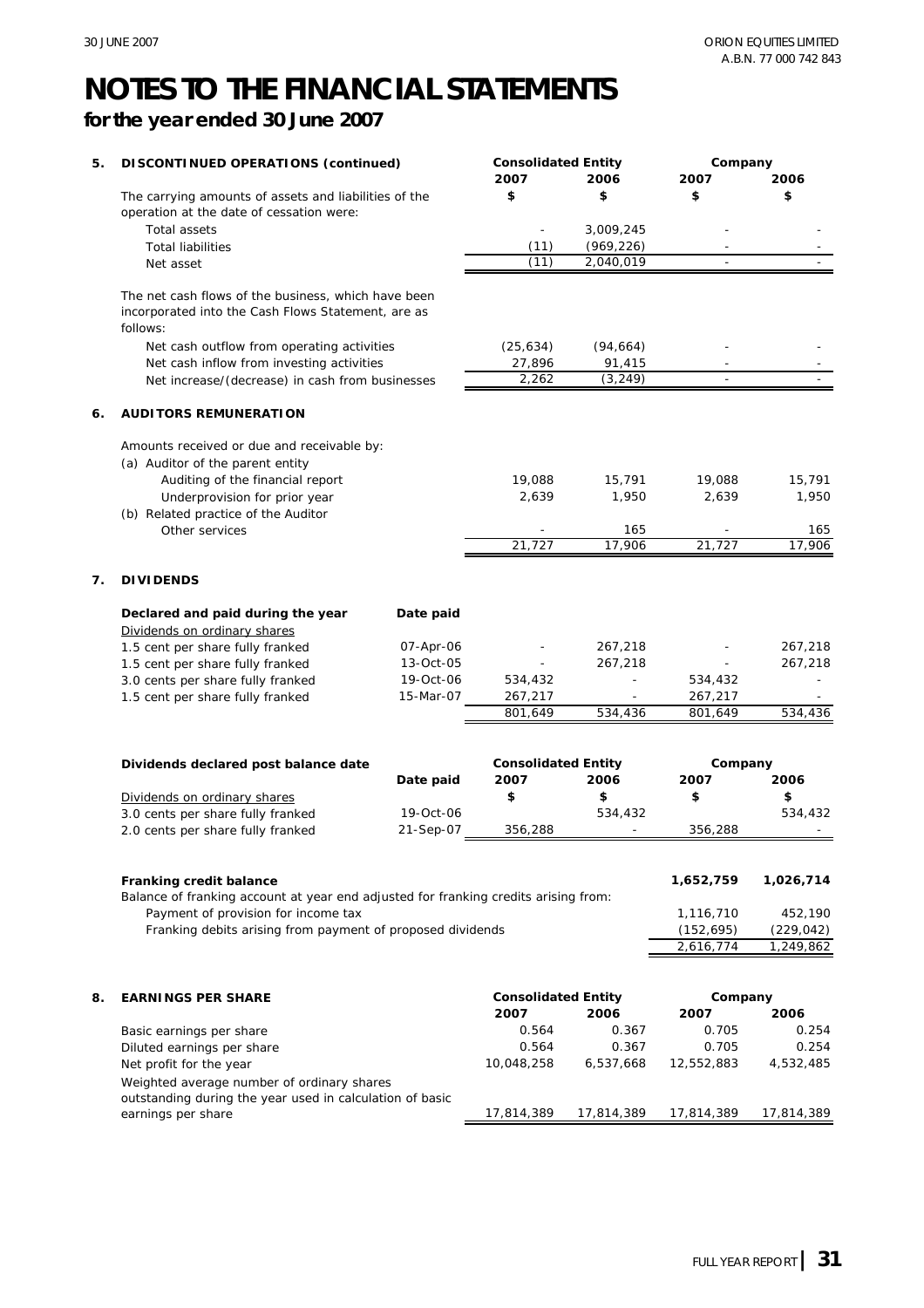# NOTES TO THE FINANCIAL STATEMENTS

## for the year ended 30 June 2007

### 5. DISCONTINUED OPERATIONS (continued)

| | Consolidated Entity 2007 | Consolidated Entity 2006 | Company 2007 | Company 2006 |
|---|---|---|---|---|
| The carrying amounts of assets and liabilities of the operation at the date of cessation were: | $ | $ | $ | $ |
| Total assets | - | 3,009,245 | - | - |
| Total liabilities | (11) | (969,226) | - | - |
| Net asset | (11) | 2,040,019 | - | - |
| The net cash flows of the business, which have been incorporated into the Cash Flows Statement, are as follows: | | | | |
| Net cash outflow from operating activities | (25,634) | (94,664) | - | - |
| Net cash inflow from investing activities | 27,896 | 91,415 | - | - |
| Net increase/(decrease) in cash from businesses | 2,262 | (3,249) | - | - |

### 6. AUDITORS REMUNERATION

| | Consolidated Entity 2007 | Consolidated Entity 2006 | Company 2007 | Company 2006 |
|---|---|---|---|---|
| Amounts received or due and receivable by: | | | | |
| (a) Auditor of the parent entity | | | | |
| Auditing of the financial report | 19,088 | 15,791 | 19,088 | 15,791 |
| Underprovision for prior year | 2,639 | 1,950 | 2,639 | 1,950 |
| (b) Related practice of the Auditor | | | | |
| Other services | - | 165 | - | 165 |
| | 21,727 | 17,906 | 21,727 | 17,906 |

### 7. DIVIDENDS

| Declared and paid during the year | Date paid | Consolidated Entity 2007 | Consolidated Entity 2006 | Company 2007 | Company 2006 |
|---|---|---|---|---|---|
| Dividends on ordinary shares | | | | | |
| 1.5 cent per share fully franked | 07-Apr-06 | - | 267,218 | - | 267,218 |
| 1.5 cent per share fully franked | 13-Oct-05 | - | 267,218 | - | 267,218 |
| 3.0 cents per share fully franked | 19-Oct-06 | 534,432 | - | 534,432 | - |
| 1.5 cent per share fully franked | 15-Mar-07 | 267,217 | - | 267,217 | - |
| | | 801,649 | 534,436 | 801,649 | 534,436 |

| Dividends declared post balance date | Date paid | Consolidated Entity 2007 | Consolidated Entity 2006 | Company 2007 | Company 2006 |
|---|---|---|---|---|---|
| Dividends on ordinary shares | | $ | $ | $ | $ |
| 3.0 cents per share fully franked | 19-Oct-06 | | 534,432 | | 534,432 |
| 2.0 cents per share fully franked | 21-Sep-07 | 356,288 | - | 356,288 | - |

| | Company 2007 | Company 2006 |
|---|---|---|
| **Franking credit balance** | **1,652,759** | **1,026,714** |
| Balance of franking account at year end adjusted for franking credits arising from: | | |
| Payment of provision for income tax | 1,116,710 | 452,190 |
| Franking debits arising from payment of proposed dividends | (152,695) | (229,042) |
| | 2,616,774 | 1,249,862 |

### 8. EARNINGS PER SHARE

| | Consolidated Entity 2007 | Consolidated Entity 2006 | Company 2007 | Company 2006 |
|---|---|---|---|---|
| Basic earnings per share | 0.564 | 0.367 | 0.705 | 0.254 |
| Diluted earnings per share | 0.564 | 0.367 | 0.705 | 0.254 |
| Net profit for the year | 10,048,258 | 6,537,668 | 12,552,883 | 4,532,485 |
| Weighted average number of ordinary shares outstanding during the year used in calculation of basic earnings per share | 17,814,389 | 17,814,389 | 17,814,389 | 17,814,389 |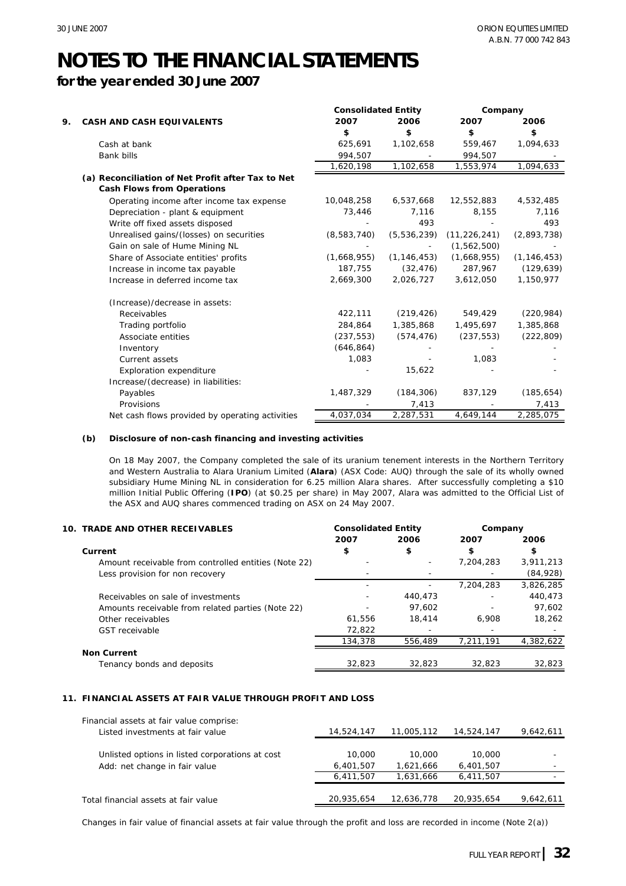# NOTES TO THE FINANCIAL STATEMENTS

## for the year ended 30 June 2007

| 9. CASH AND CASH EQUIVALENTS | Consolidated Entity 2007 $ | Consolidated Entity 2006 $ | Company 2007 $ | Company 2006 $ |
|---|---|---|---|---|
| Cash at bank | 625,691 | 1,102,658 | 559,467 | 1,094,633 |
| Bank bills | 994,507 | - | 994,507 | - |
| | 1,620,198 | 1,102,658 | 1,553,974 | 1,094,633 |
| **(a) Reconciliation of Net Profit after Tax to Net Cash Flows from Operations** | | | | |
| Operating income after income tax expense | 10,048,258 | 6,537,668 | 12,552,883 | 4,532,485 |
| Depreciation - plant & equipment | 73,446 | 7,116 | 8,155 | 7,116 |
| Write off fixed assets disposed | - | 493 | - | 493 |
| Unrealised gains/(losses) on securities | (8,583,740) | (5,536,239) | (11,226,241) | (2,893,738) |
| Gain on sale of Hume Mining NL | - | - | (1,562,500) | - |
| Share of Associate entities' profits | (1,668,955) | (1,146,453) | (1,668,955) | (1,146,453) |
| Increase in income tax payable | 187,755 | (32,476) | 287,967 | (129,639) |
| Increase in deferred income tax | 2,669,300 | 2,026,727 | 3,612,050 | 1,150,977 |
| (Increase)/decrease in assets: | | | | |
| Receivables | 422,111 | (219,426) | 549,429 | (220,984) |
| Trading portfolio | 284,864 | 1,385,868 | 1,495,697 | 1,385,868 |
| Associate entities | (237,553) | (574,476) | (237,553) | (222,809) |
| Inventory | (646,864) | - | - | - |
| Current assets | 1,083 | - | 1,083 | - |
| Exploration expenditure | - | 15,622 | - | - |
| Increase/(decrease) in liabilities: | | | | |
| Payables | 1,487,329 | (184,306) | 837,129 | (185,654) |
| Provisions | - | 7,413 | - | 7,413 |
| Net cash flows provided by operating activities | 4,037,034 | 2,287,531 | 4,649,144 | 2,285,075 |

**(b) Disclosure of non-cash financing and investing activities**

On 18 May 2007, the Company completed the sale of its uranium tenement interests in the Northern Territory and Western Australia to Alara Uranium Limited (**Alara**) (ASX Code: AUQ) through the sale of its wholly owned subsidiary Hume Mining NL in consideration for 6.25 million Alara shares. After successfully completing a $10 million Initial Public Offering (**IPO**) (at $0.25 per share) in May 2007, Alara was admitted to the Official List of the ASX and AUQ shares commenced trading on ASX on 24 May 2007.

| 10. TRADE AND OTHER RECEIVABLES | Consolidated Entity 2007 $ | Consolidated Entity 2006 $ | Company 2007 $ | Company 2006 $ |
|---|---|---|---|---|
| **Current** | | | | |
| Amount receivable from controlled entities (Note 22) | - | - | 7,204,283 | 3,911,213 |
| Less provision for non recovery | - | - | - | (84,928) |
| | - | - | 7,204,283 | 3,826,285 |
| Receivables on sale of investments | - | 440,473 | - | 440,473 |
| Amounts receivable from related parties (Note 22) | - | 97,602 | - | 97,602 |
| Other receivables | 61,556 | 18,414 | 6,908 | 18,262 |
| GST receivable | 72,822 | - | - | - |
| | 134,378 | 556,489 | 7,211,191 | 4,382,622 |
| **Non Current** | | | | |
| Tenancy bonds and deposits | 32,823 | 32,823 | 32,823 | 32,823 |

**11. FINANCIAL ASSETS AT FAIR VALUE THROUGH PROFIT AND LOSS**

| | Consolidated Entity 2007 $ | Consolidated Entity 2006 $ | Company 2007 $ | Company 2006 $ |
|---|---|---|---|---|
| Financial assets at fair value comprise: | | | | |
| Listed investments at fair value | 14,524,147 | 11,005,112 | 14,524,147 | 9,642,611 |
| Unlisted options in listed corporations at cost | 10,000 | 10,000 | 10,000 | - |
| Add: net change in fair value | 6,401,507 | 1,621,666 | 6,401,507 | - |
| | 6,411,507 | 1,631,666 | 6,411,507 | - |
| Total financial assets at fair value | 20,935,654 | 12,636,778 | 20,935,654 | 9,642,611 |

Changes in fair value of financial assets at fair value through the profit and loss are recorded in income (Note 2(a))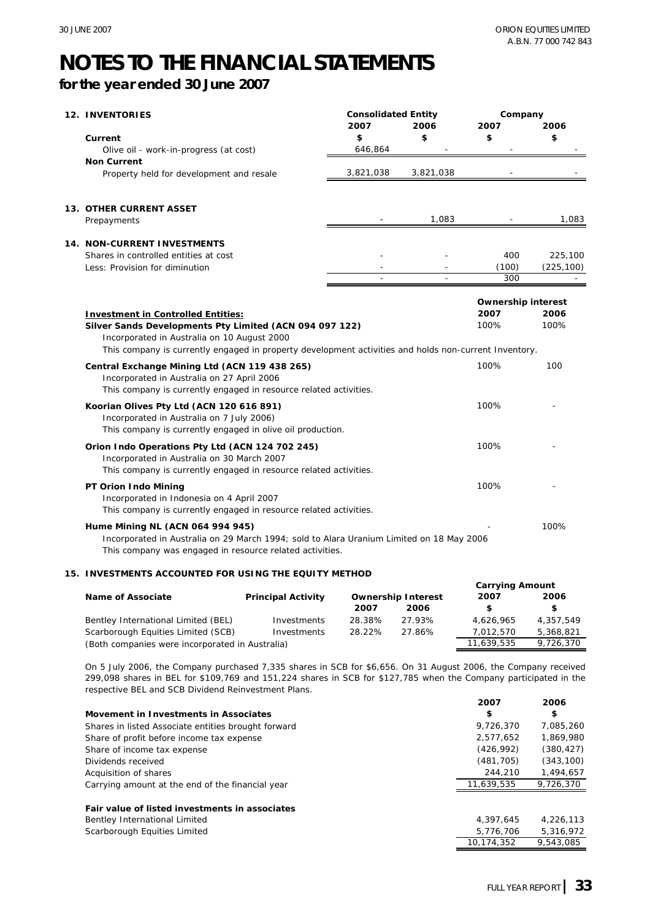# NOTES TO THE FINANCIAL STATEMENTS

## for the year ended 30 June 2007

### 12. INVENTORIES

| | Consolidated Entity | | Company | |
|---|---|---|---|---|
| | 2007 | 2006 | 2007 | 2006 |
| **Current** | $ | $ | $ | $ |
| Olive oil - work-in-progress (at cost) | 646,864 | - | - | - |
| **Non Current** | | | | |
| Property held for development and resale | 3,821,038 | 3,821,038 | - | - |

### 13. OTHER CURRENT ASSET

| | Consolidated Entity 2007 | Consolidated Entity 2006 | Company 2007 | Company 2006 |
|---|---|---|---|---|
| Prepayments | - | 1,083 | - | 1,083 |

### 14. NON-CURRENT INVESTMENTS

| | Consolidated Entity 2007 | Consolidated Entity 2006 | Company 2007 | Company 2006 |
|---|---|---|---|---|
| Shares in controlled entities at cost | - | - | 400 | 225,100 |
| Less: Provision for diminution | - | - | (100) | (225,100) |
| | - | - | 300 | - |

| **Investment in Controlled Entities:** | Ownership interest 2007 | Ownership interest 2006 |
|---|---|---|
| **Silver Sands Developments Pty Limited (ACN 094 097 122)**<br>Incorporated in Australia on 10 August 2000<br>This company is currently engaged in property development activities and holds non-current Inventory. | 100% | 100% |
| **Central Exchange Mining Ltd (ACN 119 438 265)**<br>Incorporated in Australia on 27 April 2006<br>This company is currently engaged in resource related activities. | 100% | 100 |
| **Koorian Olives Pty Ltd (ACN 120 616 891)**<br>Incorporated in Australia on 7 July 2006)<br>This company is currently engaged in olive oil production. | 100% | - |
| **Orion Indo Operations Pty Ltd (ACN 124 702 245)**<br>Incorporated in Australia on 30 March 2007<br>This company is currently engaged in resource related activities. | 100% | - |
| **PT Orion Indo Mining**<br>Incorporated in Indonesia on 4 April 2007<br>This company is currently engaged in resource related activities. | 100% | - |
| **Hume Mining NL (ACN 064 994 945)**<br>Incorporated in Australia on 29 March 1994; sold to Alara Uranium Limited on 18 May 2006<br>This company was engaged in resource related activities. | - | 100% |

### 15. INVESTMENTS ACCOUNTED FOR USING THE EQUITY METHOD

| Name of Associate | Principal Activity | Ownership Interest 2007 | Ownership Interest 2006 | Carrying Amount 2007 $ | Carrying Amount 2006 $ |
|---|---|---|---|---|---|
| Bentley International Limited (BEL) | Investments | 28.38% | 27.93% | 4,626,965 | 4,357,549 |
| Scarborough Equities Limited (SCB) | Investments | 28.22% | 27.86% | 7,012,570 | 5,368,821 |
| (Both companies were incorporated in Australia) | | | | 11,639,535 | 9,726,370 |

On 5 July 2006, the Company purchased 7,335 shares in SCB for $6,656. On 31 August 2006, the Company received 299,098 shares in BEL for $109,769 and 151,224 shares in SCB for $127,785 when the Company participated in the respective BEL and SCB Dividend Reinvestment Plans.

| **Movement in Investments in Associates** | 2007 $ | 2006 $ |
|---|---|---|
| Shares in listed Associate entities brought forward | 9,726,370 | 7,085,260 |
| Share of profit before income tax expense | 2,577,652 | 1,869,980 |
| Share of income tax expense | (426,992) | (380,427) |
| Dividends received | (481,705) | (343,100) |
| Acquisition of shares | 244,210 | 1,494,657 |
| Carrying amount at the end of the financial year | 11,639,535 | 9,726,370 |
| | | |
| **Fair value of listed investments in associates** | | |
| Bentley International Limited | 4,397,645 | 4,226,113 |
| Scarborough Equities Limited | 5,776,706 | 5,316,972 |
| | 10,174,352 | 9,543,085 |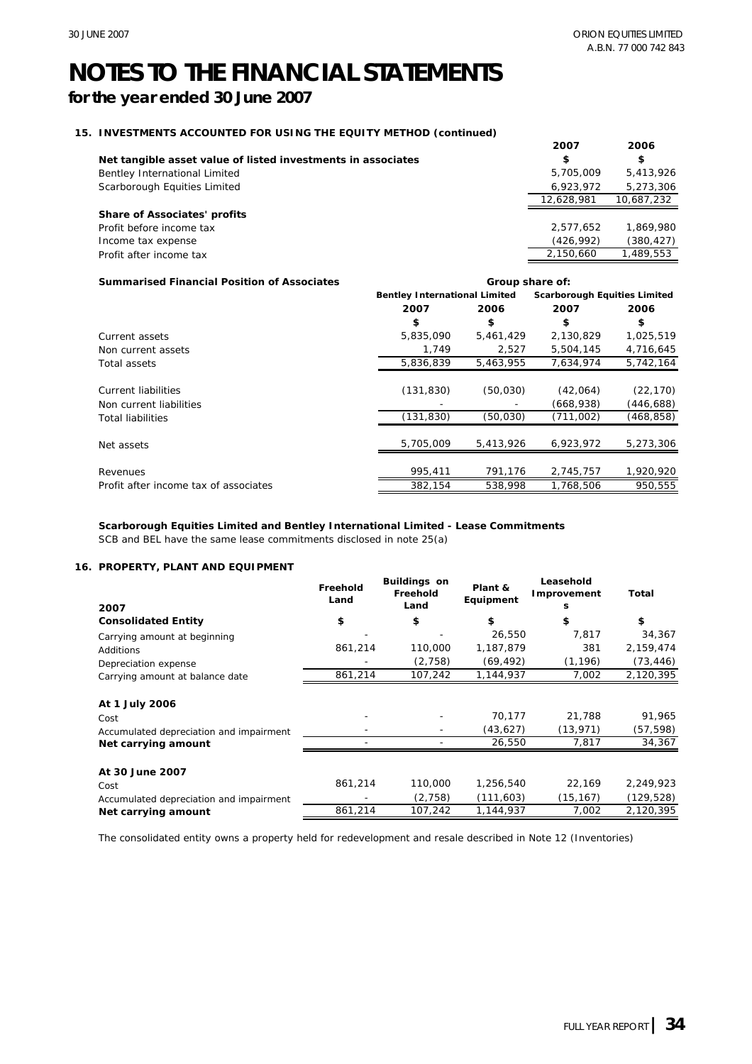# NOTES TO THE FINANCIAL STATEMENTS

## for the year ended 30 June 2007

### 15. INVESTMENTS ACCOUNTED FOR USING THE EQUITY METHOD (continued)

| | 2007 | 2006 |
|---|---|---|
| **Net tangible asset value of listed investments in associates** | **$** | **$** |
| Bentley International Limited | 5,705,009 | 5,413,926 |
| Scarborough Equities Limited | 6,923,972 | 5,273,306 |
| | 12,628,981 | 10,687,232 |
| **Share of Associates' profits** | | |
| Profit before income tax | 2,577,652 | 1,869,980 |
| Income tax expense | (426,992) | (380,427) |
| Profit after income tax | 2,150,660 | 1,489,553 |

| **Summarised Financial Position of Associates** | **Group share of:** | | | |
|---|---|---|---|---|
| | **Bentley International Limited** | | **Scarborough Equities Limited** | |
| | **2007** | **2006** | **2007** | **2006** |
| | **$** | **$** | **$** | **$** |
| Current assets | 5,835,090 | 5,461,429 | 2,130,829 | 1,025,519 |
| Non current assets | 1,749 | 2,527 | 5,504,145 | 4,716,645 |
| Total assets | 5,836,839 | 5,463,955 | 7,634,974 | 5,742,164 |
| Current liabilities | (131,830) | (50,030) | (42,064) | (22,170) |
| Non current liabilities | - | - | (668,938) | (446,688) |
| Total liabilities | (131,830) | (50,030) | (711,002) | (468,858) |
| Net assets | 5,705,009 | 5,413,926 | 6,923,972 | 5,273,306 |
| Revenues | 995,411 | 791,176 | 2,745,757 | 1,920,920 |
| Profit after income tax of associates | 382,154 | 538,998 | 1,768,506 | 950,555 |

**Scarborough Equities Limited and Bentley International Limited - Lease Commitments**

SCB and BEL have the same lease commitments disclosed in note 25(a)

### 16. PROPERTY, PLANT AND EQUIPMENT

| 2007 | Freehold Land | Buildings on Freehold Land | Plant & Equipment | Leasehold Improvements | Total |
|---|---|---|---|---|---|
| **Consolidated Entity** | **$** | **$** | **$** | **$** | **$** |
| Carrying amount at beginning | - | - | 26,550 | 7,817 | 34,367 |
| Additions | 861,214 | 110,000 | 1,187,879 | 381 | 2,159,474 |
| Depreciation expense | - | (2,758) | (69,492) | (1,196) | (73,446) |
| Carrying amount at balance date | 861,214 | 107,242 | 1,144,937 | 7,002 | 2,120,395 |
| **At 1 July 2006** | | | | | |
| Cost | - | - | 70,177 | 21,788 | 91,965 |
| Accumulated depreciation and impairment | - | - | (43,627) | (13,971) | (57,598) |
| **Net carrying amount** | - | - | 26,550 | 7,817 | 34,367 |
| **At 30 June 2007** | | | | | |
| Cost | 861,214 | 110,000 | 1,256,540 | 22,169 | 2,249,923 |
| Accumulated depreciation and impairment | - | (2,758) | (111,603) | (15,167) | (129,528) |
| **Net carrying amount** | 861,214 | 107,242 | 1,144,937 | 7,002 | 2,120,395 |

The consolidated entity owns a property held for redevelopment and resale described in Note 12 (Inventories)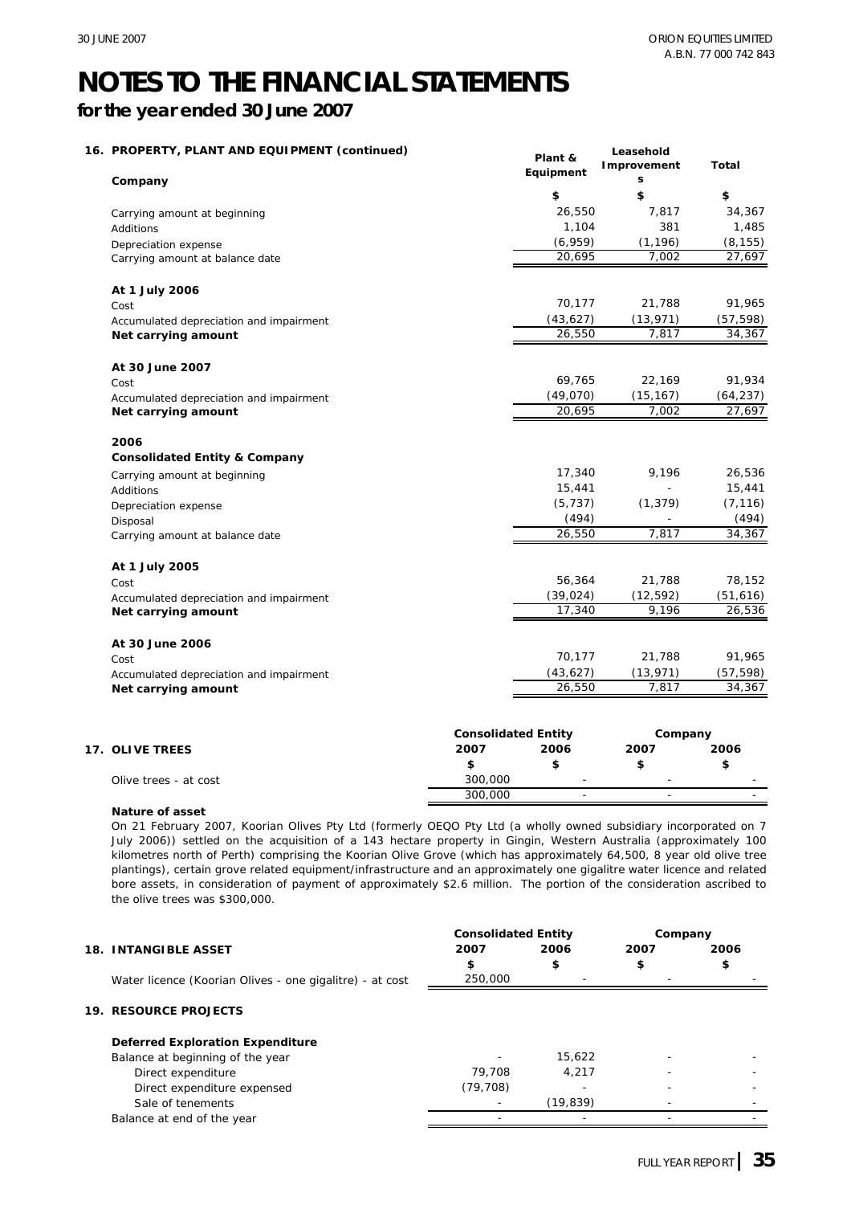# NOTES TO THE FINANCIAL STATEMENTS

## for the year ended 30 June 2007

### 16. PROPERTY, PLANT AND EQUIPMENT (continued)

| Company | Plant & Equipment | Leasehold Improvements | Total |
|---|---|---|---|
| | $ | $ | $ |
| Carrying amount at beginning | 26,550 | 7,817 | 34,367 |
| Additions | 1,104 | 381 | 1,485 |
| Depreciation expense | (6,959) | (1,196) | (8,155) |
| Carrying amount at balance date | 20,695 | 7,002 | 27,697 |
| **At 1 July 2006** | | | |
| Cost | 70,177 | 21,788 | 91,965 |
| Accumulated depreciation and impairment | (43,627) | (13,971) | (57,598) |
| **Net carrying amount** | 26,550 | 7,817 | 34,367 |
| **At 30 June 2007** | | | |
| Cost | 69,765 | 22,169 | 91,934 |
| Accumulated depreciation and impairment | (49,070) | (15,167) | (64,237) |
| **Net carrying amount** | 20,695 | 7,002 | 27,697 |
| **2006** | | | |
| **Consolidated Entity & Company** | | | |
| Carrying amount at beginning | 17,340 | 9,196 | 26,536 |
| Additions | 15,441 | - | 15,441 |
| Depreciation expense | (5,737) | (1,379) | (7,116) |
| Disposal | (494) | - | (494) |
| Carrying amount at balance date | 26,550 | 7,817 | 34,367 |
| **At 1 July 2005** | | | |
| Cost | 56,364 | 21,788 | 78,152 |
| Accumulated depreciation and impairment | (39,024) | (12,592) | (51,616) |
| **Net carrying amount** | 17,340 | 9,196 | 26,536 |
| **At 30 June 2006** | | | |
| Cost | 70,177 | 21,788 | 91,965 |
| Accumulated depreciation and impairment | (43,627) | (13,971) | (57,598) |
| **Net carrying amount** | 26,550 | 7,817 | 34,367 |

### 17. OLIVE TREES

| | Consolidated Entity | | Company | |
|---|---|---|---|---|
| | 2007 | 2006 | 2007 | 2006 |
| | $ | $ | $ | $ |
| Olive trees - at cost | 300,000 | - | - | - |
| | 300,000 | - | - | - |

**Nature of asset**

On 21 February 2007, Koorian Olives Pty Ltd (formerly OEQO Pty Ltd (a wholly owned subsidiary incorporated on 7 July 2006)) settled on the acquisition of a 143 hectare property in Gingin, Western Australia (approximately 100 kilometres north of Perth) comprising the Koorian Olive Grove (which has approximately 64,500, 8 year old olive tree plantings), certain grove related equipment/infrastructure and an approximately one gigalitre water licence and related bore assets, in consideration of payment of approximately $2.6 million. The portion of the consideration ascribed to the olive trees was $300,000.

### 18. INTANGIBLE ASSET

| | Consolidated Entity | | Company | |
|---|---|---|---|---|
| | 2007 | 2006 | 2007 | 2006 |
| | $ | $ | $ | $ |
| Water licence (Koorian Olives - one gigalitre) - at cost | 250,000 | - | - | - |

### 19. RESOURCE PROJECTS

| | Consolidated Entity | | Company | |
|---|---|---|---|---|
| | 2007 | 2006 | 2007 | 2006 |
| **Deferred Exploration Expenditure** | | | | |
| Balance at beginning of the year | - | 15,622 | - | - |
| Direct expenditure | 79,708 | 4,217 | - | - |
| Direct expenditure expensed | (79,708) | - | - | - |
| Sale of tenements | - | (19,839) | - | - |
| Balance at end of the year | - | - | - | - |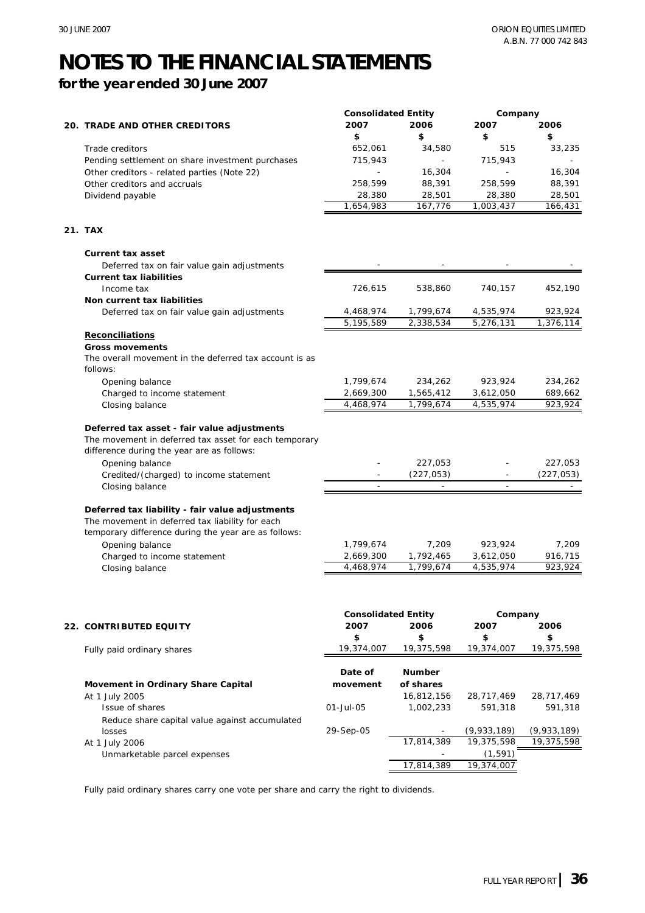# NOTES TO THE FINANCIAL STATEMENTS

## for the year ended 30 June 2007

| | Consolidated Entity | | Company | |
|---|---|---|---|---|
| **20. TRADE AND OTHER CREDITORS** | **2007** | **2006** | **2007** | **2006** |
| | **$** | **$** | **$** | **$** |
| Trade creditors | 652,061 | 34,580 | 515 | 33,235 |
| Pending settlement on share investment purchases | 715,943 | - | 715,943 | - |
| Other creditors - related parties (Note 22) | - | 16,304 | - | 16,304 |
| Other creditors and accruals | 258,599 | 88,391 | 258,599 | 88,391 |
| Dividend payable | 28,380 | 28,501 | 28,380 | 28,501 |
| | 1,654,983 | 167,776 | 1,003,437 | 166,431 |

**21. TAX**

| | Consolidated Entity 2007 | Consolidated Entity 2006 | Company 2007 | Company 2006 |
|---|---|---|---|---|
| **Current tax asset** | | | | |
| Deferred tax on fair value gain adjustments | - | - | - | - |
| **Current tax liabilities** | | | | |
| Income tax | 726,615 | 538,860 | 740,157 | 452,190 |
| **Non current tax liabilities** | | | | |
| Deferred tax on fair value gain adjustments | 4,468,974 | 1,799,674 | 4,535,974 | 923,924 |
| | 5,195,589 | 2,338,534 | 5,276,131 | 1,376,114 |
| **Reconciliations** | | | | |
| **Gross movements** | | | | |
| The overall movement in the deferred tax account is as follows: | | | | |
| Opening balance | 1,799,674 | 234,262 | 923,924 | 234,262 |
| Charged to income statement | 2,669,300 | 1,565,412 | 3,612,050 | 689,662 |
| Closing balance | 4,468,974 | 1,799,674 | 4,535,974 | 923,924 |
| ***Deferred tax asset - fair value adjustments*** | | | | |
| The movement in deferred tax asset for each temporary difference during the year are as follows: | | | | |
| Opening balance | - | 227,053 | - | 227,053 |
| Credited/(charged) to income statement | - | (227,053) | - | (227,053) |
| Closing balance | - | - | - | - |
| ***Deferred tax liability - fair value adjustments*** | | | | |
| The movement in deferred tax liability for each temporary difference during the year are as follows: | | | | |
| Opening balance | 1,799,674 | 7,209 | 923,924 | 7,209 |
| Charged to income statement | 2,669,300 | 1,792,465 | 3,612,050 | 916,715 |
| Closing balance | 4,468,974 | 1,799,674 | 4,535,974 | 923,924 |

| | Consolidated Entity | | Company | |
|---|---|---|---|---|
| **22. CONTRIBUTED EQUITY** | **2007** | **2006** | **2007** | **2006** |
| | **$** | **$** | **$** | **$** |
| Fully paid ordinary shares | 19,374,007 | 19,375,598 | 19,374,007 | 19,375,598 |

| **Movement in Ordinary Share Capital** | **Date of movement** | **Number of shares** | | |
|---|---|---|---|---|
| At 1 July 2005 | | 16,812,156 | 28,717,469 | 28,717,469 |
| Issue of shares | 01-Jul-05 | 1,002,233 | 591,318 | 591,318 |
| Reduce share capital value against accumulated losses | 29-Sep-05 | - | (9,933,189) | (9,933,189) |
| At 1 July 2006 | | 17,814,389 | 19,375,598 | 19,375,598 |
| Unmarketable parcel expenses | | - | (1,591) | |
| | | 17,814,389 | 19,374,007 | |

Fully paid ordinary shares carry one vote per share and carry the right to dividends.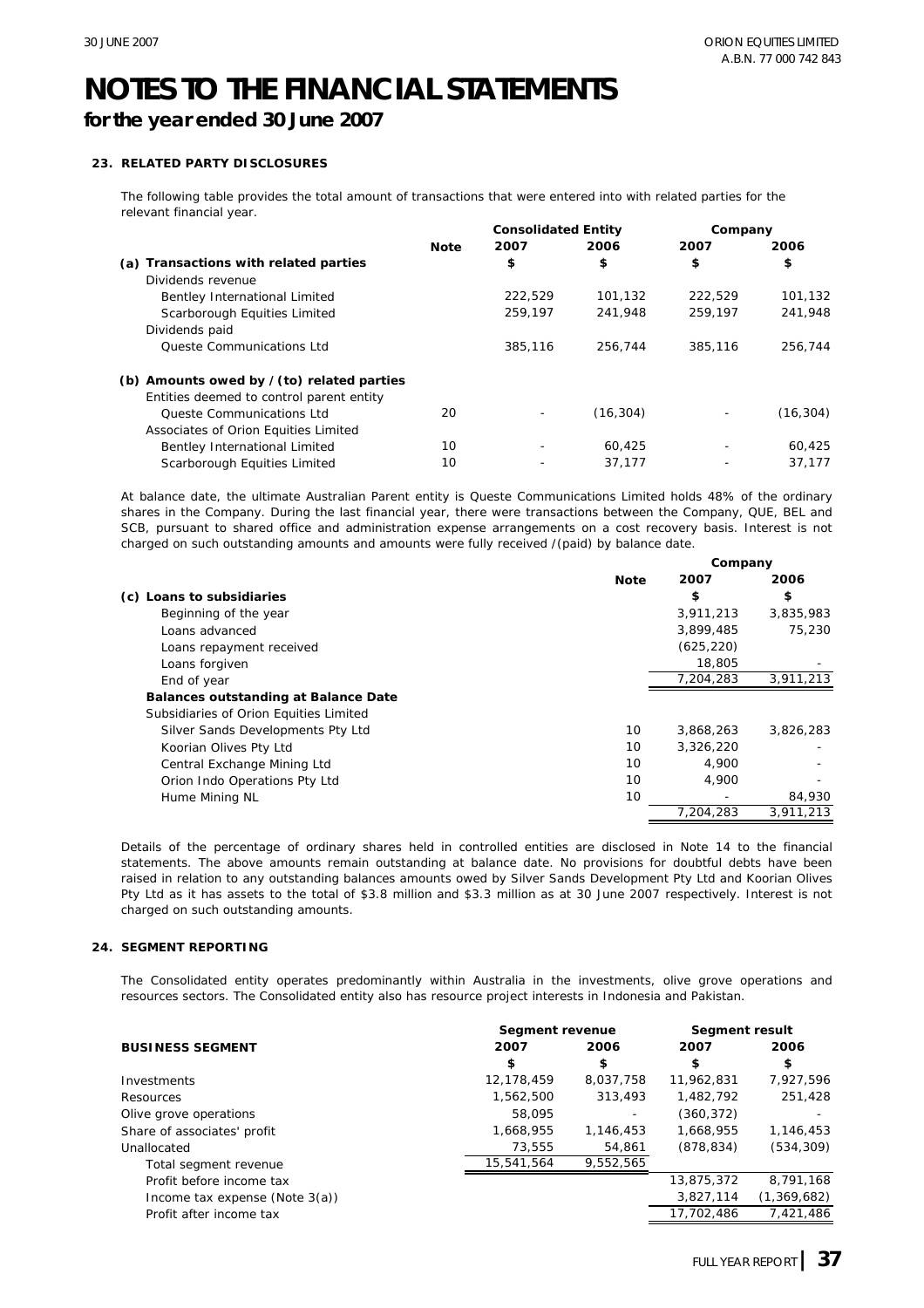# NOTES TO THE FINANCIAL STATEMENTS

## for the year ended 30 June 2007

### 23. RELATED PARTY DISCLOSURES

The following table provides the total amount of transactions that were entered into with related parties for the relevant financial year.

| | Note | Consolidated Entity 2007 | Consolidated Entity 2006 | Company 2007 | Company 2006 |
|---|---|---|---|---|---|
| | | $ | $ | $ | $ |
| **(a) Transactions with related parties** | | | | | |
| Dividends revenue | | | | | |
| Bentley International Limited | | 222,529 | 101,132 | 222,529 | 101,132 |
| Scarborough Equities Limited | | 259,197 | 241,948 | 259,197 | 241,948 |
| Dividends paid | | | | | |
| Queste Communications Ltd | | 385,116 | 256,744 | 385,116 | 256,744 |
| **(b) Amounts owed by / (to) related parties** | | | | | |
| Entities deemed to control parent entity | | | | | |
| Queste Communications Ltd | 20 | - | (16,304) | - | (16,304) |
| Associates of Orion Equities Limited | | | | | |
| Bentley International Limited | 10 | - | 60,425 | - | 60,425 |
| Scarborough Equities Limited | 10 | - | 37,177 | - | 37,177 |

At balance date, the ultimate Australian Parent entity is Queste Communications Limited holds 48% of the ordinary shares in the Company. During the last financial year, there were transactions between the Company, QUE, BEL and SCB, pursuant to shared office and administration expense arrangements on a cost recovery basis. Interest is not charged on such outstanding amounts and amounts were fully received /(paid) by balance date.

| | Note | Company 2007 | Company 2006 |
|---|---|---|---|
| | | $ | $ |
| **(c) Loans to subsidiaries** | | | |
| Beginning of the year | | 3,911,213 | 3,835,983 |
| Loans advanced | | 3,899,485 | 75,230 |
| Loans repayment received | | (625,220) | |
| Loans forgiven | | 18,805 | - |
| End of year | | 7,204,283 | 3,911,213 |
| **Balances outstanding at Balance Date** | | | |
| Subsidiaries of Orion Equities Limited | | | |
| Silver Sands Developments Pty Ltd | 10 | 3,868,263 | 3,826,283 |
| Koorian Olives Pty Ltd | 10 | 3,326,220 | - |
| Central Exchange Mining Ltd | 10 | 4,900 | - |
| Orion Indo Operations Pty Ltd | 10 | 4,900 | - |
| Hume Mining NL | 10 | - | 84,930 |
| | | 7,204,283 | 3,911,213 |

Details of the percentage of ordinary shares held in controlled entities are disclosed in Note 14 to the financial statements. The above amounts remain outstanding at balance date. No provisions for doubtful debts have been raised in relation to any outstanding balances amounts owed by Silver Sands Development Pty Ltd and Koorian Olives Pty Ltd as it has assets to the total of $3.8 million and $3.3 million as at 30 June 2007 respectively. Interest is not charged on such outstanding amounts.

### 24. SEGMENT REPORTING

The Consolidated entity operates predominantly within Australia in the investments, olive grove operations and resources sectors. The Consolidated entity also has resource project interests in Indonesia and Pakistan.

| BUSINESS SEGMENT | Segment revenue 2007 | Segment revenue 2006 | Segment result 2007 | Segment result 2006 |
|---|---|---|---|---|
| | $ | $ | $ | $ |
| Investments | 12,178,459 | 8,037,758 | 11,962,831 | 7,927,596 |
| Resources | 1,562,500 | 313,493 | 1,482,792 | 251,428 |
| Olive grove operations | 58,095 | - | (360,372) | - |
| Share of associates' profit | 1,668,955 | 1,146,453 | 1,668,955 | 1,146,453 |
| Unallocated | 73,555 | 54,861 | (878,834) | (534,309) |
| Total segment revenue | 15,541,564 | 9,552,565 | | |
| Profit before income tax | | | 13,875,372 | 8,791,168 |
| Income tax expense (Note 3(a)) | | | 3,827,114 | (1,369,682) |
| Profit after income tax | | | 17,702,486 | 7,421,486 |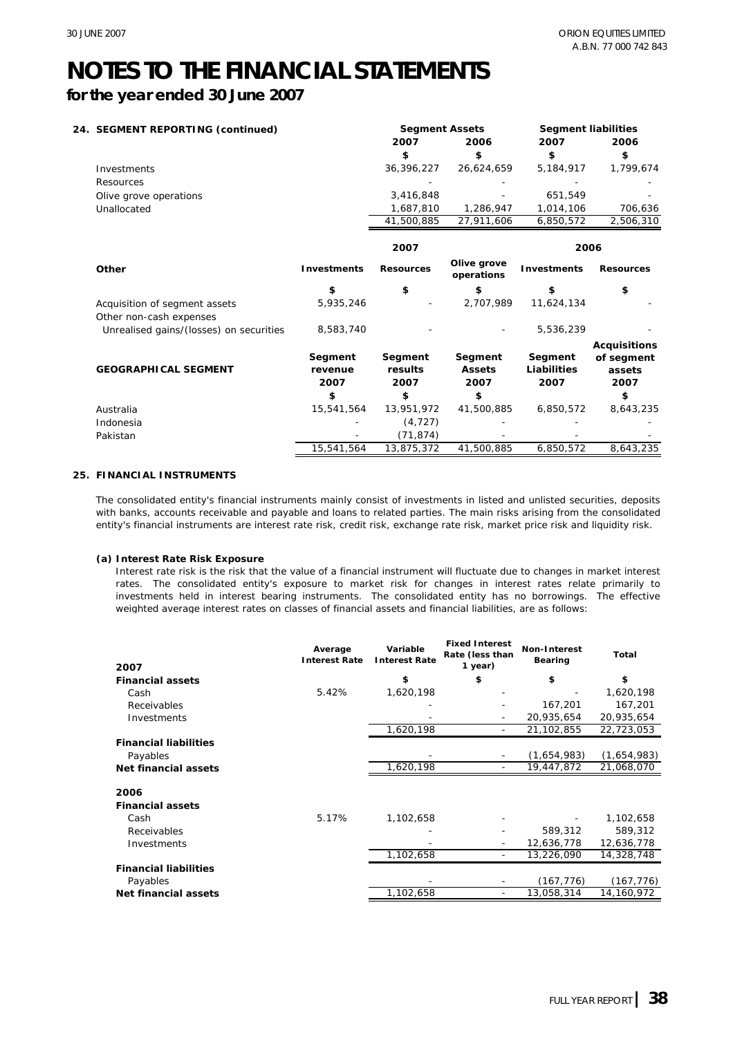# NOTES TO THE FINANCIAL STATEMENTS

## for the year ended 30 June 2007

### 24. SEGMENT REPORTING (continued)

| | Segment Assets | | Segment liabilities | |
|---|---|---|---|---|
| | 2007 | 2006 | 2007 | 2006 |
| | $ | $ | $ | $ |
| Investments | 36,396,227 | 26,624,659 | 5,184,917 | 1,799,674 |
| Resources | - | - | - | - |
| Olive grove operations | 3,416,848 | - | 651,549 | - |
| Unallocated | 1,687,810 | 1,286,947 | 1,014,106 | 706,636 |
| | 41,500,885 | 27,911,606 | 6,850,572 | 2,506,310 |

| | 2007 | | | 2006 | |
|---|---|---|---|---|---|
| **Other** | **Investments** | **Resources** | **Olive grove operations** | **Investments** | **Resources** |
| | $ | $ | $ | $ | $ |
| Acquisition of segment assets | 5,935,246 | - | 2,707,989 | 11,624,134 | - |
| Other non-cash expenses | | | | | |
| Unrealised gains/(losses) on securities | 8,583,740 | - | - | 5,536,239 | - |

| GEOGRAPHICAL SEGMENT | Segment revenue 2007 | Segment results 2007 | Segment Assets 2007 | Segment Liabilities 2007 | Acquisitions of segment assets 2007 |
|---|---|---|---|---|---|
| | $ | $ | $ | $ | $ |
| Australia | 15,541,564 | 13,951,972 | 41,500,885 | 6,850,572 | 8,643,235 |
| Indonesia | - | (4,727) | - | - | - |
| Pakistan | - | (71,874) | - | - | - |
| | 15,541,564 | 13,875,372 | 41,500,885 | 6,850,572 | 8,643,235 |

### 25. FINANCIAL INSTRUMENTS

The consolidated entity's financial instruments mainly consist of investments in listed and unlisted securities, deposits with banks, accounts receivable and payable and loans to related parties. The main risks arising from the consolidated entity's financial instruments are interest rate risk, credit risk, exchange rate risk, market price risk and liquidity risk.

#### (a) Interest Rate Risk Exposure

Interest rate risk is the risk that the value of a financial instrument will fluctuate due to changes in market interest rates. The consolidated entity's exposure to market risk for changes in interest rates relate primarily to investments held in interest bearing instruments. The consolidated entity has no borrowings. The effective weighted average interest rates on classes of financial assets and financial liabilities, are as follows:

| 2007 | Average Interest Rate | Variable Interest Rate | Fixed Interest Rate (less than 1 year) | Non-Interest Bearing | Total |
|---|---|---|---|---|---|
| **Financial assets** | | $ | $ | $ | $ |
| Cash | 5.42% | 1,620,198 | - | - | 1,620,198 |
| Receivables | | - | - | 167,201 | 167,201 |
| Investments | | - | - | 20,935,654 | 20,935,654 |
| | | 1,620,198 | - | 21,102,855 | 22,723,053 |
| **Financial liabilities** | | | | | |
| Payables | | - | - | (1,654,983) | (1,654,983) |
| **Net financial assets** | | 1,620,198 | - | 19,447,872 | 21,068,070 |
| **2006** | | | | | |
| **Financial assets** | | | | | |
| Cash | 5.17% | 1,102,658 | - | - | 1,102,658 |
| Receivables | | - | - | 589,312 | 589,312 |
| Investments | | - | - | 12,636,778 | 12,636,778 |
| | | 1,102,658 | - | 13,226,090 | 14,328,748 |
| **Financial liabilities** | | | | | |
| Payables | | - | - | (167,776) | (167,776) |
| **Net financial assets** | | 1,102,658 | - | 13,058,314 | 14,160,972 |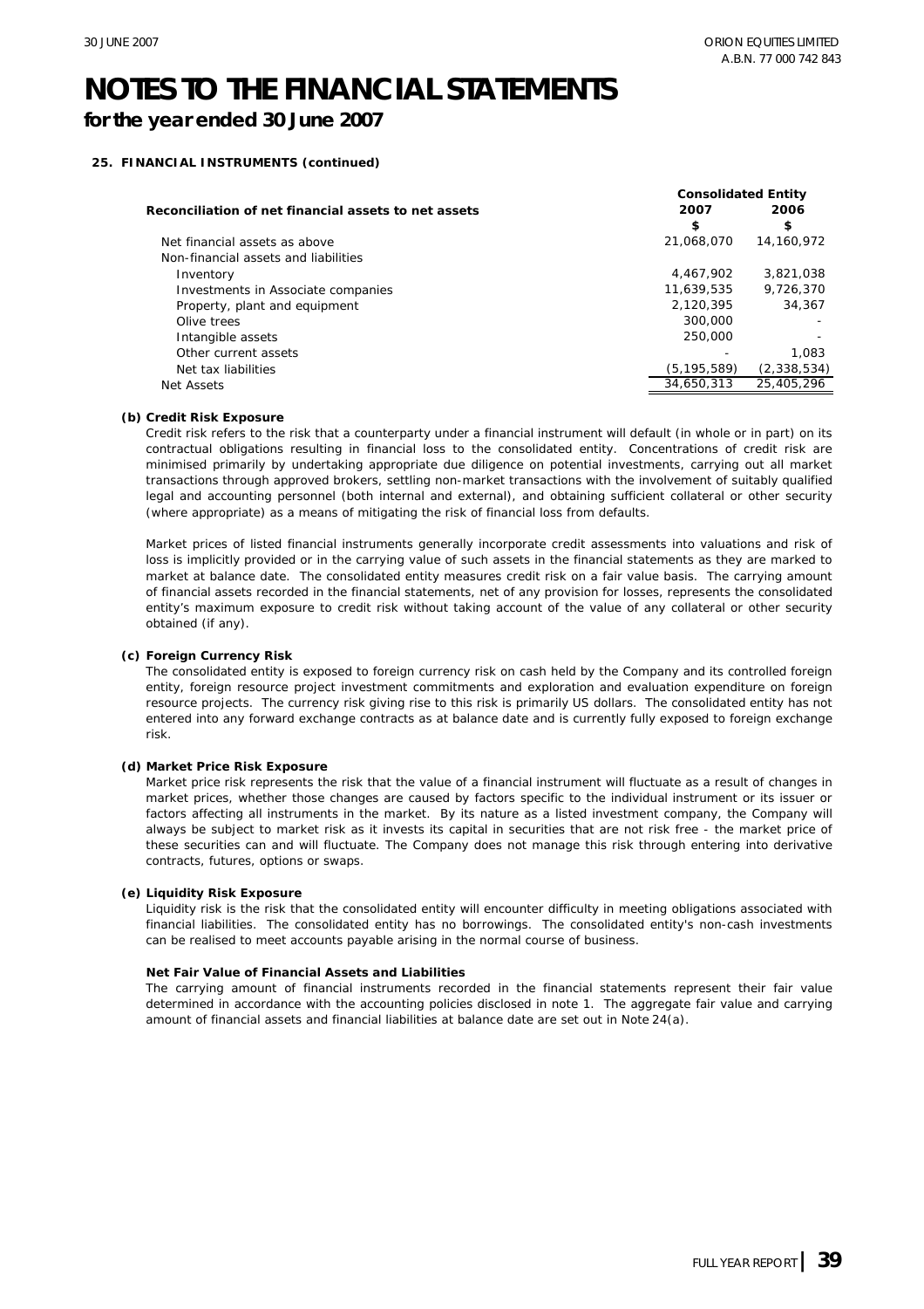# NOTES TO THE FINANCIAL STATEMENTS

***for the year ended 30 June 2007***

**25. FINANCIAL INSTRUMENTS (continued)**

| **Reconciliation of net financial assets to net assets** | **Consolidated Entity** | |
|---|---|---|
| | **2007** | **2006** |
| | **$** | **$** |
| Net financial assets as above | 21,068,070 | 14,160,972 |
| Non-financial assets and liabilities | | |
| Inventory | 4,467,902 | 3,821,038 |
| Investments in Associate companies | 11,639,535 | 9,726,370 |
| Property, plant and equipment | 2,120,395 | 34,367 |
| Olive trees | 300,000 | - |
| Intangible assets | 250,000 | - |
| Other current assets | - | 1,083 |
| Net tax liabilities | (5,195,589) | (2,338,534) |
| Net Assets | 34,650,313 | 25,405,296 |

**(b) Credit Risk Exposure**

Credit risk refers to the risk that a counterparty under a financial instrument will default (in whole or in part) on its contractual obligations resulting in financial loss to the consolidated entity. Concentrations of credit risk are minimised primarily by undertaking appropriate due diligence on potential investments, carrying out all market transactions through approved brokers, settling non-market transactions with the involvement of suitably qualified legal and accounting personnel (both internal and external), and obtaining sufficient collateral or other security (where appropriate) as a means of mitigating the risk of financial loss from defaults.

Market prices of listed financial instruments generally incorporate credit assessments into valuations and risk of loss is implicitly provided or in the carrying value of such assets in the financial statements as they are marked to market at balance date. The consolidated entity measures credit risk on a fair value basis. The carrying amount of financial assets recorded in the financial statements, net of any provision for losses, represents the consolidated entity's maximum exposure to credit risk without taking account of the value of any collateral or other security obtained (if any).

**(c) Foreign Currency Risk**

The consolidated entity is exposed to foreign currency risk on cash held by the Company and its controlled foreign entity, foreign resource project investment commitments and exploration and evaluation expenditure on foreign resource projects. The currency risk giving rise to this risk is primarily US dollars. The consolidated entity has not entered into any forward exchange contracts as at balance date and is currently fully exposed to foreign exchange risk.

**(d) Market Price Risk Exposure**

Market price risk represents the risk that the value of a financial instrument will fluctuate as a result of changes in market prices, whether those changes are caused by factors specific to the individual instrument or its issuer or factors affecting all instruments in the market. By its nature as a listed investment company, the Company will always be subject to market risk as it invests its capital in securities that are not risk free - the market price of these securities can and will fluctuate. The Company does not manage this risk through entering into derivative contracts, futures, options or swaps.

**(e) Liquidity Risk Exposure**

Liquidity risk is the risk that the consolidated entity will encounter difficulty in meeting obligations associated with financial liabilities. The consolidated entity has no borrowings. The consolidated entity's non-cash investments can be realised to meet accounts payable arising in the normal course of business.

**Net Fair Value of Financial Assets and Liabilities**

The carrying amount of financial instruments recorded in the financial statements represent their fair value determined in accordance with the accounting policies disclosed in note 1. The aggregate fair value and carrying amount of financial assets and financial liabilities at balance date are set out in Note 24(a).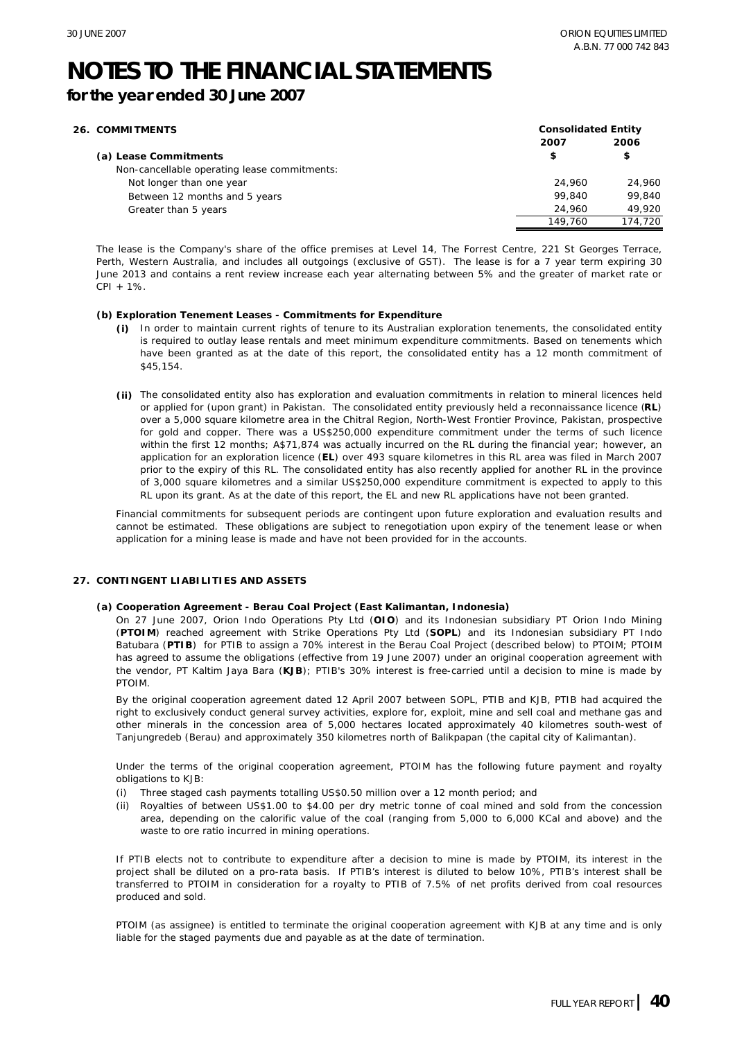# NOTES TO THE FINANCIAL STATEMENTS

## for the year ended 30 June 2007

### 26. COMMITMENTS

| | Consolidated Entity | |
|---|---|---|
| | 2007 | 2006 |
| **(a) Lease Commitments** | $ | $ |
| Non-cancellable operating lease commitments: | | |
| Not longer than one year | 24,960 | 24,960 |
| Between 12 months and 5 years | 99,840 | 99,840 |
| Greater than 5 years | 24,960 | 49,920 |
| | 149,760 | 174,720 |

The lease is the Company's share of the office premises at Level 14, The Forrest Centre, 221 St Georges Terrace, Perth, Western Australia, and includes all outgoings (exclusive of GST). The lease is for a 7 year term expiring 30 June 2013 and contains a rent review increase each year alternating between 5% and the greater of market rate or CPI + 1%.

**(b) Exploration Tenement Leases - Commitments for Expenditure**

**(i)** In order to maintain current rights of tenure to its Australian exploration tenements, the consolidated entity is required to outlay lease rentals and meet minimum expenditure commitments. Based on tenements which have been granted as at the date of this report, the consolidated entity has a 12 month commitment of $45,154.

**(ii)** The consolidated entity also has exploration and evaluation commitments in relation to mineral licences held or applied for (upon grant) in Pakistan. The consolidated entity previously held a reconnaissance licence (**RL**) over a 5,000 square kilometre area in the Chitral Region, North-West Frontier Province, Pakistan, prospective for gold and copper. There was a US$250,000 expenditure commitment under the terms of such licence within the first 12 months; A$71,874 was actually incurred on the RL during the financial year; however, an application for an exploration licence (**EL**) over 493 square kilometres in this RL area was filed in March 2007 prior to the expiry of this RL. The consolidated entity has also recently applied for another RL in the province of 3,000 square kilometres and a similar US$250,000 expenditure commitment is expected to apply to this RL upon its grant. As at the date of this report, the EL and new RL applications have not been granted.

Financial commitments for subsequent periods are contingent upon future exploration and evaluation results and cannot be estimated. These obligations are subject to renegotiation upon expiry of the tenement lease or when application for a mining lease is made and have not been provided for in the accounts.

### 27. CONTINGENT LIABILITIES AND ASSETS

**(a) Cooperation Agreement - Berau Coal Project (East Kalimantan, Indonesia)**

On 27 June 2007, Orion Indo Operations Pty Ltd (**OIO**) and its Indonesian subsidiary PT Orion Indo Mining (**PTOIM**) reached agreement with Strike Operations Pty Ltd (**SOPL**) and its Indonesian subsidiary PT Indo Batubara (**PTIB**) for PTIB to assign a 70% interest in the Berau Coal Project (described below) to PTOIM; PTOIM has agreed to assume the obligations (effective from 19 June 2007) under an original cooperation agreement with the vendor, PT Kaltim Jaya Bara (**KJB**); PTIB's 30% interest is free-carried until a decision to mine is made by PTOIM.

By the original cooperation agreement dated 12 April 2007 between SOPL, PTIB and KJB, PTIB had acquired the right to exclusively conduct general survey activities, explore for, exploit, mine and sell coal and methane gas and other minerals in the concession area of 5,000 hectares located approximately 40 kilometres south-west of Tanjungredeb (Berau) and approximately 350 kilometres north of Balikpapan (the capital city of Kalimantan).

Under the terms of the original cooperation agreement, PTOIM has the following future payment and royalty obligations to KJB:

(i) Three staged cash payments totalling US$0.50 million over a 12 month period; and
(ii) Royalties of between US$1.00 to $4.00 per dry metric tonne of coal mined and sold from the concession area, depending on the calorific value of the coal (ranging from 5,000 to 6,000 KCal and above) and the waste to ore ratio incurred in mining operations.

If PTIB elects not to contribute to expenditure after a decision to mine is made by PTOIM, its interest in the project shall be diluted on a pro-rata basis. If PTIB's interest is diluted to below 10%, PTIB's interest shall be transferred to PTOIM in consideration for a royalty to PTIB of 7.5% of net profits derived from coal resources produced and sold.

PTOIM (as assignee) is entitled to terminate the original cooperation agreement with KJB at any time and is only liable for the staged payments due and payable as at the date of termination.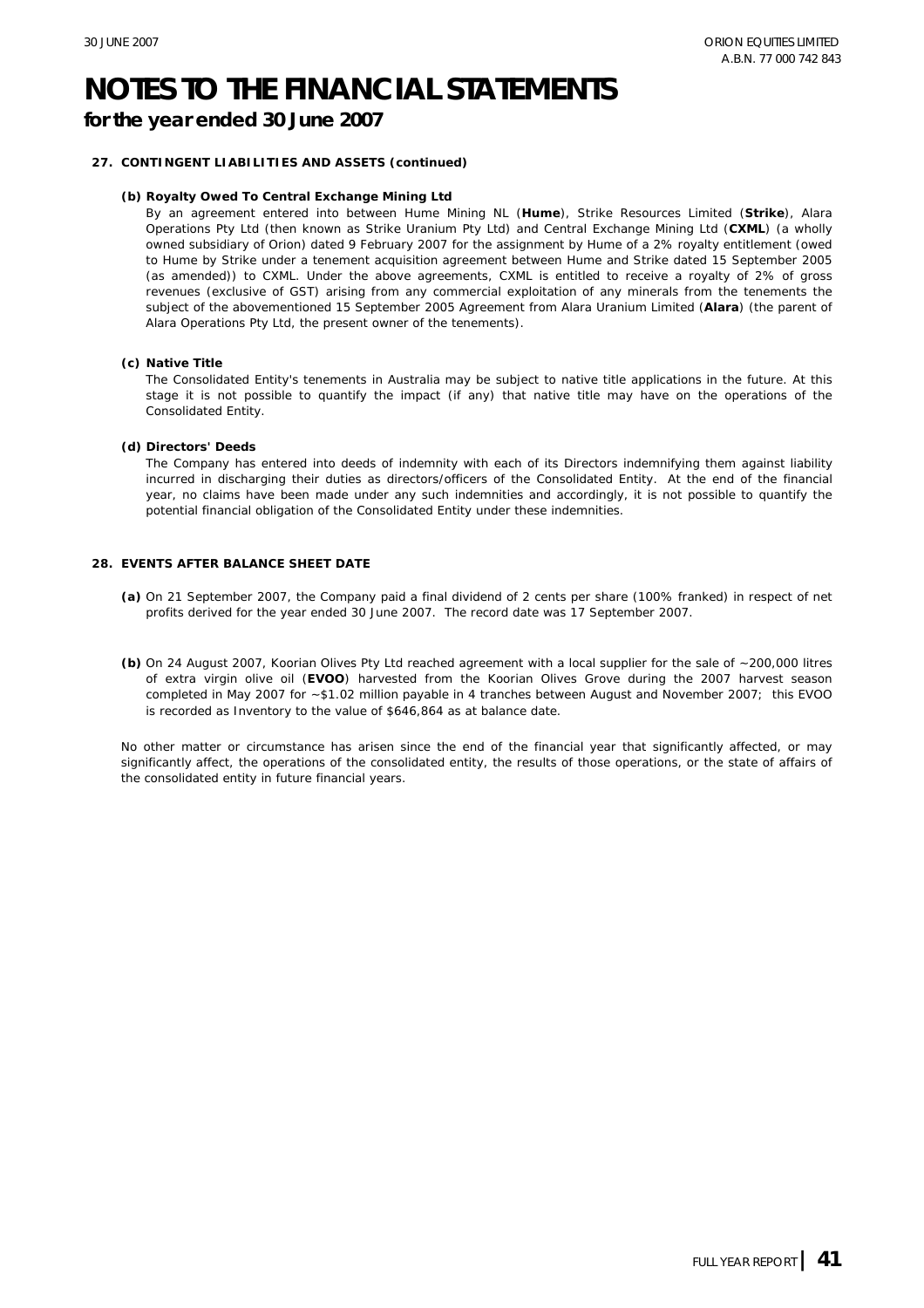# NOTES TO THE FINANCIAL STATEMENTS

## for the year ended 30 June 2007

### 27. CONTINGENT LIABILITIES AND ASSETS (continued)

**(b) Royalty Owed To Central Exchange Mining Ltd**

By an agreement entered into between Hume Mining NL (**Hume**), Strike Resources Limited (**Strike**), Alara Operations Pty Ltd (then known as Strike Uranium Pty Ltd) and Central Exchange Mining Ltd (**CXML**) (a wholly owned subsidiary of Orion) dated 9 February 2007 for the assignment by Hume of a 2% royalty entitlement (owed to Hume by Strike under a tenement acquisition agreement between Hume and Strike dated 15 September 2005 (as amended)) to CXML. Under the above agreements, CXML is entitled to receive a royalty of 2% of gross revenues (exclusive of GST) arising from any commercial exploitation of any minerals from the tenements the subject of the abovementioned 15 September 2005 Agreement from Alara Uranium Limited (**Alara**) (the parent of Alara Operations Pty Ltd, the present owner of the tenements).

**(c) Native Title**

The Consolidated Entity's tenements in Australia may be subject to native title applications in the future. At this stage it is not possible to quantify the impact (if any) that native title may have on the operations of the Consolidated Entity.

**(d) Directors' Deeds**

The Company has entered into deeds of indemnity with each of its Directors indemnifying them against liability incurred in discharging their duties as directors/officers of the Consolidated Entity. At the end of the financial year, no claims have been made under any such indemnities and accordingly, it is not possible to quantify the potential financial obligation of the Consolidated Entity under these indemnities.

### 28. EVENTS AFTER BALANCE SHEET DATE

**(a)** On 21 September 2007, the Company paid a final dividend of 2 cents per share (100% franked) in respect of net profits derived for the year ended 30 June 2007. The record date was 17 September 2007.

**(b)** On 24 August 2007, Koorian Olives Pty Ltd reached agreement with a local supplier for the sale of ~200,000 litres of extra virgin olive oil (**EVOO**) harvested from the Koorian Olives Grove during the 2007 harvest season completed in May 2007 for ~$1.02 million payable in 4 tranches between August and November 2007; this EVOO is recorded as Inventory to the value of $646,864 as at balance date.

No other matter or circumstance has arisen since the end of the financial year that significantly affected, or may significantly affect, the operations of the consolidated entity, the results of those operations, or the state of affairs of the consolidated entity in future financial years.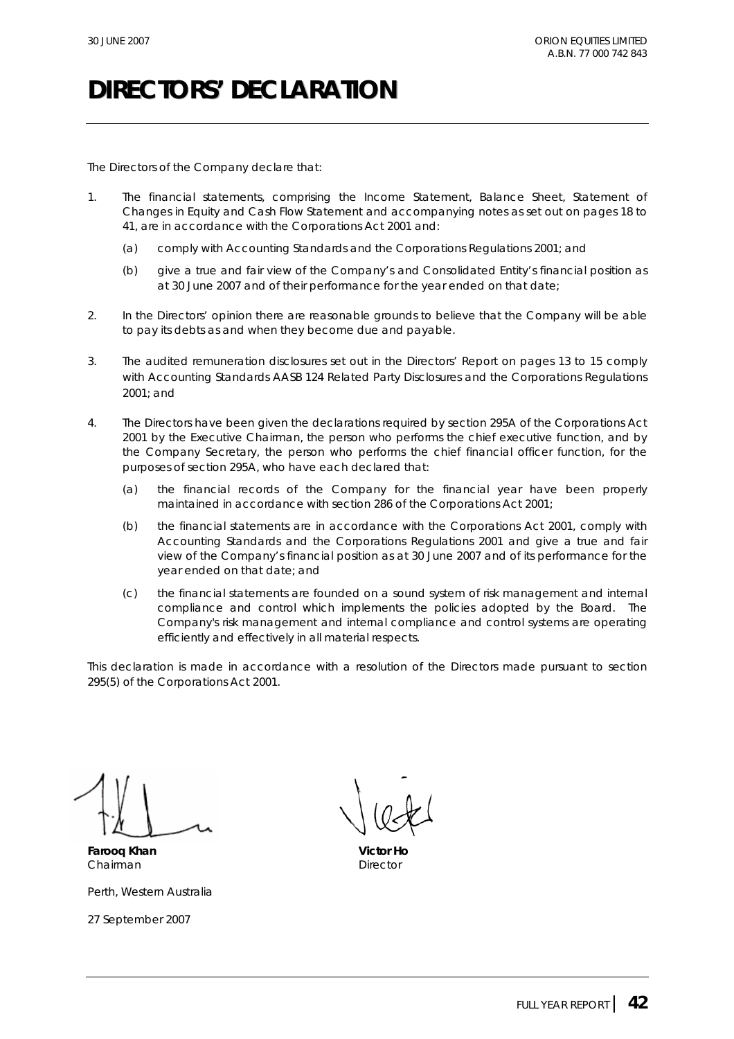# DIRECTORS' DECLARATION

The Directors of the Company declare that:

1. The financial statements, comprising the Income Statement, Balance Sheet, Statement of Changes in Equity and Cash Flow Statement and accompanying notes as set out on pages 18 to 41, are in accordance with the Corporations Act 2001 and:

   (a) comply with Accounting Standards and the Corporations Regulations 2001; and

   (b) give a true and fair view of the Company's and Consolidated Entity's financial position as at 30 June 2007 and of their performance for the year ended on that date;

2. In the Directors' opinion there are reasonable grounds to believe that the Company will be able to pay its debts as and when they become due and payable.

3. The audited remuneration disclosures set out in the Directors' Report on pages 13 to 15 comply with Accounting Standards AASB 124 Related Party Disclosures and the Corporations Regulations 2001; and

4. The Directors have been given the declarations required by section 295A of the Corporations Act 2001 by the Executive Chairman, the person who performs the chief executive function, and by the Company Secretary, the person who performs the chief financial officer function, for the purposes of section 295A, who have each declared that:

   (a) the financial records of the Company for the financial year have been properly maintained in accordance with section 286 of the Corporations Act 2001;

   (b) the financial statements are in accordance with the Corporations Act 2001, comply with Accounting Standards and the Corporations Regulations 2001 and give a true and fair view of the Company's financial position as at 30 June 2007 and of its performance for the year ended on that date; and

   (c) the financial statements are founded on a sound system of risk management and internal compliance and control which implements the policies adopted by the Board. The Company's risk management and internal compliance and control systems are operating efficiently and effectively in all material respects.

This declaration is made in accordance with a resolution of the Directors made pursuant to section 295(5) of the Corporations Act 2001.

**Farooq Khan**
Chairman

**Victor Ho**
Director

Perth, Western Australia

27 September 2007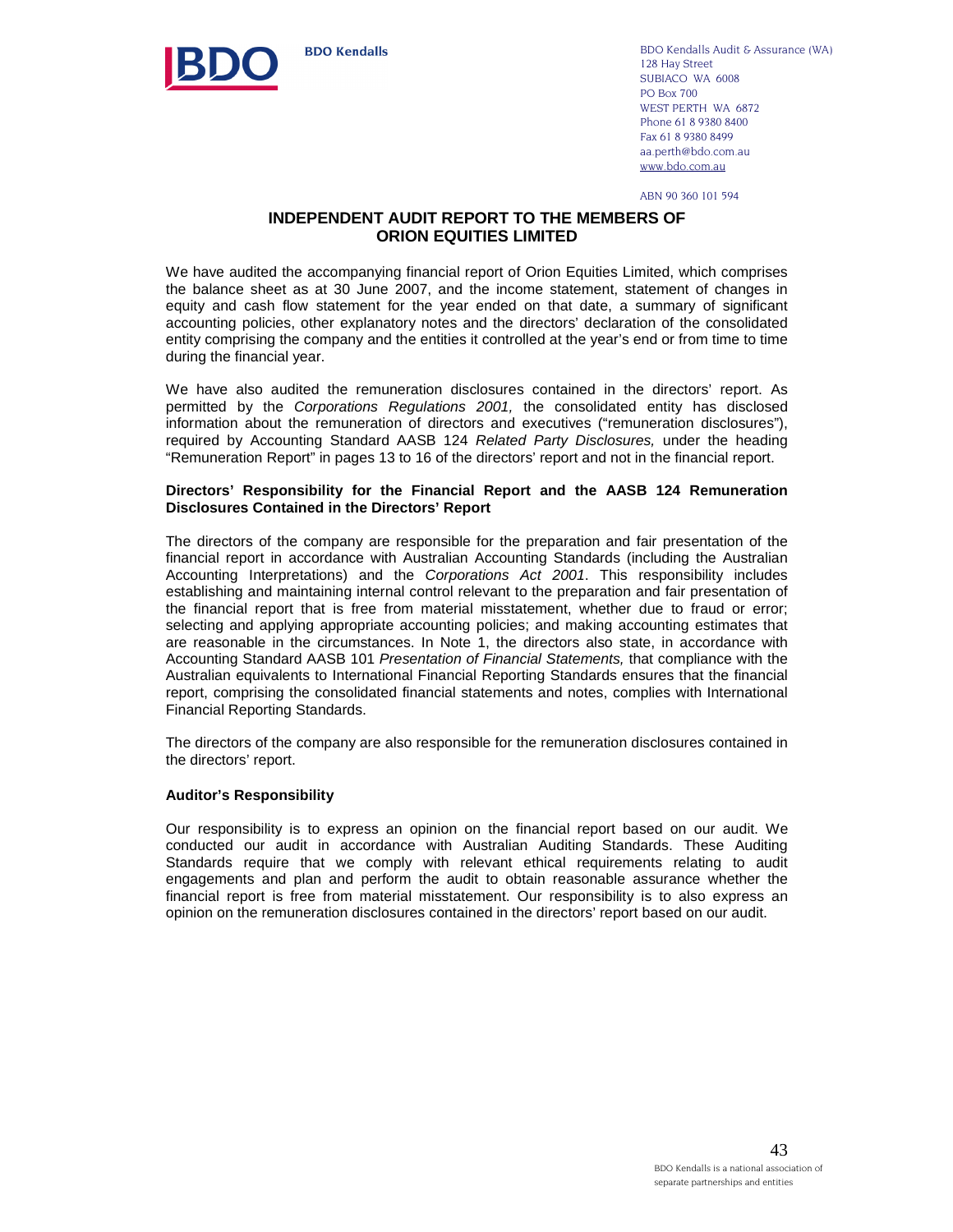BDO Kendalls

BDO Kendalls Audit & Assurance (WA)
128 Hay Street
SUBIACO WA 6008
PO Box 700
WEST PERTH WA 6872
Phone 61 8 9380 8400
Fax 61 8 9380 8499
aa.perth@bdo.com.au
www.bdo.com.au

ABN 90 360 101 594

# INDEPENDENT AUDIT REPORT TO THE MEMBERS OF ORION EQUITIES LIMITED

We have audited the accompanying financial report of Orion Equities Limited, which comprises the balance sheet as at 30 June 2007, and the income statement, statement of changes in equity and cash flow statement for the year ended on that date, a summary of significant accounting policies, other explanatory notes and the directors' declaration of the consolidated entity comprising the company and the entities it controlled at the year's end or from time to time during the financial year.

We have also audited the remuneration disclosures contained in the directors' report. As permitted by the *Corporations Regulations 2001,* the consolidated entity has disclosed information about the remuneration of directors and executives ("remuneration disclosures"), required by Accounting Standard AASB 124 *Related Party Disclosures,* under the heading "Remuneration Report" in pages 13 to 16 of the directors' report and not in the financial report.

### Directors' Responsibility for the Financial Report and the AASB 124 Remuneration Disclosures Contained in the Directors' Report

The directors of the company are responsible for the preparation and fair presentation of the financial report in accordance with Australian Accounting Standards (including the Australian Accounting Interpretations) and the *Corporations Act 2001*. This responsibility includes establishing and maintaining internal control relevant to the preparation and fair presentation of the financial report that is free from material misstatement, whether due to fraud or error; selecting and applying appropriate accounting policies; and making accounting estimates that are reasonable in the circumstances. In Note 1, the directors also state, in accordance with Accounting Standard AASB 101 *Presentation of Financial Statements,* that compliance with the Australian equivalents to International Financial Reporting Standards ensures that the financial report, comprising the consolidated financial statements and notes, complies with International Financial Reporting Standards.

The directors of the company are also responsible for the remuneration disclosures contained in the directors' report.

### Auditor's Responsibility

Our responsibility is to express an opinion on the financial report based on our audit. We conducted our audit in accordance with Australian Auditing Standards. These Auditing Standards require that we comply with relevant ethical requirements relating to audit engagements and plan and perform the audit to obtain reasonable assurance whether the financial report is free from material misstatement. Our responsibility is to also express an opinion on the remuneration disclosures contained in the directors' report based on our audit.

BDO Kendalls is a national association of separate partnerships and entities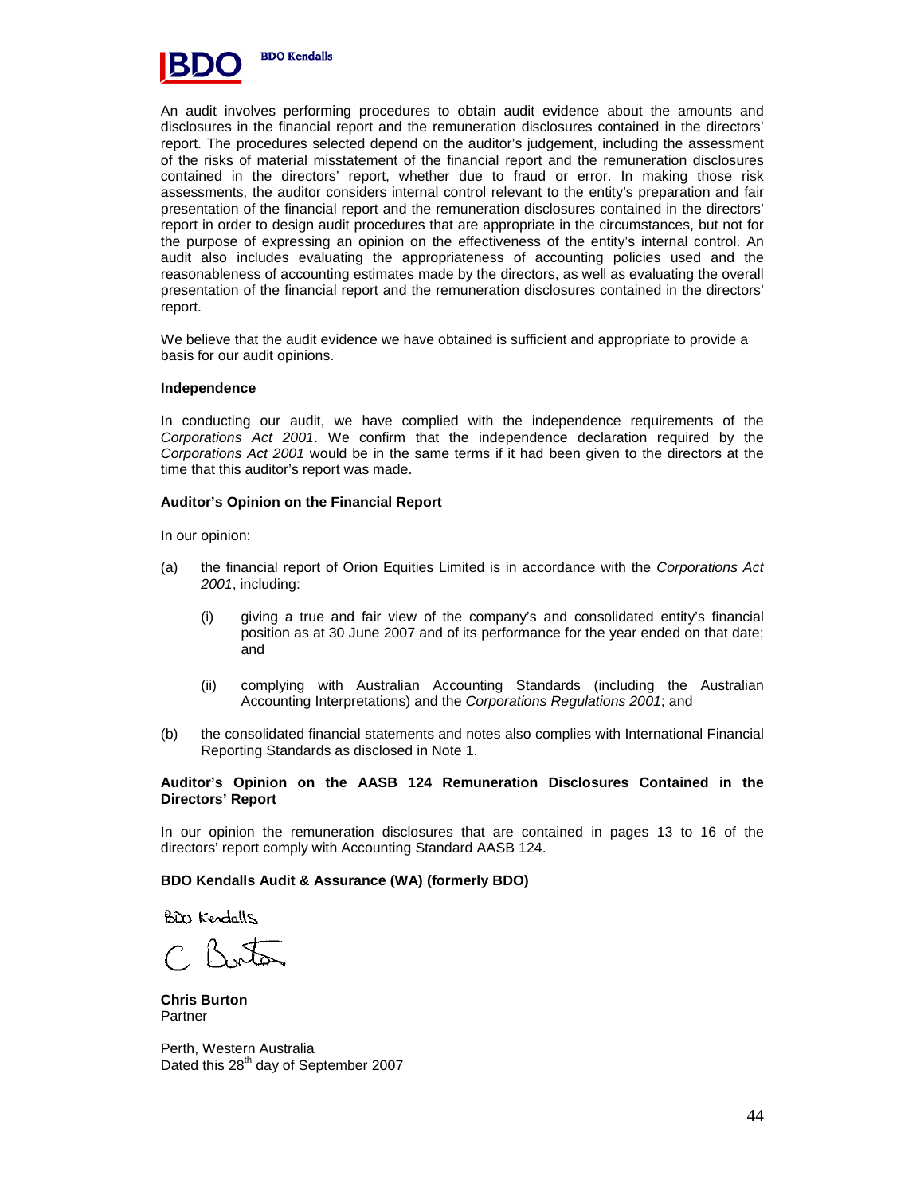An audit involves performing procedures to obtain audit evidence about the amounts and disclosures in the financial report and the remuneration disclosures contained in the directors' report. The procedures selected depend on the auditor's judgement, including the assessment of the risks of material misstatement of the financial report and the remuneration disclosures contained in the directors' report, whether due to fraud or error. In making those risk assessments, the auditor considers internal control relevant to the entity's preparation and fair presentation of the financial report and the remuneration disclosures contained in the directors' report in order to design audit procedures that are appropriate in the circumstances, but not for the purpose of expressing an opinion on the effectiveness of the entity's internal control. An audit also includes evaluating the appropriateness of accounting policies used and the reasonableness of accounting estimates made by the directors, as well as evaluating the overall presentation of the financial report and the remuneration disclosures contained in the directors' report.

We believe that the audit evidence we have obtained is sufficient and appropriate to provide a basis for our audit opinions.

**Independence**

In conducting our audit, we have complied with the independence requirements of the *Corporations Act 2001*. We confirm that the independence declaration required by the *Corporations Act 2001* would be in the same terms if it had been given to the directors at the time that this auditor's report was made.

**Auditor's Opinion on the Financial Report**

In our opinion:

(a) the financial report of Orion Equities Limited is in accordance with the *Corporations Act 2001*, including:

  (i) giving a true and fair view of the company's and consolidated entity's financial position as at 30 June 2007 and of its performance for the year ended on that date; and

  (ii) complying with Australian Accounting Standards (including the Australian Accounting Interpretations) and the *Corporations Regulations 2001*; and

(b) the consolidated financial statements and notes also complies with International Financial Reporting Standards as disclosed in Note 1.

**Auditor's Opinion on the AASB 124 Remuneration Disclosures Contained in the Directors' Report**

In our opinion the remuneration disclosures that are contained in pages 13 to 16 of the directors' report comply with Accounting Standard AASB 124.

**BDO Kendalls Audit & Assurance (WA) (formerly BDO)**

BDO Kendalls

C Burton

**Chris Burton**
Partner

Perth, Western Australia
Dated this 28th day of September 2007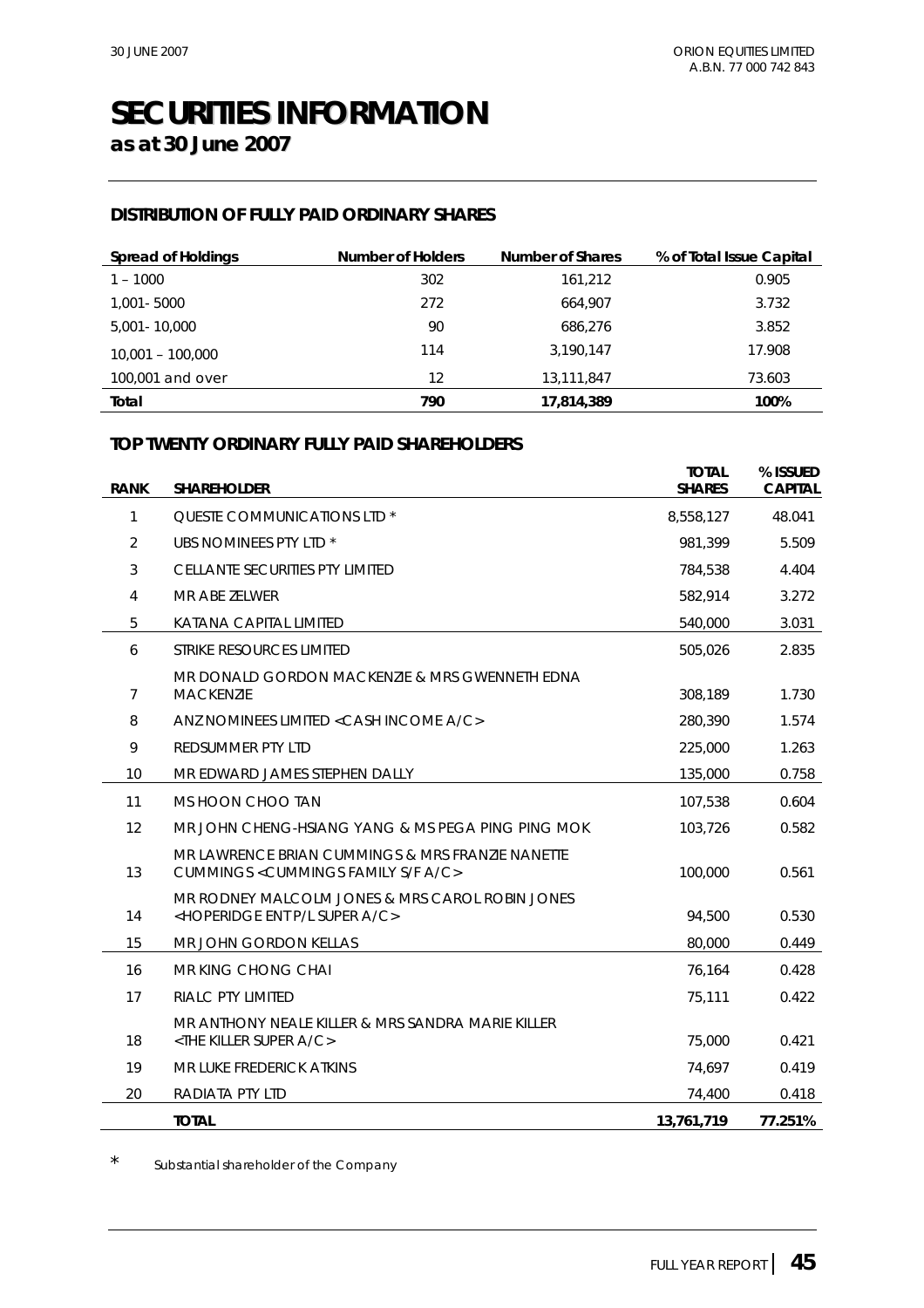# SECURITIES INFORMATION

**as at 30 June 2007**

### DISTRIBUTION OF FULLY PAID ORDINARY SHARES

| Spread of Holdings | Number of Holders | Number of Shares | % of Total Issue Capital |
|---|---|---|---|
| 1 – 1000 | 302 | 161,212 | 0.905 |
| 1,001- 5000 | 272 | 664,907 | 3.732 |
| 5,001- 10,000 | 90 | 686,276 | 3.852 |
| 10,001 – 100,000 | 114 | 3,190,147 | 17.908 |
| 100,001 and over | 12 | 13,111,847 | 73.603 |
| **Total** | **790** | **17,814,389** | **100%** |

### TOP TWENTY ORDINARY FULLY PAID SHAREHOLDERS

| RANK | SHAREHOLDER | TOTAL SHARES | % ISSUED CAPITAL |
|---|---|---|---|
| 1 | QUESTE COMMUNICATIONS LTD * | 8,558,127 | 48.041 |
| 2 | UBS NOMINEES PTY LTD * | 981,399 | 5.509 |
| 3 | CELLANTE SECURITIES PTY LIMITED | 784,538 | 4.404 |
| 4 | MR ABE ZELWER | 582,914 | 3.272 |
| 5 | KATANA CAPITAL LIMITED | 540,000 | 3.031 |
| 6 | STRIKE RESOURCES LIMITED | 505,026 | 2.835 |
| 7 | MR DONALD GORDON MACKENZIE & MRS GWENNETH EDNA MACKENZIE | 308,189 | 1.730 |
| 8 | ANZ NOMINEES LIMITED <CASH INCOME A/C> | 280,390 | 1.574 |
| 9 | REDSUMMER PTY LTD | 225,000 | 1.263 |
| 10 | MR EDWARD JAMES STEPHEN DALLY | 135,000 | 0.758 |
| 11 | MS HOON CHOO TAN | 107,538 | 0.604 |
| 12 | MR JOHN CHENG-HSIANG YANG & MS PEGA PING PING MOK | 103,726 | 0.582 |
| 13 | MR LAWRENCE BRIAN CUMMINGS & MRS FRANZIE NANETTE CUMMINGS <CUMMINGS FAMILY S/F A/C> | 100,000 | 0.561 |
| 14 | MR RODNEY MALCOLM JONES & MRS CAROL ROBIN JONES <HOPERIDGE ENT P/L SUPER A/C> | 94,500 | 0.530 |
| 15 | MR JOHN GORDON KELLAS | 80,000 | 0.449 |
| 16 | MR KING CHONG CHAI | 76,164 | 0.428 |
| 17 | RIALC PTY LIMITED | 75,111 | 0.422 |
| 18 | MR ANTHONY NEALE KILLER & MRS SANDRA MARIE KILLER <THE KILLER SUPER A/C> | 75,000 | 0.421 |
| 19 | MR LUKE FREDERICK ATKINS | 74,697 | 0.419 |
| 20 | RADIATA PTY LTD | 74,400 | 0.418 |
| | **TOTAL** | **13,761,719** | **77.251%** |

\* *Substantial shareholder of the Company*